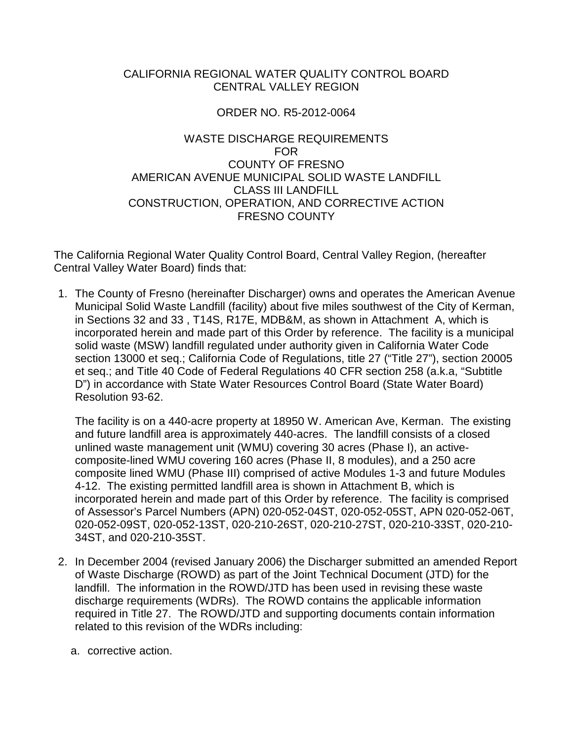CALIFORNIA REGIONAL WATER QUALITY CONTROL BOARD
CENTRAL VALLEY REGION

ORDER NO. R5-2012-0064

WASTE DISCHARGE REQUIREMENTS
FOR
COUNTY OF FRESNO
AMERICAN AVENUE MUNICIPAL SOLID WASTE LANDFILL
CLASS III LANDFILL
CONSTRUCTION, OPERATION, AND CORRECTIVE ACTION
FRESNO COUNTY

The California Regional Water Quality Control Board, Central Valley Region, (hereafter Central Valley Water Board) finds that:

1. The County of Fresno (hereinafter Discharger) owns and operates the American Avenue Municipal Solid Waste Landfill (facility) about five miles southwest of the City of Kerman, in Sections 32 and 33 , T14S, R17E, MDB&M, as shown in Attachment A, which is incorporated herein and made part of this Order by reference. The facility is a municipal solid waste (MSW) landfill regulated under authority given in California Water Code section 13000 et seq.; California Code of Regulations, title 27 ("Title 27"), section 20005 et seq.; and Title 40 Code of Federal Regulations 40 CFR section 258 (a.k.a, "Subtitle D") in accordance with State Water Resources Control Board (State Water Board) Resolution 93-62.

   The facility is on a 440-acre property at 18950 W. American Ave, Kerman. The existing and future landfill area is approximately 440-acres. The landfill consists of a closed unlined waste management unit (WMU) covering 30 acres (Phase I), an active-composite-lined WMU covering 160 acres (Phase II, 8 modules), and a 250 acre composite lined WMU (Phase III) comprised of active Modules 1-3 and future Modules 4-12. The existing permitted landfill area is shown in Attachment B, which is incorporated herein and made part of this Order by reference. The facility is comprised of Assessor's Parcel Numbers (APN) 020-052-04ST, 020-052-05ST, APN 020-052-06T, 020-052-09ST, 020-052-13ST, 020-210-26ST, 020-210-27ST, 020-210-33ST, 020-210-34ST, and 020-210-35ST.

2. In December 2004 (revised January 2006) the Discharger submitted an amended Report of Waste Discharge (ROWD) as part of the Joint Technical Document (JTD) for the landfill. The information in the ROWD/JTD has been used in revising these waste discharge requirements (WDRs). The ROWD contains the applicable information required in Title 27. The ROWD/JTD and supporting documents contain information related to this revision of the WDRs including:

   a. corrective action.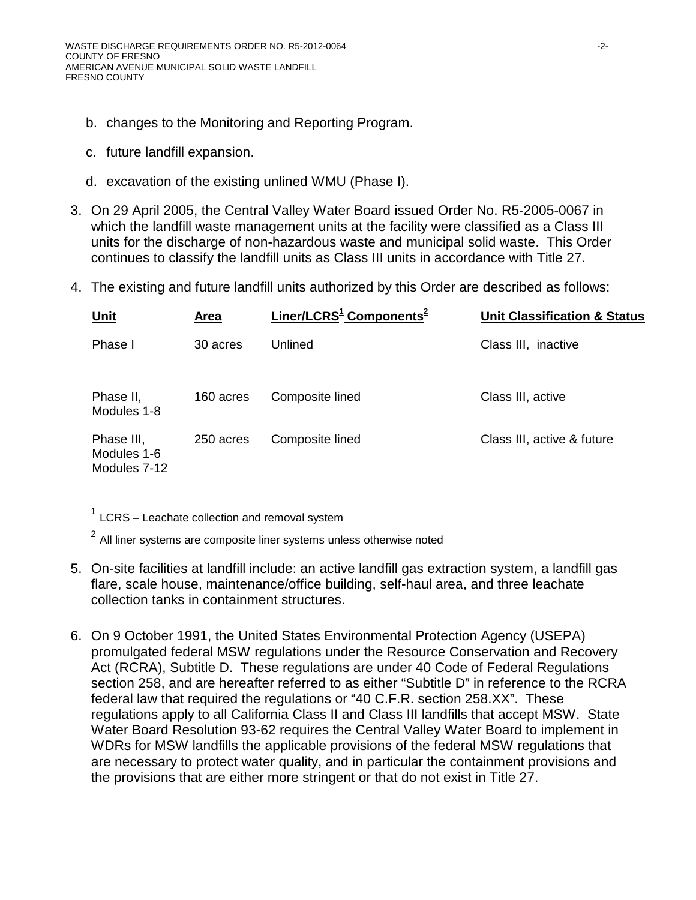b. changes to the Monitoring and Reporting Program.

c. future landfill expansion.

d. excavation of the existing unlined WMU (Phase I).

3. On 29 April 2005, the Central Valley Water Board issued Order No. R5-2005-0067 in which the landfill waste management units at the facility were classified as a Class III units for the discharge of non-hazardous waste and municipal solid waste. This Order continues to classify the landfill units as Class III units in accordance with Title 27.

4. The existing and future landfill units authorized by this Order are described as follows:

| Unit | Area | Liner/LCRS[1] Components[2] | Unit Classification & Status |
|---|---|---|---|
| Phase I | 30 acres | Unlined | Class III, inactive |
| Phase II, Modules 1-8 | 160 acres | Composite lined | Class III, active |
| Phase III, Modules 1-6 Modules 7-12 | 250 acres | Composite lined | Class III, active & future |

[1] LCRS – Leachate collection and removal system

[2] All liner systems are composite liner systems unless otherwise noted

5. On-site facilities at landfill include: an active landfill gas extraction system, a landfill gas flare, scale house, maintenance/office building, self-haul area, and three leachate collection tanks in containment structures.

6. On 9 October 1991, the United States Environmental Protection Agency (USEPA) promulgated federal MSW regulations under the Resource Conservation and Recovery Act (RCRA), Subtitle D. These regulations are under 40 Code of Federal Regulations section 258, and are hereafter referred to as either "Subtitle D" in reference to the RCRA federal law that required the regulations or "40 C.F.R. section 258.XX". These regulations apply to all California Class II and Class III landfills that accept MSW. State Water Board Resolution 93-62 requires the Central Valley Water Board to implement in WDRs for MSW landfills the applicable provisions of the federal MSW regulations that are necessary to protect water quality, and in particular the containment provisions and the provisions that are either more stringent or that do not exist in Title 27.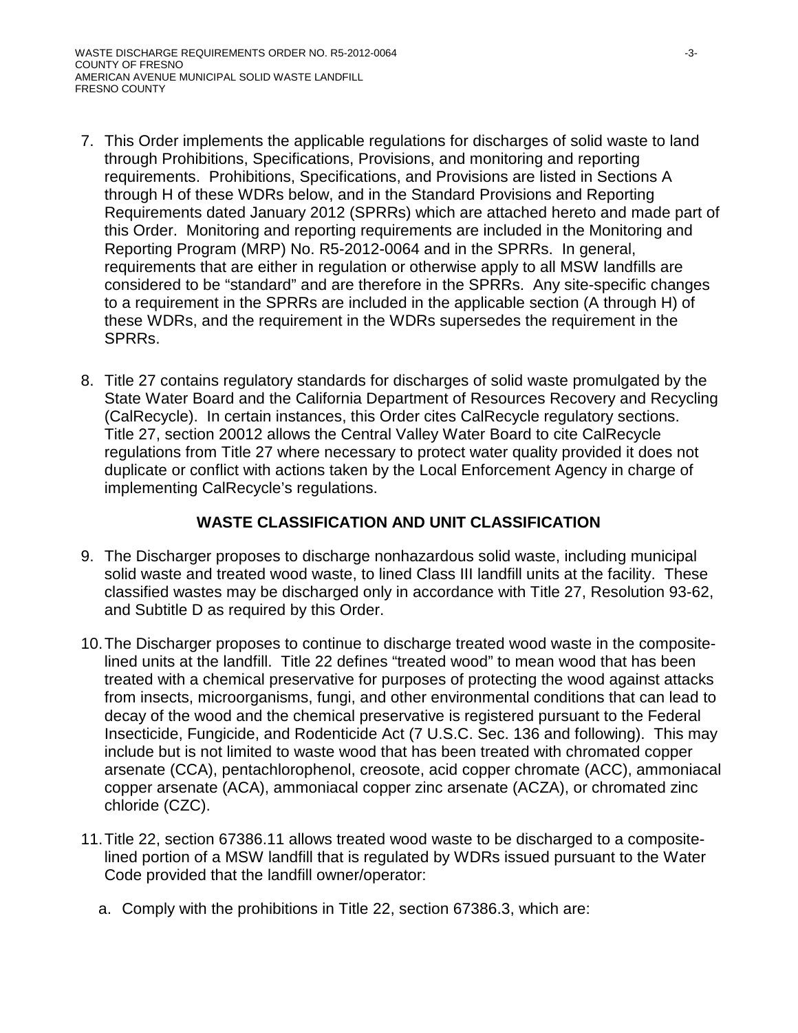7. This Order implements the applicable regulations for discharges of solid waste to land through Prohibitions, Specifications, Provisions, and monitoring and reporting requirements. Prohibitions, Specifications, and Provisions are listed in Sections A through H of these WDRs below, and in the Standard Provisions and Reporting Requirements dated January 2012 (SPRRs) which are attached hereto and made part of this Order. Monitoring and reporting requirements are included in the Monitoring and Reporting Program (MRP) No. R5-2012-0064 and in the SPRRs. In general, requirements that are either in regulation or otherwise apply to all MSW landfills are considered to be "standard" and are therefore in the SPRRs. Any site-specific changes to a requirement in the SPRRs are included in the applicable section (A through H) of these WDRs, and the requirement in the WDRs supersedes the requirement in the SPRRs.

8. Title 27 contains regulatory standards for discharges of solid waste promulgated by the State Water Board and the California Department of Resources Recovery and Recycling (CalRecycle). In certain instances, this Order cites CalRecycle regulatory sections. Title 27, section 20012 allows the Central Valley Water Board to cite CalRecycle regulations from Title 27 where necessary to protect water quality provided it does not duplicate or conflict with actions taken by the Local Enforcement Agency in charge of implementing CalRecycle's regulations.

## WASTE CLASSIFICATION AND UNIT CLASSIFICATION

9. The Discharger proposes to discharge nonhazardous solid waste, including municipal solid waste and treated wood waste, to lined Class III landfill units at the facility. These classified wastes may be discharged only in accordance with Title 27, Resolution 93-62, and Subtitle D as required by this Order.

10. The Discharger proposes to continue to discharge treated wood waste in the composite-lined units at the landfill. Title 22 defines "treated wood" to mean wood that has been treated with a chemical preservative for purposes of protecting the wood against attacks from insects, microorganisms, fungi, and other environmental conditions that can lead to decay of the wood and the chemical preservative is registered pursuant to the Federal Insecticide, Fungicide, and Rodenticide Act (7 U.S.C. Sec. 136 and following). This may include but is not limited to waste wood that has been treated with chromated copper arsenate (CCA), pentachlorophenol, creosote, acid copper chromate (ACC), ammoniacal copper arsenate (ACA), ammoniacal copper zinc arsenate (ACZA), or chromated zinc chloride (CZC).

11. Title 22, section 67386.11 allows treated wood waste to be discharged to a composite-lined portion of a MSW landfill that is regulated by WDRs issued pursuant to the Water Code provided that the landfill owner/operator:

    a. Comply with the prohibitions in Title 22, section 67386.3, which are: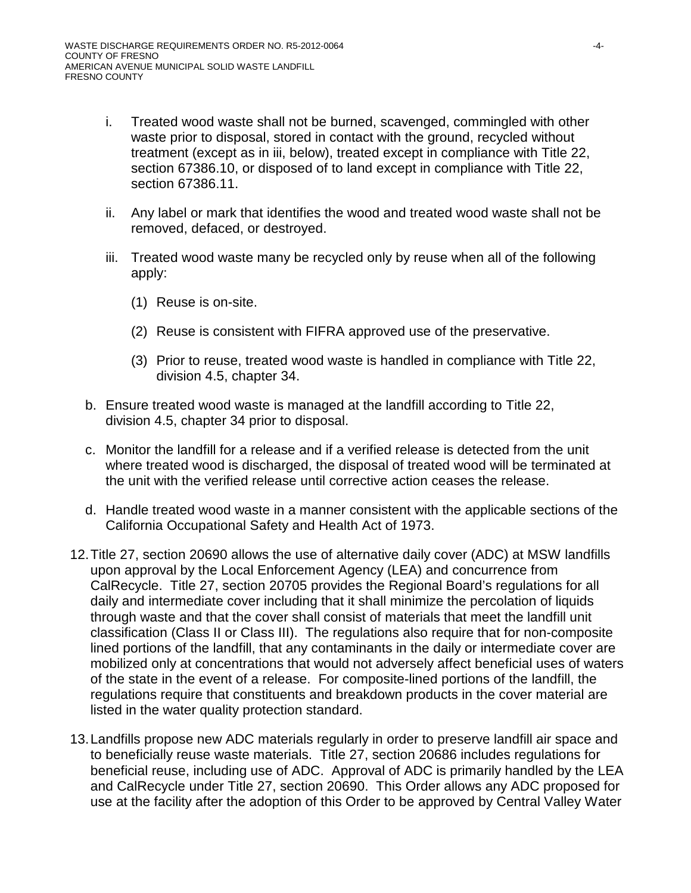i. Treated wood waste shall not be burned, scavenged, commingled with other waste prior to disposal, stored in contact with the ground, recycled without treatment (except as in iii, below), treated except in compliance with Title 22, section 67386.10, or disposed of to land except in compliance with Title 22, section 67386.11.

ii. Any label or mark that identifies the wood and treated wood waste shall not be removed, defaced, or destroyed.

iii. Treated wood waste many be recycled only by reuse when all of the following apply:

(1) Reuse is on-site.

(2) Reuse is consistent with FIFRA approved use of the preservative.

(3) Prior to reuse, treated wood waste is handled in compliance with Title 22, division 4.5, chapter 34.

b. Ensure treated wood waste is managed at the landfill according to Title 22, division 4.5, chapter 34 prior to disposal.

c. Monitor the landfill for a release and if a verified release is detected from the unit where treated wood is discharged, the disposal of treated wood will be terminated at the unit with the verified release until corrective action ceases the release.

d. Handle treated wood waste in a manner consistent with the applicable sections of the California Occupational Safety and Health Act of 1973.

12. Title 27, section 20690 allows the use of alternative daily cover (ADC) at MSW landfills upon approval by the Local Enforcement Agency (LEA) and concurrence from CalRecycle. Title 27, section 20705 provides the Regional Board's regulations for all daily and intermediate cover including that it shall minimize the percolation of liquids through waste and that the cover shall consist of materials that meet the landfill unit classification (Class II or Class III). The regulations also require that for non-composite lined portions of the landfill, that any contaminants in the daily or intermediate cover are mobilized only at concentrations that would not adversely affect beneficial uses of waters of the state in the event of a release. For composite-lined portions of the landfill, the regulations require that constituents and breakdown products in the cover material are listed in the water quality protection standard.

13. Landfills propose new ADC materials regularly in order to preserve landfill air space and to beneficially reuse waste materials. Title 27, section 20686 includes regulations for beneficial reuse, including use of ADC. Approval of ADC is primarily handled by the LEA and CalRecycle under Title 27, section 20690. This Order allows any ADC proposed for use at the facility after the adoption of this Order to be approved by Central Valley Water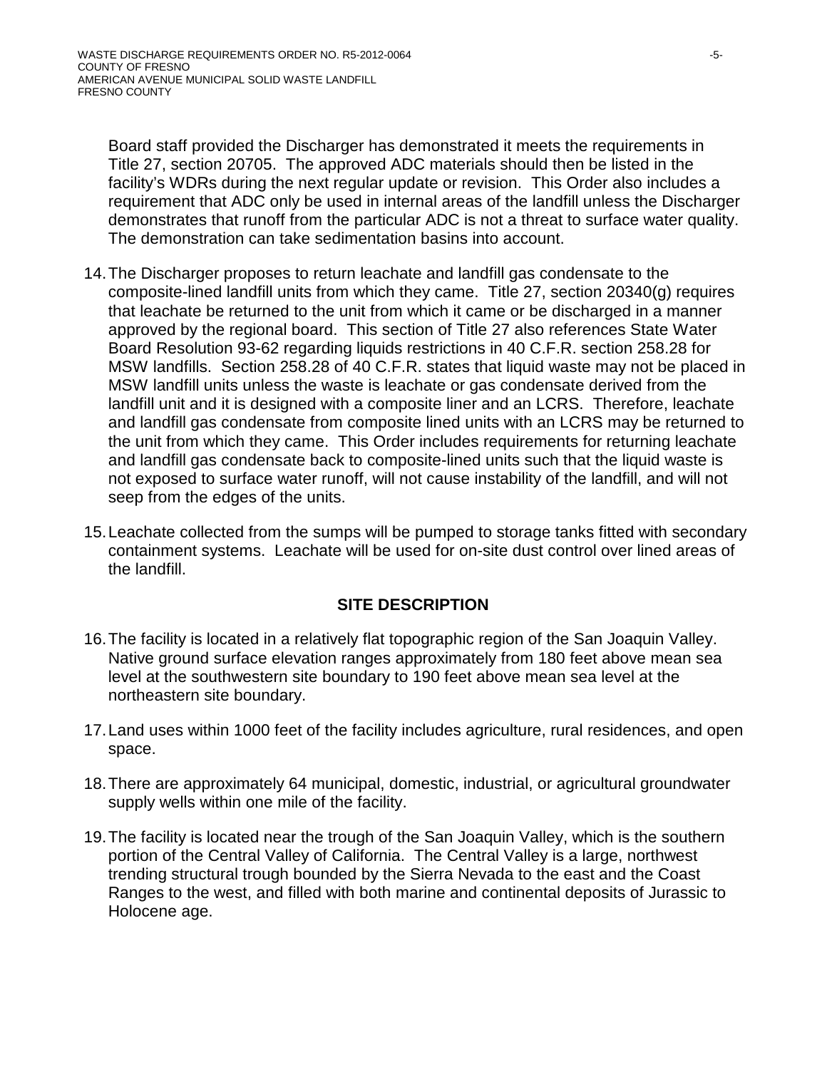Board staff provided the Discharger has demonstrated it meets the requirements in Title 27, section 20705. The approved ADC materials should then be listed in the facility's WDRs during the next regular update or revision. This Order also includes a requirement that ADC only be used in internal areas of the landfill unless the Discharger demonstrates that runoff from the particular ADC is not a threat to surface water quality. The demonstration can take sedimentation basins into account.

14. The Discharger proposes to return leachate and landfill gas condensate to the composite-lined landfill units from which they came. Title 27, section 20340(g) requires that leachate be returned to the unit from which it came or be discharged in a manner approved by the regional board. This section of Title 27 also references State Water Board Resolution 93-62 regarding liquids restrictions in 40 C.F.R. section 258.28 for MSW landfills. Section 258.28 of 40 C.F.R. states that liquid waste may not be placed in MSW landfill units unless the waste is leachate or gas condensate derived from the landfill unit and it is designed with a composite liner and an LCRS. Therefore, leachate and landfill gas condensate from composite lined units with an LCRS may be returned to the unit from which they came. This Order includes requirements for returning leachate and landfill gas condensate back to composite-lined units such that the liquid waste is not exposed to surface water runoff, will not cause instability of the landfill, and will not seep from the edges of the units.

15. Leachate collected from the sumps will be pumped to storage tanks fitted with secondary containment systems. Leachate will be used for on-site dust control over lined areas of the landfill.

## SITE DESCRIPTION

16. The facility is located in a relatively flat topographic region of the San Joaquin Valley. Native ground surface elevation ranges approximately from 180 feet above mean sea level at the southwestern site boundary to 190 feet above mean sea level at the northeastern site boundary.

17. Land uses within 1000 feet of the facility includes agriculture, rural residences, and open space.

18. There are approximately 64 municipal, domestic, industrial, or agricultural groundwater supply wells within one mile of the facility.

19. The facility is located near the trough of the San Joaquin Valley, which is the southern portion of the Central Valley of California. The Central Valley is a large, northwest trending structural trough bounded by the Sierra Nevada to the east and the Coast Ranges to the west, and filled with both marine and continental deposits of Jurassic to Holocene age.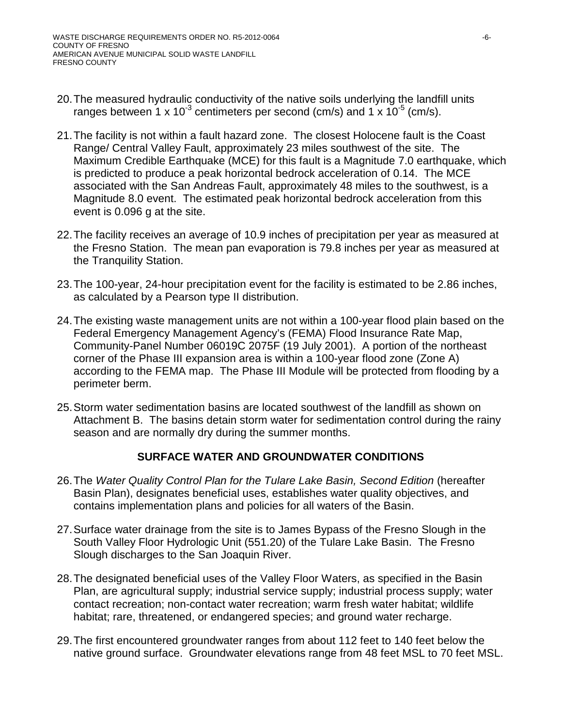20. The measured hydraulic conductivity of the native soils underlying the landfill units ranges between 1 x $10^{-3}$ centimeters per second (cm/s) and 1 x $10^{-5}$ (cm/s).

21. The facility is not within a fault hazard zone. The closest Holocene fault is the Coast Range/ Central Valley Fault, approximately 23 miles southwest of the site. The Maximum Credible Earthquake (MCE) for this fault is a Magnitude 7.0 earthquake, which is predicted to produce a peak horizontal bedrock acceleration of 0.14. The MCE associated with the San Andreas Fault, approximately 48 miles to the southwest, is a Magnitude 8.0 event. The estimated peak horizontal bedrock acceleration from this event is 0.096 g at the site.

22. The facility receives an average of 10.9 inches of precipitation per year as measured at the Fresno Station. The mean pan evaporation is 79.8 inches per year as measured at the Tranquility Station.

23. The 100-year, 24-hour precipitation event for the facility is estimated to be 2.86 inches, as calculated by a Pearson type II distribution.

24. The existing waste management units are not within a 100-year flood plain based on the Federal Emergency Management Agency's (FEMA) Flood Insurance Rate Map, Community-Panel Number 06019C 2075F (19 July 2001). A portion of the northeast corner of the Phase III expansion area is within a 100-year flood zone (Zone A) according to the FEMA map. The Phase III Module will be protected from flooding by a perimeter berm.

25. Storm water sedimentation basins are located southwest of the landfill as shown on Attachment B. The basins detain storm water for sedimentation control during the rainy season and are normally dry during the summer months.

## SURFACE WATER AND GROUNDWATER CONDITIONS

26. The *Water Quality Control Plan for the Tulare Lake Basin, Second Edition* (hereafter Basin Plan), designates beneficial uses, establishes water quality objectives, and contains implementation plans and policies for all waters of the Basin.

27. Surface water drainage from the site is to James Bypass of the Fresno Slough in the South Valley Floor Hydrologic Unit (551.20) of the Tulare Lake Basin. The Fresno Slough discharges to the San Joaquin River.

28. The designated beneficial uses of the Valley Floor Waters, as specified in the Basin Plan, are agricultural supply; industrial service supply; industrial process supply; water contact recreation; non-contact water recreation; warm fresh water habitat; wildlife habitat; rare, threatened, or endangered species; and ground water recharge.

29. The first encountered groundwater ranges from about 112 feet to 140 feet below the native ground surface. Groundwater elevations range from 48 feet MSL to 70 feet MSL.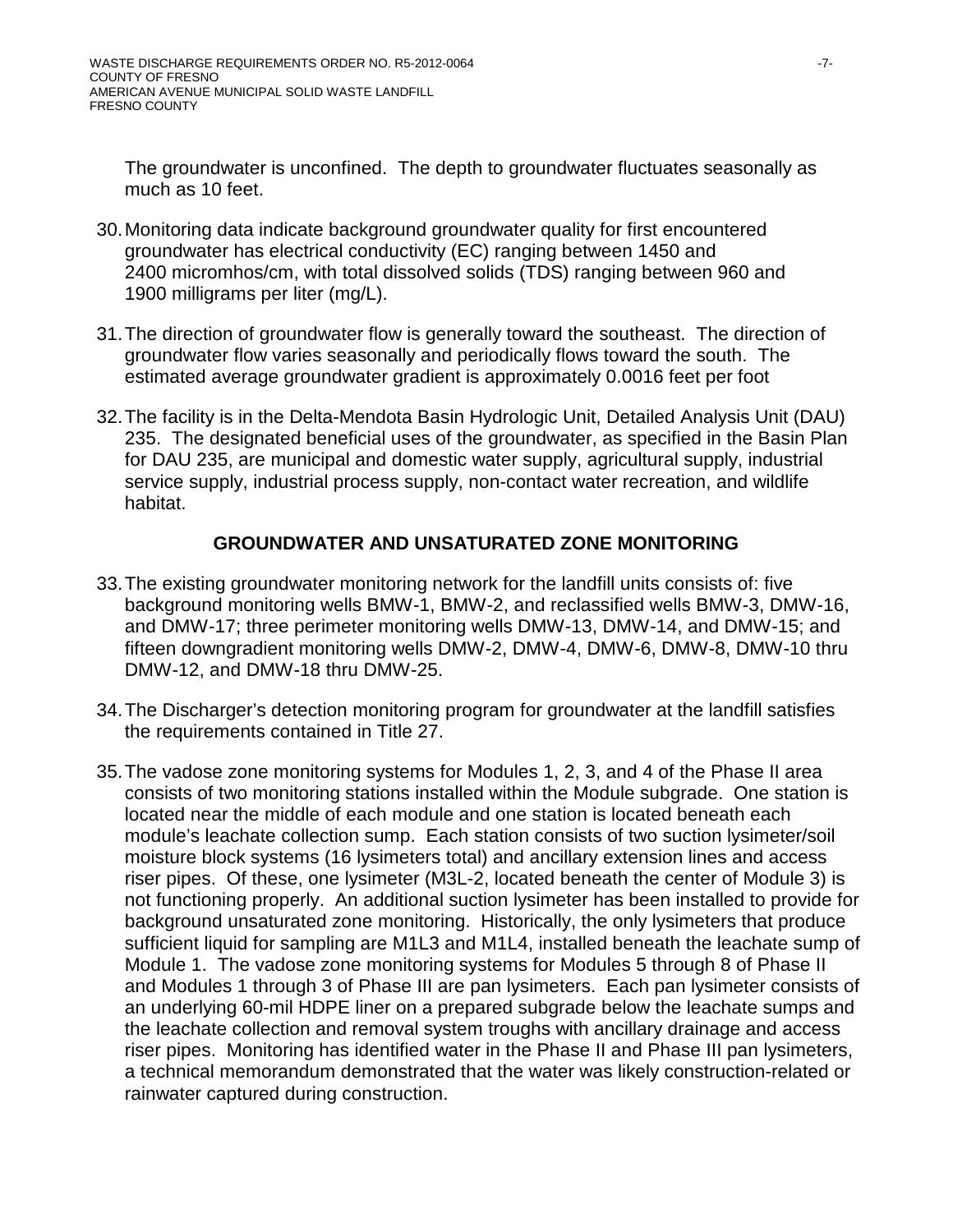The groundwater is unconfined. The depth to groundwater fluctuates seasonally as much as 10 feet.

30. Monitoring data indicate background groundwater quality for first encountered groundwater has electrical conductivity (EC) ranging between 1450 and 2400 micromhos/cm, with total dissolved solids (TDS) ranging between 960 and 1900 milligrams per liter (mg/L).

31. The direction of groundwater flow is generally toward the southeast. The direction of groundwater flow varies seasonally and periodically flows toward the south. The estimated average groundwater gradient is approximately 0.0016 feet per foot

32. The facility is in the Delta-Mendota Basin Hydrologic Unit, Detailed Analysis Unit (DAU) 235. The designated beneficial uses of the groundwater, as specified in the Basin Plan for DAU 235, are municipal and domestic water supply, agricultural supply, industrial service supply, industrial process supply, non-contact water recreation, and wildlife habitat.

## GROUNDWATER AND UNSATURATED ZONE MONITORING

33. The existing groundwater monitoring network for the landfill units consists of: five background monitoring wells BMW-1, BMW-2, and reclassified wells BMW-3, DMW-16, and DMW-17; three perimeter monitoring wells DMW-13, DMW-14, and DMW-15; and fifteen downgradient monitoring wells DMW-2, DMW-4, DMW-6, DMW-8, DMW-10 thru DMW-12, and DMW-18 thru DMW-25.

34. The Discharger's detection monitoring program for groundwater at the landfill satisfies the requirements contained in Title 27.

35. The vadose zone monitoring systems for Modules 1, 2, 3, and 4 of the Phase II area consists of two monitoring stations installed within the Module subgrade. One station is located near the middle of each module and one station is located beneath each module's leachate collection sump. Each station consists of two suction lysimeter/soil moisture block systems (16 lysimeters total) and ancillary extension lines and access riser pipes. Of these, one lysimeter (M3L-2, located beneath the center of Module 3) is not functioning properly. An additional suction lysimeter has been installed to provide for background unsaturated zone monitoring. Historically, the only lysimeters that produce sufficient liquid for sampling are M1L3 and M1L4, installed beneath the leachate sump of Module 1. The vadose zone monitoring systems for Modules 5 through 8 of Phase II and Modules 1 through 3 of Phase III are pan lysimeters. Each pan lysimeter consists of an underlying 60-mil HDPE liner on a prepared subgrade below the leachate sumps and the leachate collection and removal system troughs with ancillary drainage and access riser pipes. Monitoring has identified water in the Phase II and Phase III pan lysimeters, a technical memorandum demonstrated that the water was likely construction-related or rainwater captured during construction.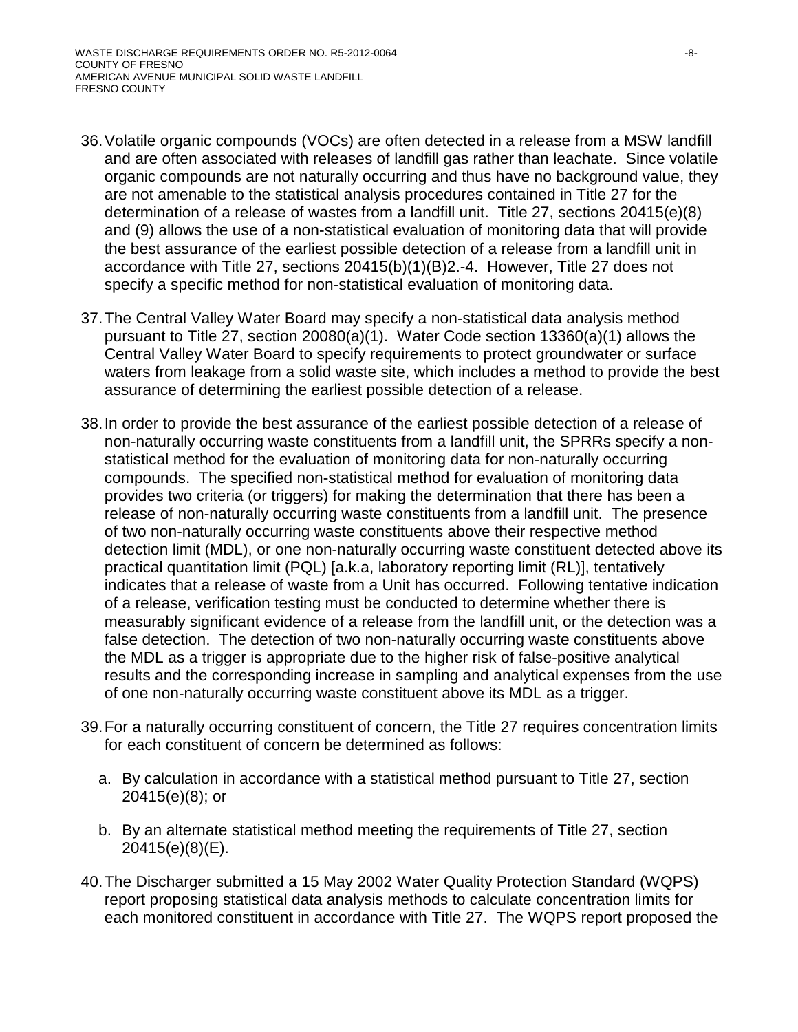36. Volatile organic compounds (VOCs) are often detected in a release from a MSW landfill and are often associated with releases of landfill gas rather than leachate. Since volatile organic compounds are not naturally occurring and thus have no background value, they are not amenable to the statistical analysis procedures contained in Title 27 for the determination of a release of wastes from a landfill unit. Title 27, sections 20415(e)(8) and (9) allows the use of a non-statistical evaluation of monitoring data that will provide the best assurance of the earliest possible detection of a release from a landfill unit in accordance with Title 27, sections 20415(b)(1)(B)2.-4. However, Title 27 does not specify a specific method for non-statistical evaluation of monitoring data.

37. The Central Valley Water Board may specify a non-statistical data analysis method pursuant to Title 27, section 20080(a)(1). Water Code section 13360(a)(1) allows the Central Valley Water Board to specify requirements to protect groundwater or surface waters from leakage from a solid waste site, which includes a method to provide the best assurance of determining the earliest possible detection of a release.

38. In order to provide the best assurance of the earliest possible detection of a release of non-naturally occurring waste constituents from a landfill unit, the SPRRs specify a non-statistical method for the evaluation of monitoring data for non-naturally occurring compounds. The specified non-statistical method for evaluation of monitoring data provides two criteria (or triggers) for making the determination that there has been a release of non-naturally occurring waste constituents from a landfill unit. The presence of two non-naturally occurring waste constituents above their respective method detection limit (MDL), or one non-naturally occurring waste constituent detected above its practical quantitation limit (PQL) [a.k.a, laboratory reporting limit (RL)], tentatively indicates that a release of waste from a Unit has occurred. Following tentative indication of a release, verification testing must be conducted to determine whether there is measurably significant evidence of a release from the landfill unit, or the detection was a false detection. The detection of two non-naturally occurring waste constituents above the MDL as a trigger is appropriate due to the higher risk of false-positive analytical results and the corresponding increase in sampling and analytical expenses from the use of one non-naturally occurring waste constituent above its MDL as a trigger.

39. For a naturally occurring constituent of concern, the Title 27 requires concentration limits for each constituent of concern be determined as follows:

    a. By calculation in accordance with a statistical method pursuant to Title 27, section 20415(e)(8); or

    b. By an alternate statistical method meeting the requirements of Title 27, section 20415(e)(8)(E).

40. The Discharger submitted a 15 May 2002 Water Quality Protection Standard (WQPS) report proposing statistical data analysis methods to calculate concentration limits for each monitored constituent in accordance with Title 27. The WQPS report proposed the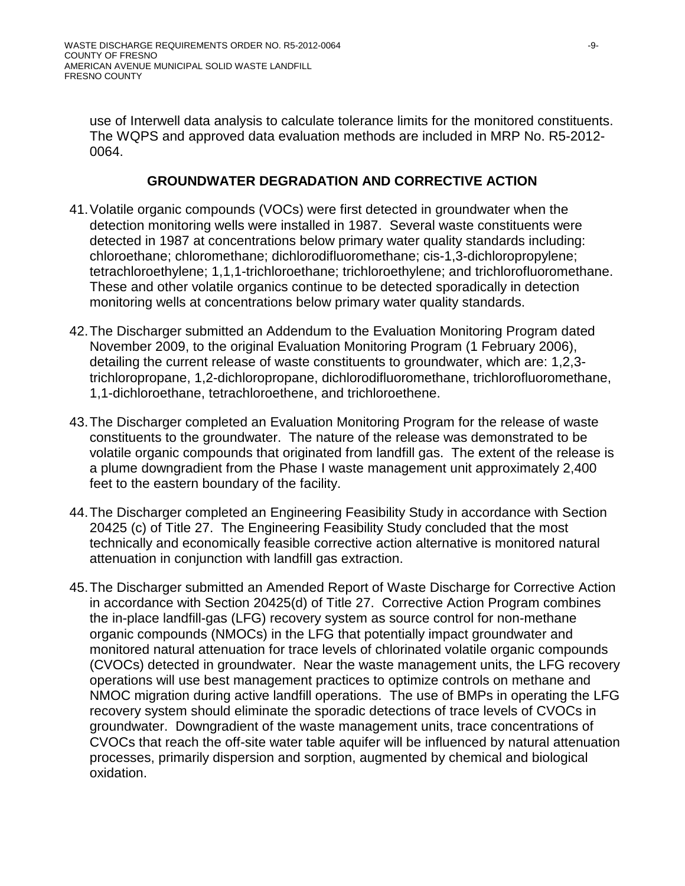use of Interwell data analysis to calculate tolerance limits for the monitored constituents. The WQPS and approved data evaluation methods are included in MRP No. R5-2012-0064.

## GROUNDWATER DEGRADATION AND CORRECTIVE ACTION

41. Volatile organic compounds (VOCs) were first detected in groundwater when the detection monitoring wells were installed in 1987. Several waste constituents were detected in 1987 at concentrations below primary water quality standards including: chloroethane; chloromethane; dichlorodifluoromethane; cis-1,3-dichloropropylene; tetrachloroethylene; 1,1,1-trichloroethane; trichloroethylene; and trichlorofluoromethane. These and other volatile organics continue to be detected sporadically in detection monitoring wells at concentrations below primary water quality standards.

42. The Discharger submitted an Addendum to the Evaluation Monitoring Program dated November 2009, to the original Evaluation Monitoring Program (1 February 2006), detailing the current release of waste constituents to groundwater, which are: 1,2,3-trichloropropane, 1,2-dichloropropane, dichlorodifluoromethane, trichlorofluoromethane, 1,1-dichloroethane, tetrachloroethene, and trichloroethene.

43. The Discharger completed an Evaluation Monitoring Program for the release of waste constituents to the groundwater. The nature of the release was demonstrated to be volatile organic compounds that originated from landfill gas. The extent of the release is a plume downgradient from the Phase I waste management unit approximately 2,400 feet to the eastern boundary of the facility.

44. The Discharger completed an Engineering Feasibility Study in accordance with Section 20425 (c) of Title 27. The Engineering Feasibility Study concluded that the most technically and economically feasible corrective action alternative is monitored natural attenuation in conjunction with landfill gas extraction.

45. The Discharger submitted an Amended Report of Waste Discharge for Corrective Action in accordance with Section 20425(d) of Title 27. Corrective Action Program combines the in-place landfill-gas (LFG) recovery system as source control for non-methane organic compounds (NMOCs) in the LFG that potentially impact groundwater and monitored natural attenuation for trace levels of chlorinated volatile organic compounds (CVOCs) detected in groundwater. Near the waste management units, the LFG recovery operations will use best management practices to optimize controls on methane and NMOC migration during active landfill operations. The use of BMPs in operating the LFG recovery system should eliminate the sporadic detections of trace levels of CVOCs in groundwater. Downgradient of the waste management units, trace concentrations of CVOCs that reach the off-site water table aquifer will be influenced by natural attenuation processes, primarily dispersion and sorption, augmented by chemical and biological oxidation.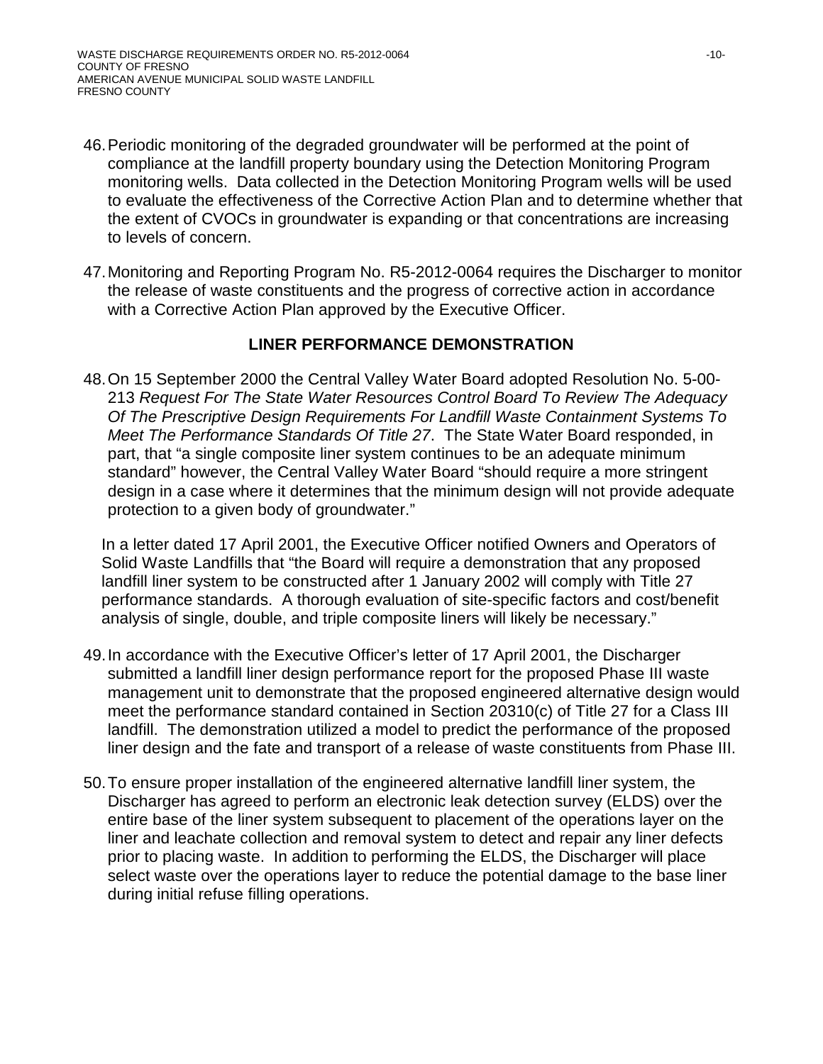46. Periodic monitoring of the degraded groundwater will be performed at the point of compliance at the landfill property boundary using the Detection Monitoring Program monitoring wells. Data collected in the Detection Monitoring Program wells will be used to evaluate the effectiveness of the Corrective Action Plan and to determine whether that the extent of CVOCs in groundwater is expanding or that concentrations are increasing to levels of concern.

47. Monitoring and Reporting Program No. R5-2012-0064 requires the Discharger to monitor the release of waste constituents and the progress of corrective action in accordance with a Corrective Action Plan approved by the Executive Officer.

## LINER PERFORMANCE DEMONSTRATION

48. On 15 September 2000 the Central Valley Water Board adopted Resolution No. 5-00-213 *Request For The State Water Resources Control Board To Review The Adequacy Of The Prescriptive Design Requirements For Landfill Waste Containment Systems To Meet The Performance Standards Of Title 27*. The State Water Board responded, in part, that "a single composite liner system continues to be an adequate minimum standard" however, the Central Valley Water Board "should require a more stringent design in a case where it determines that the minimum design will not provide adequate protection to a given body of groundwater."

    In a letter dated 17 April 2001, the Executive Officer notified Owners and Operators of Solid Waste Landfills that "the Board will require a demonstration that any proposed landfill liner system to be constructed after 1 January 2002 will comply with Title 27 performance standards. A thorough evaluation of site-specific factors and cost/benefit analysis of single, double, and triple composite liners will likely be necessary."

49. In accordance with the Executive Officer's letter of 17 April 2001, the Discharger submitted a landfill liner design performance report for the proposed Phase III waste management unit to demonstrate that the proposed engineered alternative design would meet the performance standard contained in Section 20310(c) of Title 27 for a Class III landfill. The demonstration utilized a model to predict the performance of the proposed liner design and the fate and transport of a release of waste constituents from Phase III.

50. To ensure proper installation of the engineered alternative landfill liner system, the Discharger has agreed to perform an electronic leak detection survey (ELDS) over the entire base of the liner system subsequent to placement of the operations layer on the liner and leachate collection and removal system to detect and repair any liner defects prior to placing waste. In addition to performing the ELDS, the Discharger will place select waste over the operations layer to reduce the potential damage to the base liner during initial refuse filling operations.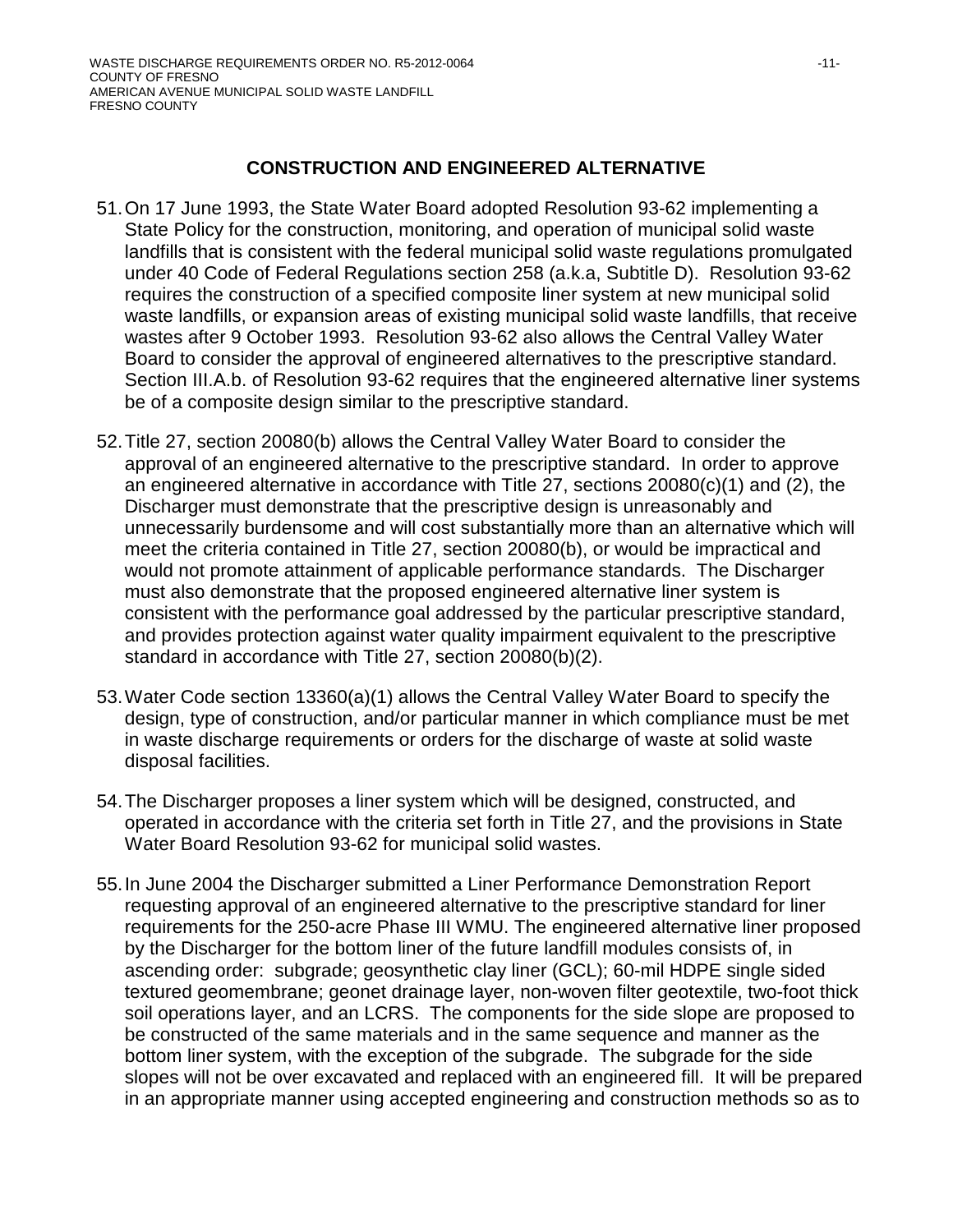## CONSTRUCTION AND ENGINEERED ALTERNATIVE

51. On 17 June 1993, the State Water Board adopted Resolution 93-62 implementing a State Policy for the construction, monitoring, and operation of municipal solid waste landfills that is consistent with the federal municipal solid waste regulations promulgated under 40 Code of Federal Regulations section 258 (a.k.a, Subtitle D). Resolution 93-62 requires the construction of a specified composite liner system at new municipal solid waste landfills, or expansion areas of existing municipal solid waste landfills, that receive wastes after 9 October 1993. Resolution 93-62 also allows the Central Valley Water Board to consider the approval of engineered alternatives to the prescriptive standard. Section III.A.b. of Resolution 93-62 requires that the engineered alternative liner systems be of a composite design similar to the prescriptive standard.

52. Title 27, section 20080(b) allows the Central Valley Water Board to consider the approval of an engineered alternative to the prescriptive standard. In order to approve an engineered alternative in accordance with Title 27, sections 20080(c)(1) and (2), the Discharger must demonstrate that the prescriptive design is unreasonably and unnecessarily burdensome and will cost substantially more than an alternative which will meet the criteria contained in Title 27, section 20080(b), or would be impractical and would not promote attainment of applicable performance standards. The Discharger must also demonstrate that the proposed engineered alternative liner system is consistent with the performance goal addressed by the particular prescriptive standard, and provides protection against water quality impairment equivalent to the prescriptive standard in accordance with Title 27, section 20080(b)(2).

53. Water Code section 13360(a)(1) allows the Central Valley Water Board to specify the design, type of construction, and/or particular manner in which compliance must be met in waste discharge requirements or orders for the discharge of waste at solid waste disposal facilities.

54. The Discharger proposes a liner system which will be designed, constructed, and operated in accordance with the criteria set forth in Title 27, and the provisions in State Water Board Resolution 93-62 for municipal solid wastes.

55. In June 2004 the Discharger submitted a Liner Performance Demonstration Report requesting approval of an engineered alternative to the prescriptive standard for liner requirements for the 250-acre Phase III WMU. The engineered alternative liner proposed by the Discharger for the bottom liner of the future landfill modules consists of, in ascending order: subgrade; geosynthetic clay liner (GCL); 60-mil HDPE single sided textured geomembrane; geonet drainage layer, non-woven filter geotextile, two-foot thick soil operations layer, and an LCRS. The components for the side slope are proposed to be constructed of the same materials and in the same sequence and manner as the bottom liner system, with the exception of the subgrade. The subgrade for the side slopes will not be over excavated and replaced with an engineered fill. It will be prepared in an appropriate manner using accepted engineering and construction methods so as to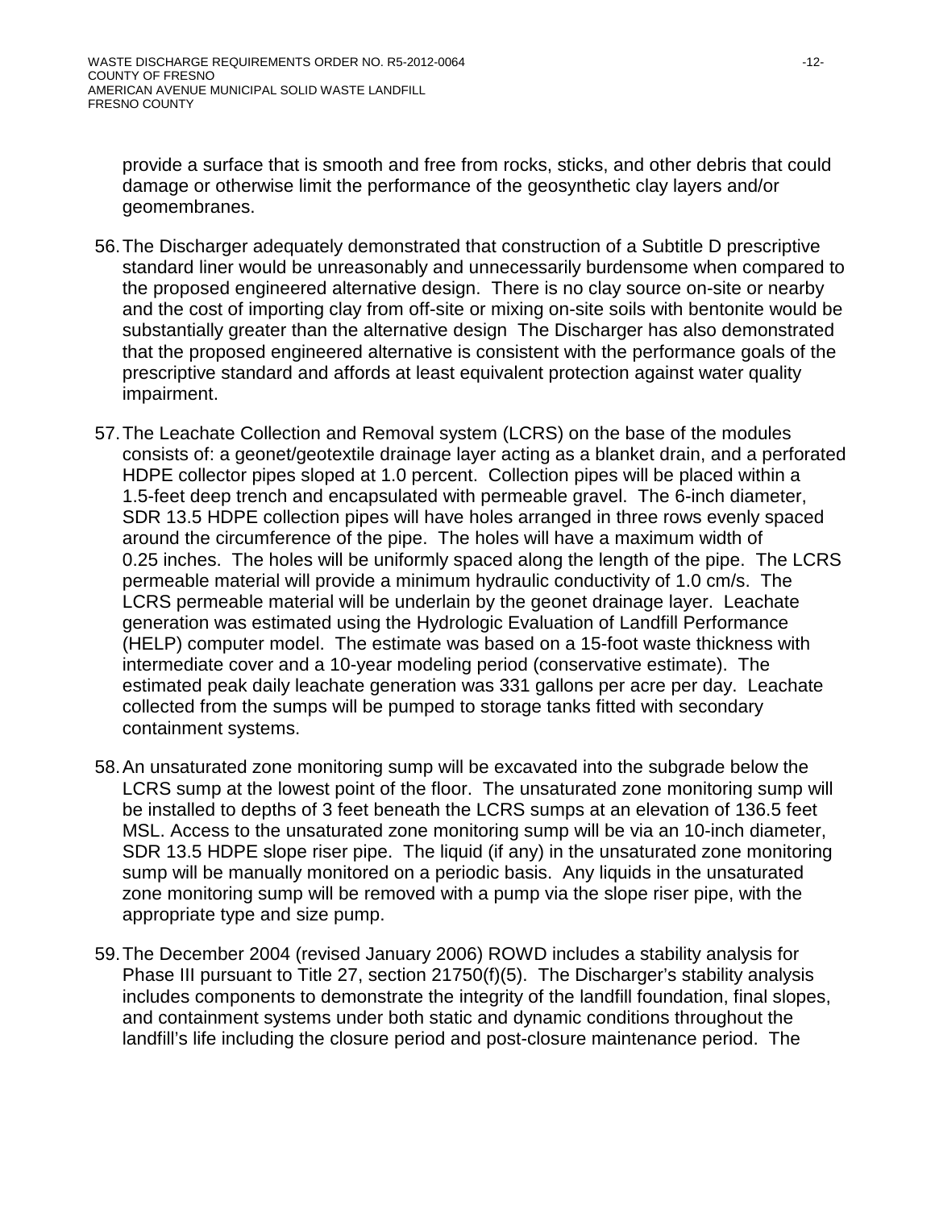provide a surface that is smooth and free from rocks, sticks, and other debris that could damage or otherwise limit the performance of the geosynthetic clay layers and/or geomembranes.

56. The Discharger adequately demonstrated that construction of a Subtitle D prescriptive standard liner would be unreasonably and unnecessarily burdensome when compared to the proposed engineered alternative design. There is no clay source on-site or nearby and the cost of importing clay from off-site or mixing on-site soils with bentonite would be substantially greater than the alternative design The Discharger has also demonstrated that the proposed engineered alternative is consistent with the performance goals of the prescriptive standard and affords at least equivalent protection against water quality impairment.

57. The Leachate Collection and Removal system (LCRS) on the base of the modules consists of: a geonet/geotextile drainage layer acting as a blanket drain, and a perforated HDPE collector pipes sloped at 1.0 percent. Collection pipes will be placed within a 1.5-feet deep trench and encapsulated with permeable gravel. The 6-inch diameter, SDR 13.5 HDPE collection pipes will have holes arranged in three rows evenly spaced around the circumference of the pipe. The holes will have a maximum width of 0.25 inches. The holes will be uniformly spaced along the length of the pipe. The LCRS permeable material will provide a minimum hydraulic conductivity of 1.0 cm/s. The LCRS permeable material will be underlain by the geonet drainage layer. Leachate generation was estimated using the Hydrologic Evaluation of Landfill Performance (HELP) computer model. The estimate was based on a 15-foot waste thickness with intermediate cover and a 10-year modeling period (conservative estimate). The estimated peak daily leachate generation was 331 gallons per acre per day. Leachate collected from the sumps will be pumped to storage tanks fitted with secondary containment systems.

58. An unsaturated zone monitoring sump will be excavated into the subgrade below the LCRS sump at the lowest point of the floor. The unsaturated zone monitoring sump will be installed to depths of 3 feet beneath the LCRS sumps at an elevation of 136.5 feet MSL. Access to the unsaturated zone monitoring sump will be via an 10-inch diameter, SDR 13.5 HDPE slope riser pipe. The liquid (if any) in the unsaturated zone monitoring sump will be manually monitored on a periodic basis. Any liquids in the unsaturated zone monitoring sump will be removed with a pump via the slope riser pipe, with the appropriate type and size pump.

59. The December 2004 (revised January 2006) ROWD includes a stability analysis for Phase III pursuant to Title 27, section 21750(f)(5). The Discharger's stability analysis includes components to demonstrate the integrity of the landfill foundation, final slopes, and containment systems under both static and dynamic conditions throughout the landfill's life including the closure period and post-closure maintenance period. The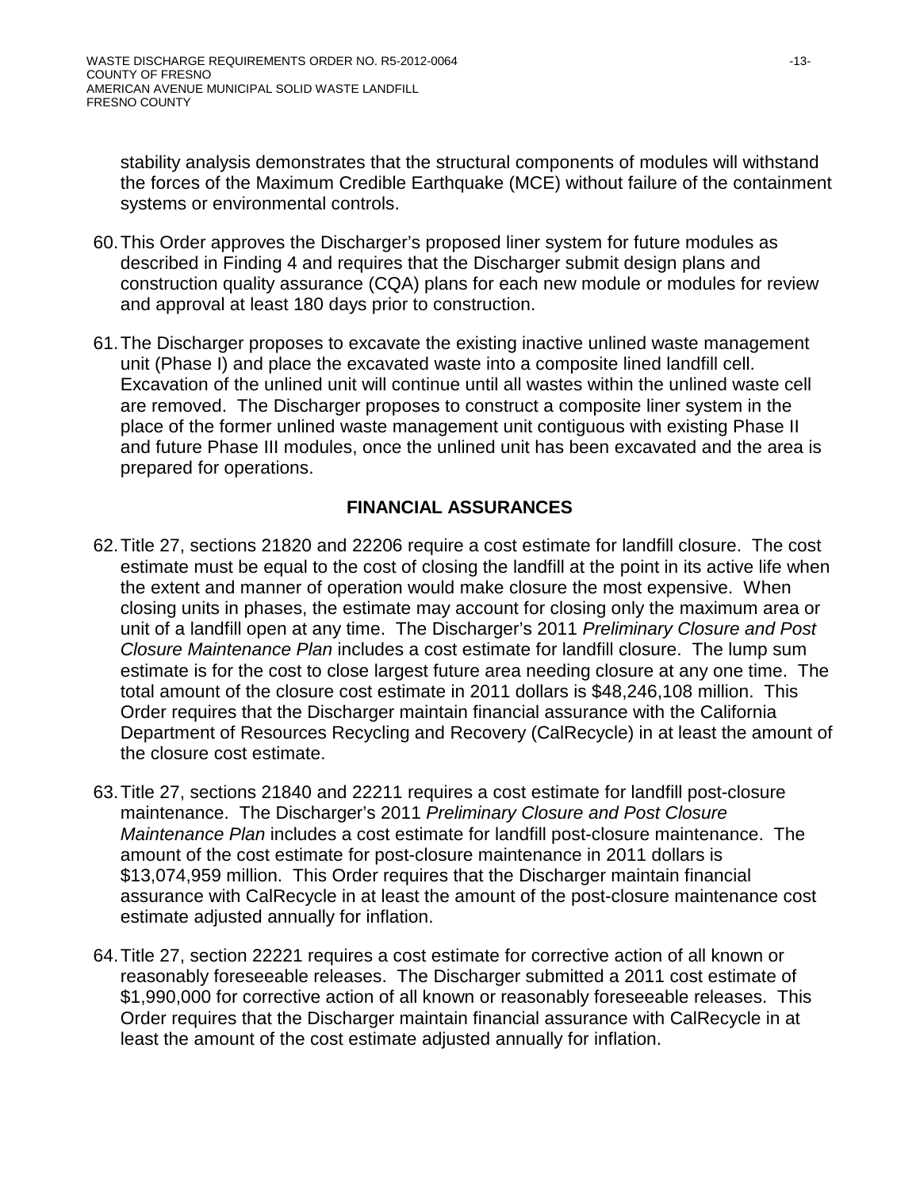stability analysis demonstrates that the structural components of modules will withstand the forces of the Maximum Credible Earthquake (MCE) without failure of the containment systems or environmental controls.

60. This Order approves the Discharger's proposed liner system for future modules as described in Finding 4 and requires that the Discharger submit design plans and construction quality assurance (CQA) plans for each new module or modules for review and approval at least 180 days prior to construction.

61. The Discharger proposes to excavate the existing inactive unlined waste management unit (Phase I) and place the excavated waste into a composite lined landfill cell. Excavation of the unlined unit will continue until all wastes within the unlined waste cell are removed. The Discharger proposes to construct a composite liner system in the place of the former unlined waste management unit contiguous with existing Phase II and future Phase III modules, once the unlined unit has been excavated and the area is prepared for operations.

## FINANCIAL ASSURANCES

62. Title 27, sections 21820 and 22206 require a cost estimate for landfill closure. The cost estimate must be equal to the cost of closing the landfill at the point in its active life when the extent and manner of operation would make closure the most expensive. When closing units in phases, the estimate may account for closing only the maximum area or unit of a landfill open at any time. The Discharger's 2011 *Preliminary Closure and Post Closure Maintenance Plan* includes a cost estimate for landfill closure. The lump sum estimate is for the cost to close largest future area needing closure at any one time. The total amount of the closure cost estimate in 2011 dollars is $48,246,108 million. This Order requires that the Discharger maintain financial assurance with the California Department of Resources Recycling and Recovery (CalRecycle) in at least the amount of the closure cost estimate.

63. Title 27, sections 21840 and 22211 requires a cost estimate for landfill post-closure maintenance. The Discharger's 2011 *Preliminary Closure and Post Closure Maintenance Plan* includes a cost estimate for landfill post-closure maintenance. The amount of the cost estimate for post-closure maintenance in 2011 dollars is $13,074,959 million. This Order requires that the Discharger maintain financial assurance with CalRecycle in at least the amount of the post-closure maintenance cost estimate adjusted annually for inflation.

64. Title 27, section 22221 requires a cost estimate for corrective action of all known or reasonably foreseeable releases. The Discharger submitted a 2011 cost estimate of $1,990,000 for corrective action of all known or reasonably foreseeable releases. This Order requires that the Discharger maintain financial assurance with CalRecycle in at least the amount of the cost estimate adjusted annually for inflation.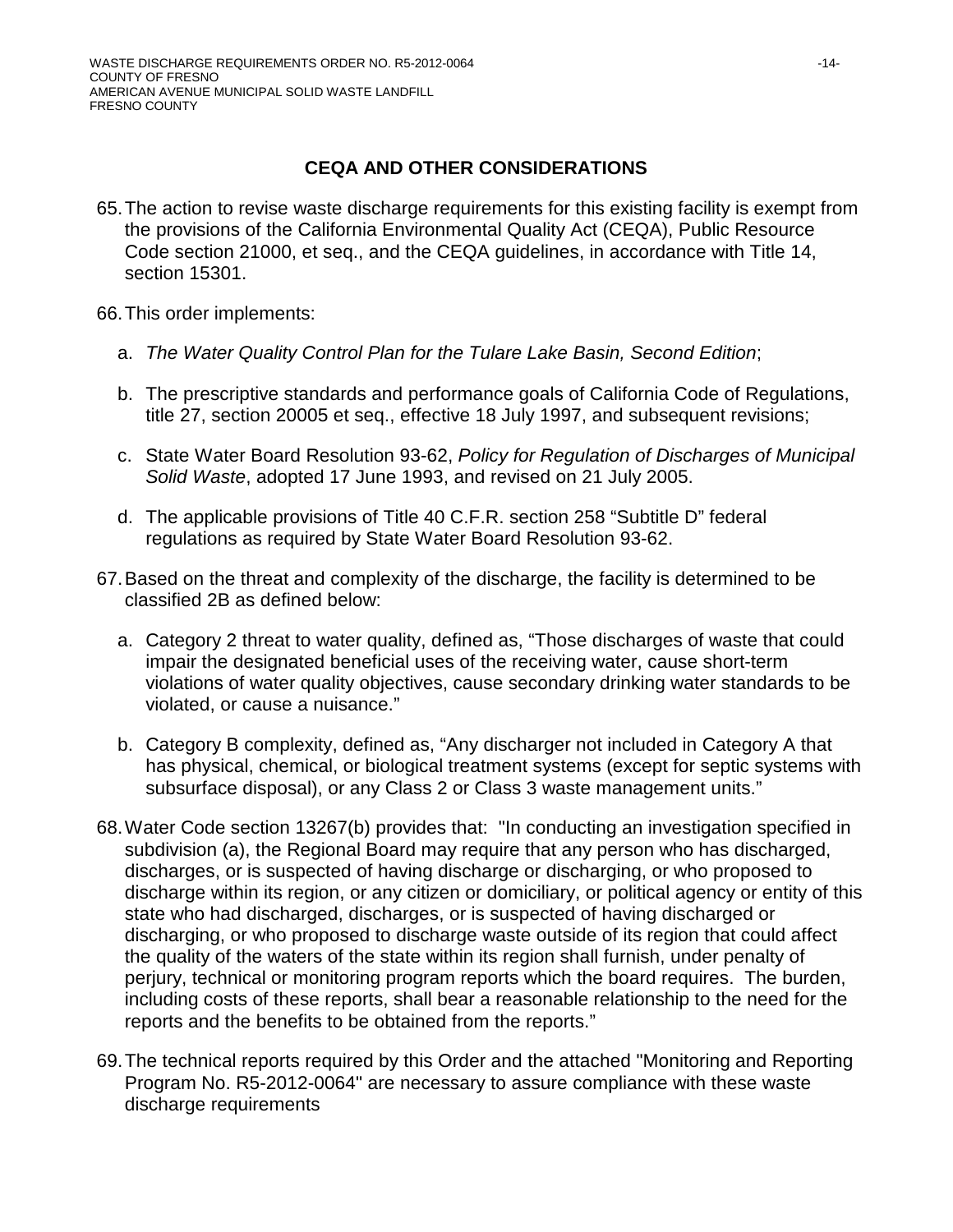## CEQA AND OTHER CONSIDERATIONS

65. The action to revise waste discharge requirements for this existing facility is exempt from the provisions of the California Environmental Quality Act (CEQA), Public Resource Code section 21000, et seq., and the CEQA guidelines, in accordance with Title 14, section 15301.

66. This order implements:

   a. *The Water Quality Control Plan for the Tulare Lake Basin, Second Edition*;

   b. The prescriptive standards and performance goals of California Code of Regulations, title 27, section 20005 et seq., effective 18 July 1997, and subsequent revisions;

   c. State Water Board Resolution 93-62, *Policy for Regulation of Discharges of Municipal Solid Waste*, adopted 17 June 1993, and revised on 21 July 2005.

   d. The applicable provisions of Title 40 C.F.R. section 258 "Subtitle D" federal regulations as required by State Water Board Resolution 93-62.

67. Based on the threat and complexity of the discharge, the facility is determined to be classified 2B as defined below:

   a. Category 2 threat to water quality, defined as, "Those discharges of waste that could impair the designated beneficial uses of the receiving water, cause short-term violations of water quality objectives, cause secondary drinking water standards to be violated, or cause a nuisance."

   b. Category B complexity, defined as, "Any discharger not included in Category A that has physical, chemical, or biological treatment systems (except for septic systems with subsurface disposal), or any Class 2 or Class 3 waste management units."

68. Water Code section 13267(b) provides that: "In conducting an investigation specified in subdivision (a), the Regional Board may require that any person who has discharged, discharges, or is suspected of having discharge or discharging, or who proposed to discharge within its region, or any citizen or domiciliary, or political agency or entity of this state who had discharged, discharges, or is suspected of having discharged or discharging, or who proposed to discharge waste outside of its region that could affect the quality of the waters of the state within its region shall furnish, under penalty of perjury, technical or monitoring program reports which the board requires. The burden, including costs of these reports, shall bear a reasonable relationship to the need for the reports and the benefits to be obtained from the reports."

69. The technical reports required by this Order and the attached "Monitoring and Reporting Program No. R5-2012-0064" are necessary to assure compliance with these waste discharge requirements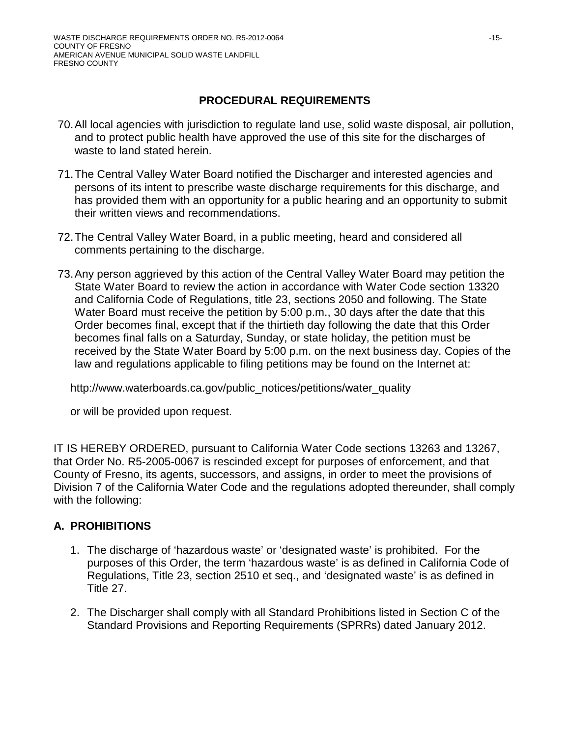## PROCEDURAL REQUIREMENTS

70. All local agencies with jurisdiction to regulate land use, solid waste disposal, air pollution, and to protect public health have approved the use of this site for the discharges of waste to land stated herein.

71. The Central Valley Water Board notified the Discharger and interested agencies and persons of its intent to prescribe waste discharge requirements for this discharge, and has provided them with an opportunity for a public hearing and an opportunity to submit their written views and recommendations.

72. The Central Valley Water Board, in a public meeting, heard and considered all comments pertaining to the discharge.

73. Any person aggrieved by this action of the Central Valley Water Board may petition the State Water Board to review the action in accordance with Water Code section 13320 and California Code of Regulations, title 23, sections 2050 and following. The State Water Board must receive the petition by 5:00 p.m., 30 days after the date that this Order becomes final, except that if the thirtieth day following the date that this Order becomes final falls on a Saturday, Sunday, or state holiday, the petition must be received by the State Water Board by 5:00 p.m. on the next business day. Copies of the law and regulations applicable to filing petitions may be found on the Internet at:

    http://www.waterboards.ca.gov/public_notices/petitions/water_quality

    or will be provided upon request.

IT IS HEREBY ORDERED, pursuant to California Water Code sections 13263 and 13267, that Order No. R5-2005-0067 is rescinded except for purposes of enforcement, and that County of Fresno, its agents, successors, and assigns, in order to meet the provisions of Division 7 of the California Water Code and the regulations adopted thereunder, shall comply with the following:

## A. PROHIBITIONS

1. The discharge of 'hazardous waste' or 'designated waste' is prohibited. For the purposes of this Order, the term 'hazardous waste' is as defined in California Code of Regulations, Title 23, section 2510 et seq., and 'designated waste' is as defined in Title 27.

2. The Discharger shall comply with all Standard Prohibitions listed in Section C of the Standard Provisions and Reporting Requirements (SPRRs) dated January 2012.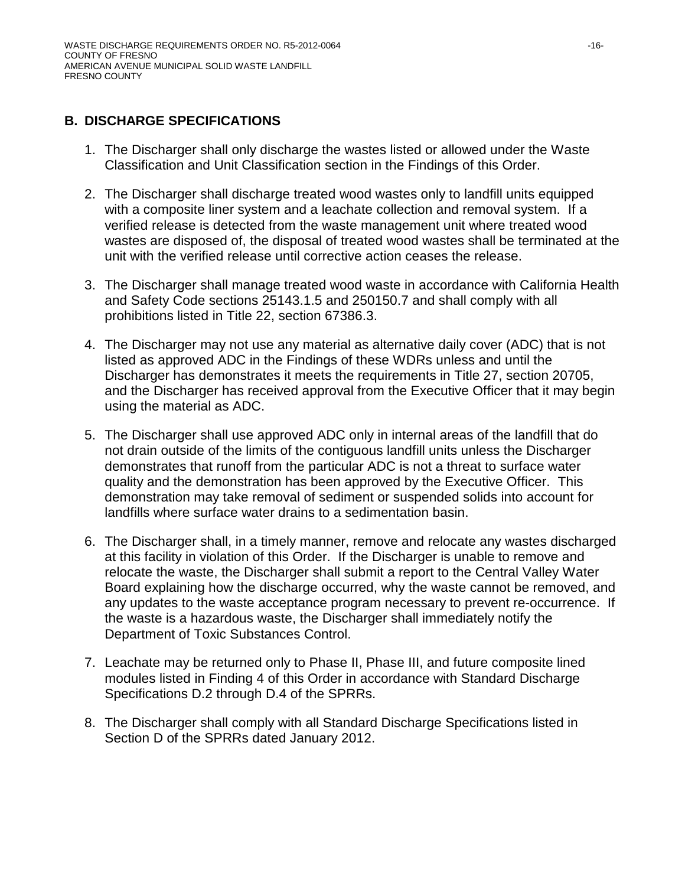## B. DISCHARGE SPECIFICATIONS

1. The Discharger shall only discharge the wastes listed or allowed under the Waste Classification and Unit Classification section in the Findings of this Order.

2. The Discharger shall discharge treated wood wastes only to landfill units equipped with a composite liner system and a leachate collection and removal system. If a verified release is detected from the waste management unit where treated wood wastes are disposed of, the disposal of treated wood wastes shall be terminated at the unit with the verified release until corrective action ceases the release.

3. The Discharger shall manage treated wood waste in accordance with California Health and Safety Code sections 25143.1.5 and 250150.7 and shall comply with all prohibitions listed in Title 22, section 67386.3.

4. The Discharger may not use any material as alternative daily cover (ADC) that is not listed as approved ADC in the Findings of these WDRs unless and until the Discharger has demonstrates it meets the requirements in Title 27, section 20705, and the Discharger has received approval from the Executive Officer that it may begin using the material as ADC.

5. The Discharger shall use approved ADC only in internal areas of the landfill that do not drain outside of the limits of the contiguous landfill units unless the Discharger demonstrates that runoff from the particular ADC is not a threat to surface water quality and the demonstration has been approved by the Executive Officer. This demonstration may take removal of sediment or suspended solids into account for landfills where surface water drains to a sedimentation basin.

6. The Discharger shall, in a timely manner, remove and relocate any wastes discharged at this facility in violation of this Order. If the Discharger is unable to remove and relocate the waste, the Discharger shall submit a report to the Central Valley Water Board explaining how the discharge occurred, why the waste cannot be removed, and any updates to the waste acceptance program necessary to prevent re-occurrence. If the waste is a hazardous waste, the Discharger shall immediately notify the Department of Toxic Substances Control.

7. Leachate may be returned only to Phase II, Phase III, and future composite lined modules listed in Finding 4 of this Order in accordance with Standard Discharge Specifications D.2 through D.4 of the SPRRs.

8. The Discharger shall comply with all Standard Discharge Specifications listed in Section D of the SPRRs dated January 2012.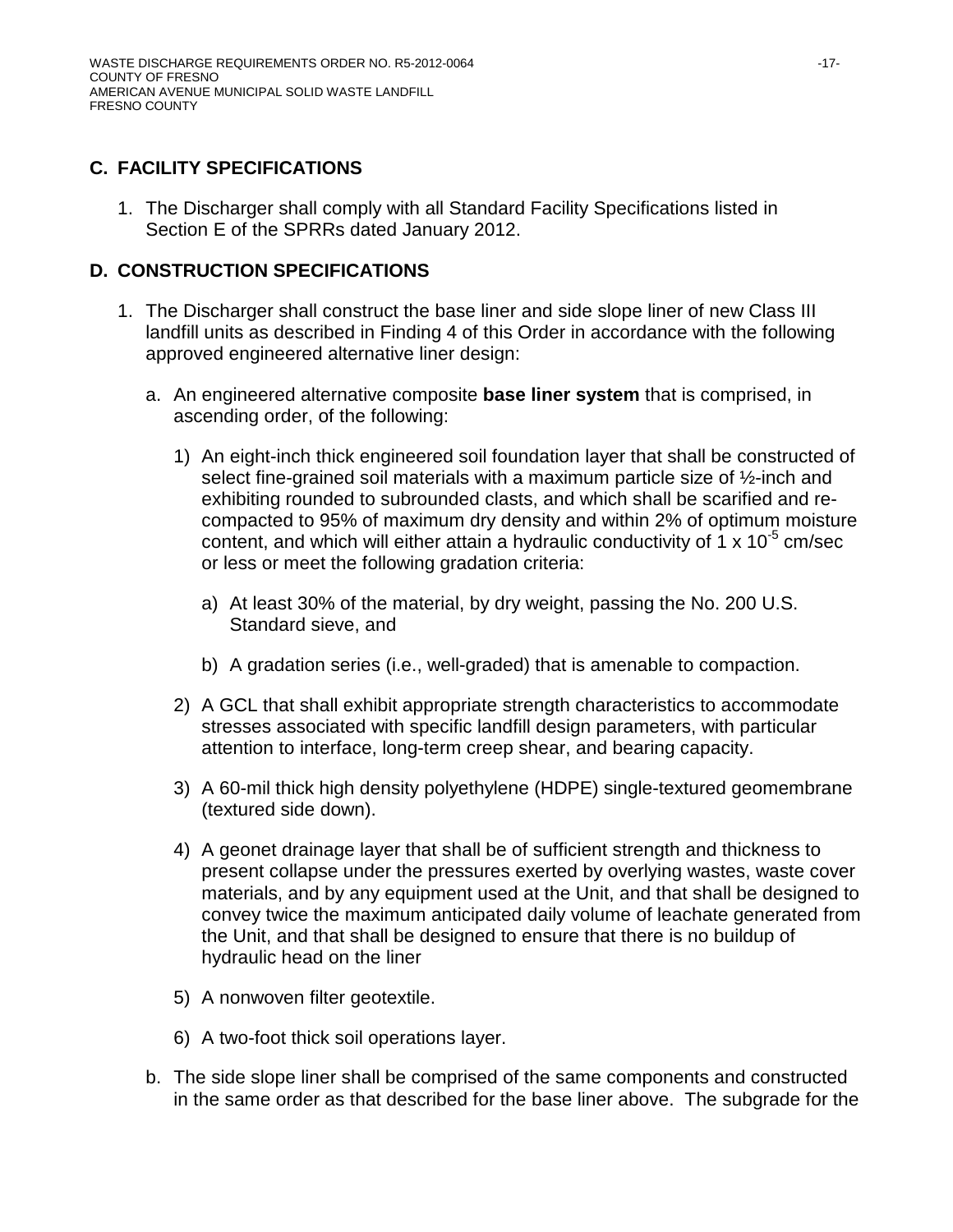## C. FACILITY SPECIFICATIONS

1. The Discharger shall comply with all Standard Facility Specifications listed in Section E of the SPRRs dated January 2012.

## D. CONSTRUCTION SPECIFICATIONS

1. The Discharger shall construct the base liner and side slope liner of new Class III landfill units as described in Finding 4 of this Order in accordance with the following approved engineered alternative liner design:

   a. An engineered alternative composite **base liner system** that is comprised, in ascending order, of the following:

      1) An eight-inch thick engineered soil foundation layer that shall be constructed of select fine-grained soil materials with a maximum particle size of ½-inch and exhibiting rounded to subrounded clasts, and which shall be scarified and re-compacted to 95% of maximum dry density and within 2% of optimum moisture content, and which will either attain a hydraulic conductivity of $1 \times 10^{-5}$ cm/sec or less or meet the following gradation criteria:

         a) At least 30% of the material, by dry weight, passing the No. 200 U.S. Standard sieve, and

         b) A gradation series (i.e., well-graded) that is amenable to compaction.

      2) A GCL that shall exhibit appropriate strength characteristics to accommodate stresses associated with specific landfill design parameters, with particular attention to interface, long-term creep shear, and bearing capacity.

      3) A 60-mil thick high density polyethylene (HDPE) single-textured geomembrane (textured side down).

      4) A geonet drainage layer that shall be of sufficient strength and thickness to present collapse under the pressures exerted by overlying wastes, waste cover materials, and by any equipment used at the Unit, and that shall be designed to convey twice the maximum anticipated daily volume of leachate generated from the Unit, and that shall be designed to ensure that there is no buildup of hydraulic head on the liner

      5) A nonwoven filter geotextile.

      6) A two-foot thick soil operations layer.

   b. The side slope liner shall be comprised of the same components and constructed in the same order as that described for the base liner above. The subgrade for the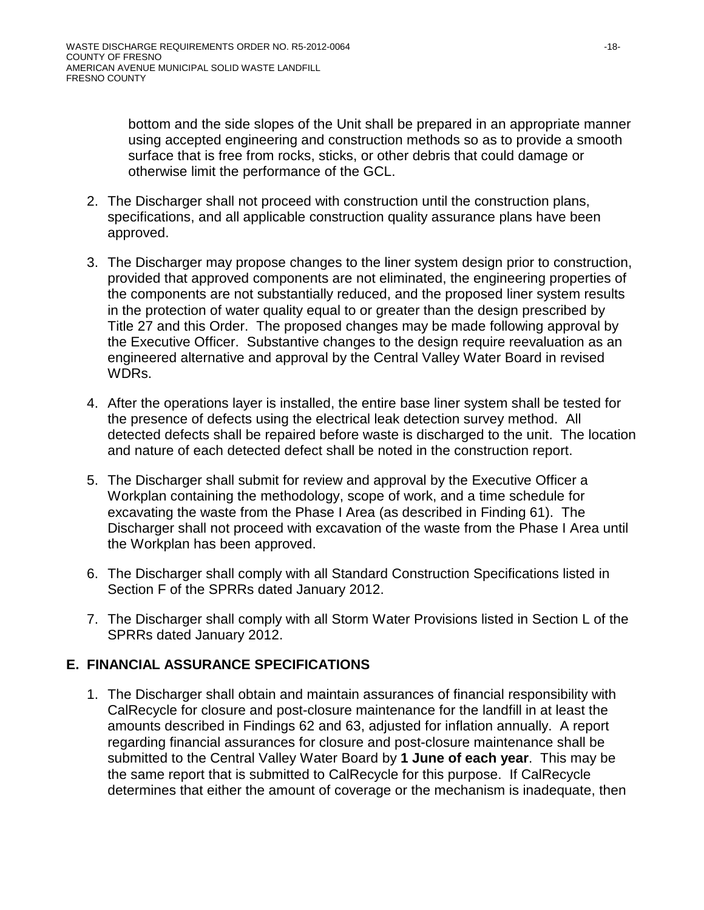bottom and the side slopes of the Unit shall be prepared in an appropriate manner using accepted engineering and construction methods so as to provide a smooth surface that is free from rocks, sticks, or other debris that could damage or otherwise limit the performance of the GCL.

2. The Discharger shall not proceed with construction until the construction plans, specifications, and all applicable construction quality assurance plans have been approved.

3. The Discharger may propose changes to the liner system design prior to construction, provided that approved components are not eliminated, the engineering properties of the components are not substantially reduced, and the proposed liner system results in the protection of water quality equal to or greater than the design prescribed by Title 27 and this Order. The proposed changes may be made following approval by the Executive Officer. Substantive changes to the design require reevaluation as an engineered alternative and approval by the Central Valley Water Board in revised WDRs.

4. After the operations layer is installed, the entire base liner system shall be tested for the presence of defects using the electrical leak detection survey method. All detected defects shall be repaired before waste is discharged to the unit. The location and nature of each detected defect shall be noted in the construction report.

5. The Discharger shall submit for review and approval by the Executive Officer a Workplan containing the methodology, scope of work, and a time schedule for excavating the waste from the Phase I Area (as described in Finding 61). The Discharger shall not proceed with excavation of the waste from the Phase I Area until the Workplan has been approved.

6. The Discharger shall comply with all Standard Construction Specifications listed in Section F of the SPRRs dated January 2012.

7. The Discharger shall comply with all Storm Water Provisions listed in Section L of the SPRRs dated January 2012.

## E. FINANCIAL ASSURANCE SPECIFICATIONS

1. The Discharger shall obtain and maintain assurances of financial responsibility with CalRecycle for closure and post-closure maintenance for the landfill in at least the amounts described in Findings 62 and 63, adjusted for inflation annually. A report regarding financial assurances for closure and post-closure maintenance shall be submitted to the Central Valley Water Board by **1 June of each year**. This may be the same report that is submitted to CalRecycle for this purpose. If CalRecycle determines that either the amount of coverage or the mechanism is inadequate, then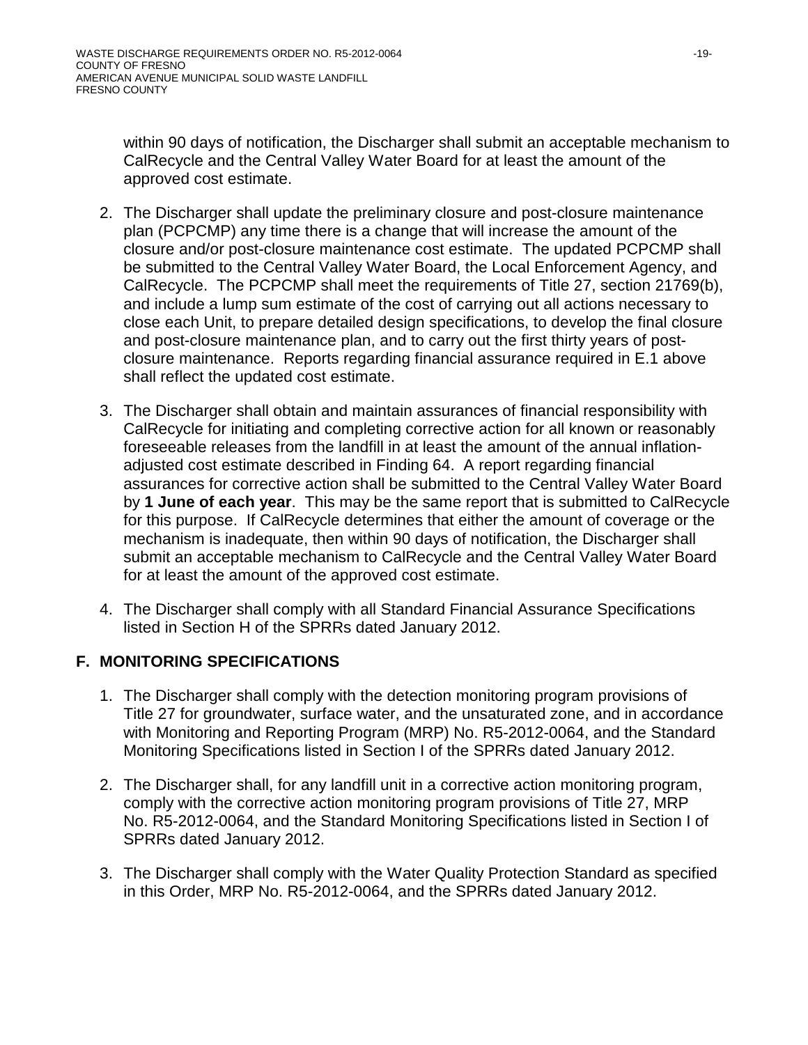within 90 days of notification, the Discharger shall submit an acceptable mechanism to CalRecycle and the Central Valley Water Board for at least the amount of the approved cost estimate.

2. The Discharger shall update the preliminary closure and post-closure maintenance plan (PCPCMP) any time there is a change that will increase the amount of the closure and/or post-closure maintenance cost estimate. The updated PCPCMP shall be submitted to the Central Valley Water Board, the Local Enforcement Agency, and CalRecycle. The PCPCMP shall meet the requirements of Title 27, section 21769(b), and include a lump sum estimate of the cost of carrying out all actions necessary to close each Unit, to prepare detailed design specifications, to develop the final closure and post-closure maintenance plan, and to carry out the first thirty years of post-closure maintenance. Reports regarding financial assurance required in E.1 above shall reflect the updated cost estimate.

3. The Discharger shall obtain and maintain assurances of financial responsibility with CalRecycle for initiating and completing corrective action for all known or reasonably foreseeable releases from the landfill in at least the amount of the annual inflation-adjusted cost estimate described in Finding 64. A report regarding financial assurances for corrective action shall be submitted to the Central Valley Water Board by **1 June of each year**. This may be the same report that is submitted to CalRecycle for this purpose. If CalRecycle determines that either the amount of coverage or the mechanism is inadequate, then within 90 days of notification, the Discharger shall submit an acceptable mechanism to CalRecycle and the Central Valley Water Board for at least the amount of the approved cost estimate.

4. The Discharger shall comply with all Standard Financial Assurance Specifications listed in Section H of the SPRRs dated January 2012.

## F. MONITORING SPECIFICATIONS

1. The Discharger shall comply with the detection monitoring program provisions of Title 27 for groundwater, surface water, and the unsaturated zone, and in accordance with Monitoring and Reporting Program (MRP) No. R5-2012-0064, and the Standard Monitoring Specifications listed in Section I of the SPRRs dated January 2012.

2. The Discharger shall, for any landfill unit in a corrective action monitoring program, comply with the corrective action monitoring program provisions of Title 27, MRP No. R5-2012-0064, and the Standard Monitoring Specifications listed in Section I of SPRRs dated January 2012.

3. The Discharger shall comply with the Water Quality Protection Standard as specified in this Order, MRP No. R5-2012-0064, and the SPRRs dated January 2012.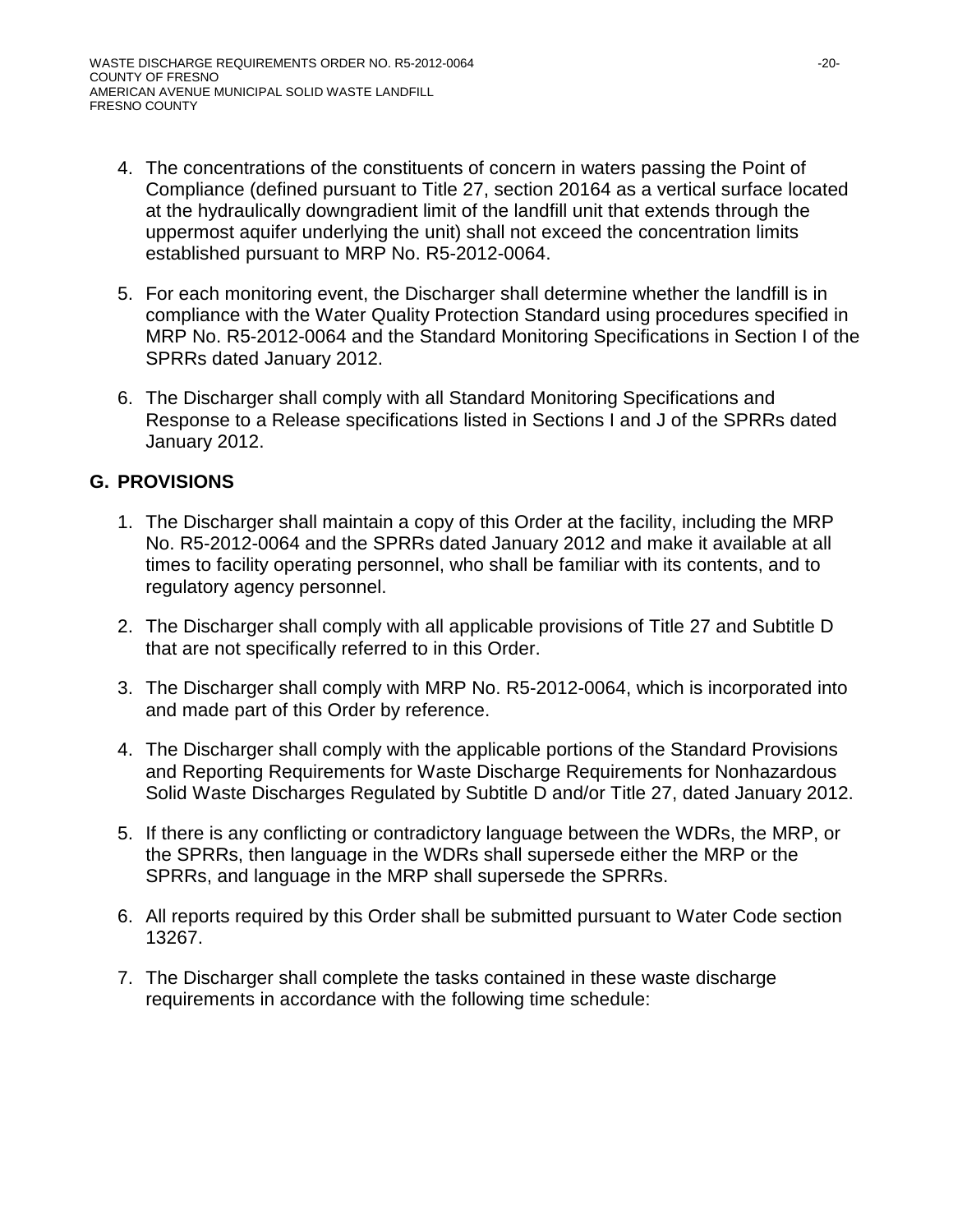4. The concentrations of the constituents of concern in waters passing the Point of Compliance (defined pursuant to Title 27, section 20164 as a vertical surface located at the hydraulically downgradient limit of the landfill unit that extends through the uppermost aquifer underlying the unit) shall not exceed the concentration limits established pursuant to MRP No. R5-2012-0064.

5. For each monitoring event, the Discharger shall determine whether the landfill is in compliance with the Water Quality Protection Standard using procedures specified in MRP No. R5-2012-0064 and the Standard Monitoring Specifications in Section I of the SPRRs dated January 2012.

6. The Discharger shall comply with all Standard Monitoring Specifications and Response to a Release specifications listed in Sections I and J of the SPRRs dated January 2012.

## G. PROVISIONS

1. The Discharger shall maintain a copy of this Order at the facility, including the MRP No. R5-2012-0064 and the SPRRs dated January 2012 and make it available at all times to facility operating personnel, who shall be familiar with its contents, and to regulatory agency personnel.

2. The Discharger shall comply with all applicable provisions of Title 27 and Subtitle D that are not specifically referred to in this Order.

3. The Discharger shall comply with MRP No. R5-2012-0064, which is incorporated into and made part of this Order by reference.

4. The Discharger shall comply with the applicable portions of the Standard Provisions and Reporting Requirements for Waste Discharge Requirements for Nonhazardous Solid Waste Discharges Regulated by Subtitle D and/or Title 27, dated January 2012.

5. If there is any conflicting or contradictory language between the WDRs, the MRP, or the SPRRs, then language in the WDRs shall supersede either the MRP or the SPRRs, and language in the MRP shall supersede the SPRRs.

6. All reports required by this Order shall be submitted pursuant to Water Code section 13267.

7. The Discharger shall complete the tasks contained in these waste discharge requirements in accordance with the following time schedule: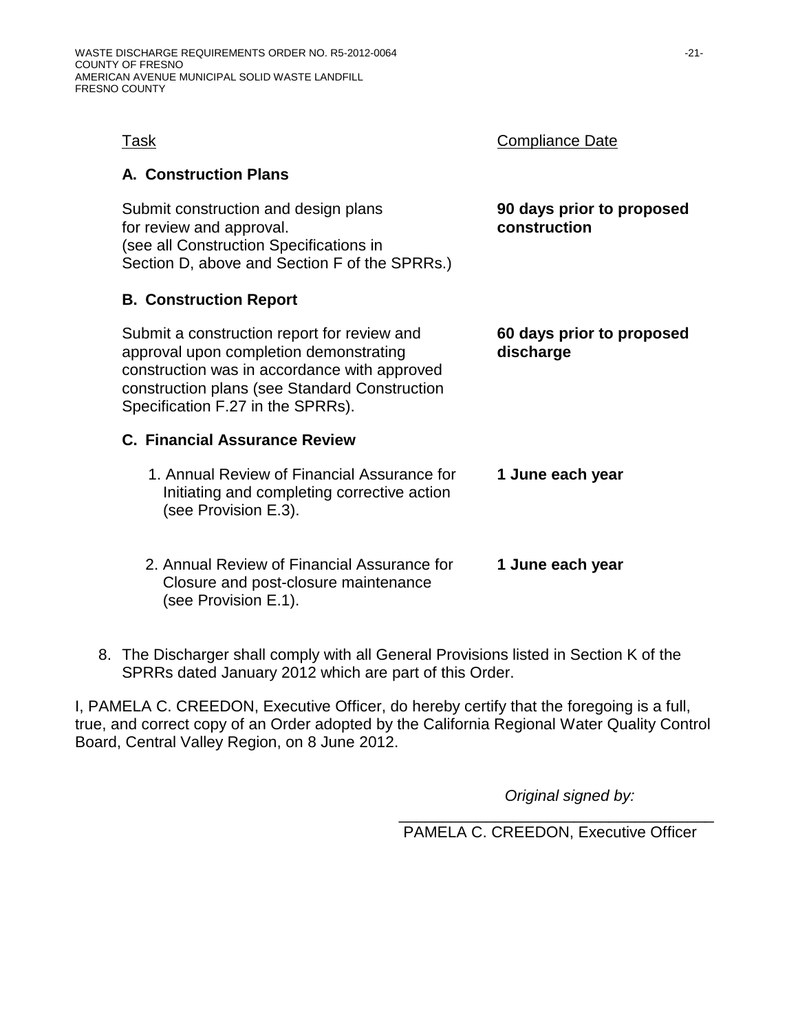| Task | Compliance Date |
|---|---|
| **A. Construction Plans** | |
| Submit construction and design plans for review and approval. (see all Construction Specifications in Section D, above and Section F of the SPRRs.) | **90 days prior to proposed construction** |
| **B. Construction Report** | |
| Submit a construction report for review and approval upon completion demonstrating construction was in accordance with approved construction plans (see Standard Construction Specification F.27 in the SPRRs). | **60 days prior to proposed discharge** |
| **C. Financial Assurance Review** | |
| 1. Annual Review of Financial Assurance for Initiating and completing corrective action (see Provision E.3). | **1 June each year** |
| 2. Annual Review of Financial Assurance for Closure and post-closure maintenance (see Provision E.1). | **1 June each year** |

8. The Discharger shall comply with all General Provisions listed in Section K of the SPRRs dated January 2012 which are part of this Order.

I, PAMELA C. CREEDON, Executive Officer, do hereby certify that the foregoing is a full, true, and correct copy of an Order adopted by the California Regional Water Quality Control Board, Central Valley Region, on 8 June 2012.

*Original signed by:*

PAMELA C. CREEDON, Executive Officer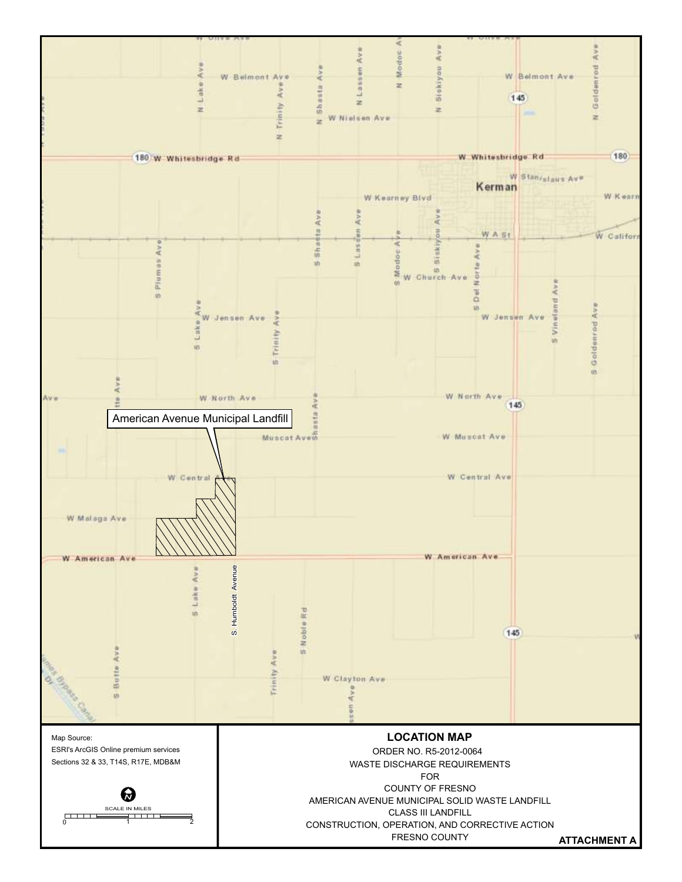American Avenue Municipal Landfill

Map Source:
ESRI's ArcGIS Online premium services
Sections 32 & 33, T14S, R17E, MDB&M

SCALE IN MILES

0 1 2

**LOCATION MAP**

ORDER NO. R5-2012-0064

WASTE DISCHARGE REQUIREMENTS

FOR

COUNTY OF FRESNO

AMERICAN AVENUE MUNICIPAL SOLID WASTE LANDFILL

CLASS III LANDFILL

CONSTRUCTION, OPERATION, AND CORRECTIVE ACTION

FRESNO COUNTY

**ATTACHMENT A**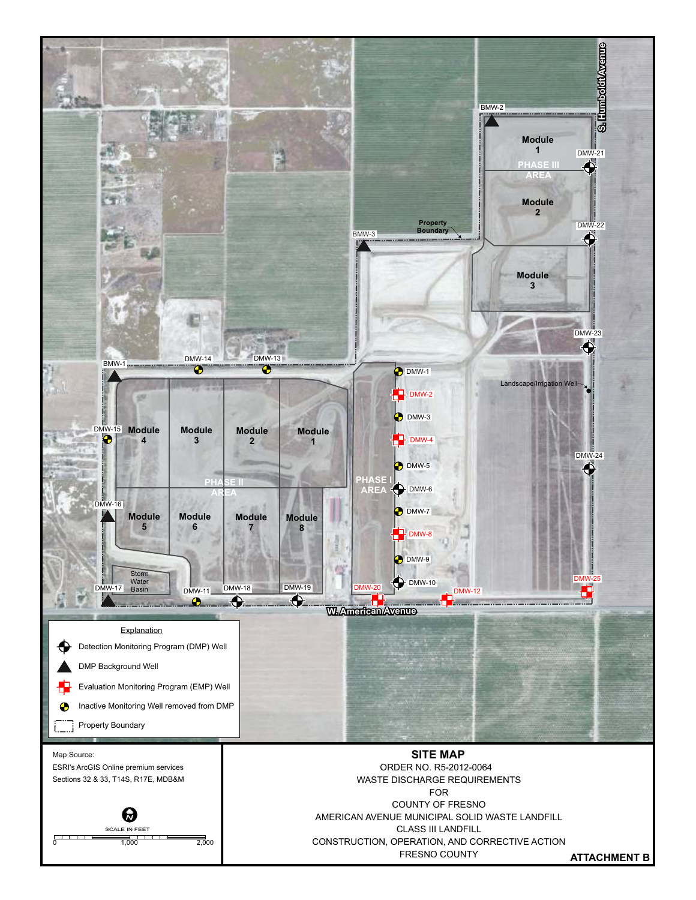Explanation

- Detection Monitoring Program (DMP) Well
- DMP Background Well
- Evaluation Monitoring Program (EMP) Well
- Inactive Monitoring Well removed from DMP
- Property Boundary

Map Source:
ESRI's ArcGIS Online premium services
Sections 32 & 33, T14S, R17E, MDB&M

SCALE IN FEET
0 1,000 2,000

# SITE MAP

ORDER NO. R5-2012-0064
WASTE DISCHARGE REQUIREMENTS
FOR
COUNTY OF FRESNO
AMERICAN AVENUE MUNICIPAL SOLID WASTE LANDFILL
CLASS III LANDFILL
CONSTRUCTION, OPERATION, AND CORRECTIVE ACTION
FRESNO COUNTY

**ATTACHMENT B**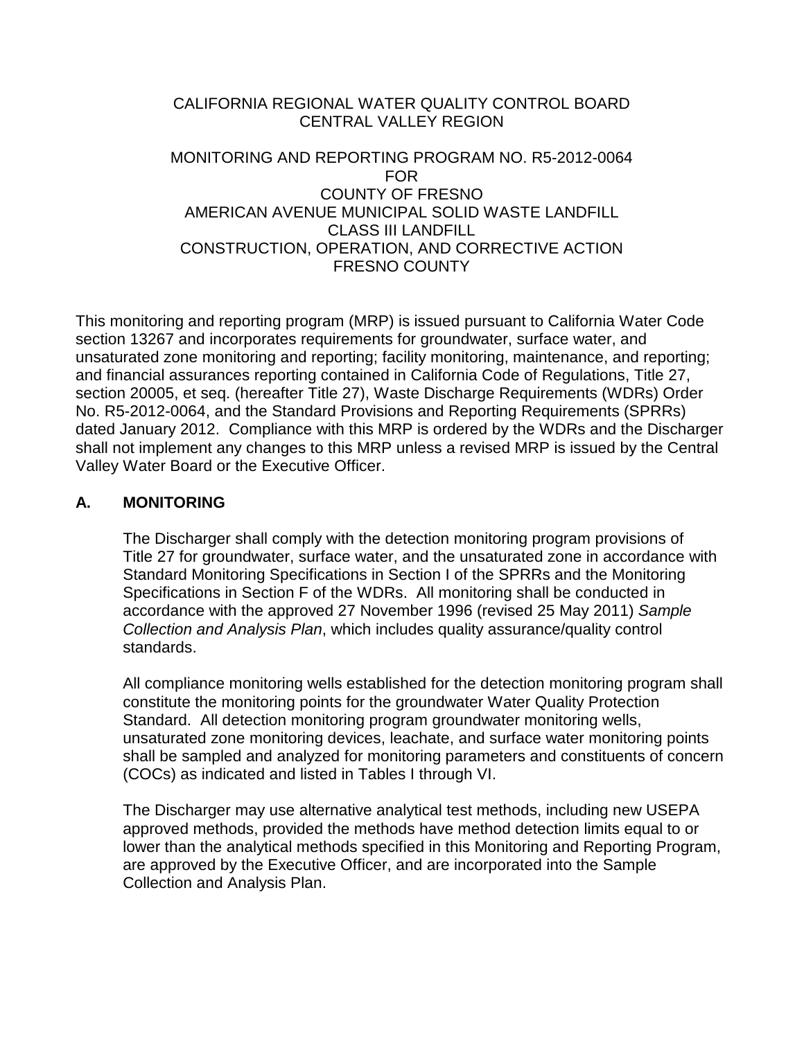CALIFORNIA REGIONAL WATER QUALITY CONTROL BOARD
CENTRAL VALLEY REGION

MONITORING AND REPORTING PROGRAM NO. R5-2012-0064
FOR
COUNTY OF FRESNO
AMERICAN AVENUE MUNICIPAL SOLID WASTE LANDFILL
CLASS III LANDFILL
CONSTRUCTION, OPERATION, AND CORRECTIVE ACTION
FRESNO COUNTY

This monitoring and reporting program (MRP) is issued pursuant to California Water Code section 13267 and incorporates requirements for groundwater, surface water, and unsaturated zone monitoring and reporting; facility monitoring, maintenance, and reporting; and financial assurances reporting contained in California Code of Regulations, Title 27, section 20005, et seq. (hereafter Title 27), Waste Discharge Requirements (WDRs) Order No. R5-2012-0064, and the Standard Provisions and Reporting Requirements (SPRRs) dated January 2012. Compliance with this MRP is ordered by the WDRs and the Discharger shall not implement any changes to this MRP unless a revised MRP is issued by the Central Valley Water Board or the Executive Officer.

## A. MONITORING

The Discharger shall comply with the detection monitoring program provisions of Title 27 for groundwater, surface water, and the unsaturated zone in accordance with Standard Monitoring Specifications in Section I of the SPRRs and the Monitoring Specifications in Section F of the WDRs. All monitoring shall be conducted in accordance with the approved 27 November 1996 (revised 25 May 2011) *Sample Collection and Analysis Plan*, which includes quality assurance/quality control standards.

All compliance monitoring wells established for the detection monitoring program shall constitute the monitoring points for the groundwater Water Quality Protection Standard. All detection monitoring program groundwater monitoring wells, unsaturated zone monitoring devices, leachate, and surface water monitoring points shall be sampled and analyzed for monitoring parameters and constituents of concern (COCs) as indicated and listed in Tables I through VI.

The Discharger may use alternative analytical test methods, including new USEPA approved methods, provided the methods have method detection limits equal to or lower than the analytical methods specified in this Monitoring and Reporting Program, are approved by the Executive Officer, and are incorporated into the Sample Collection and Analysis Plan.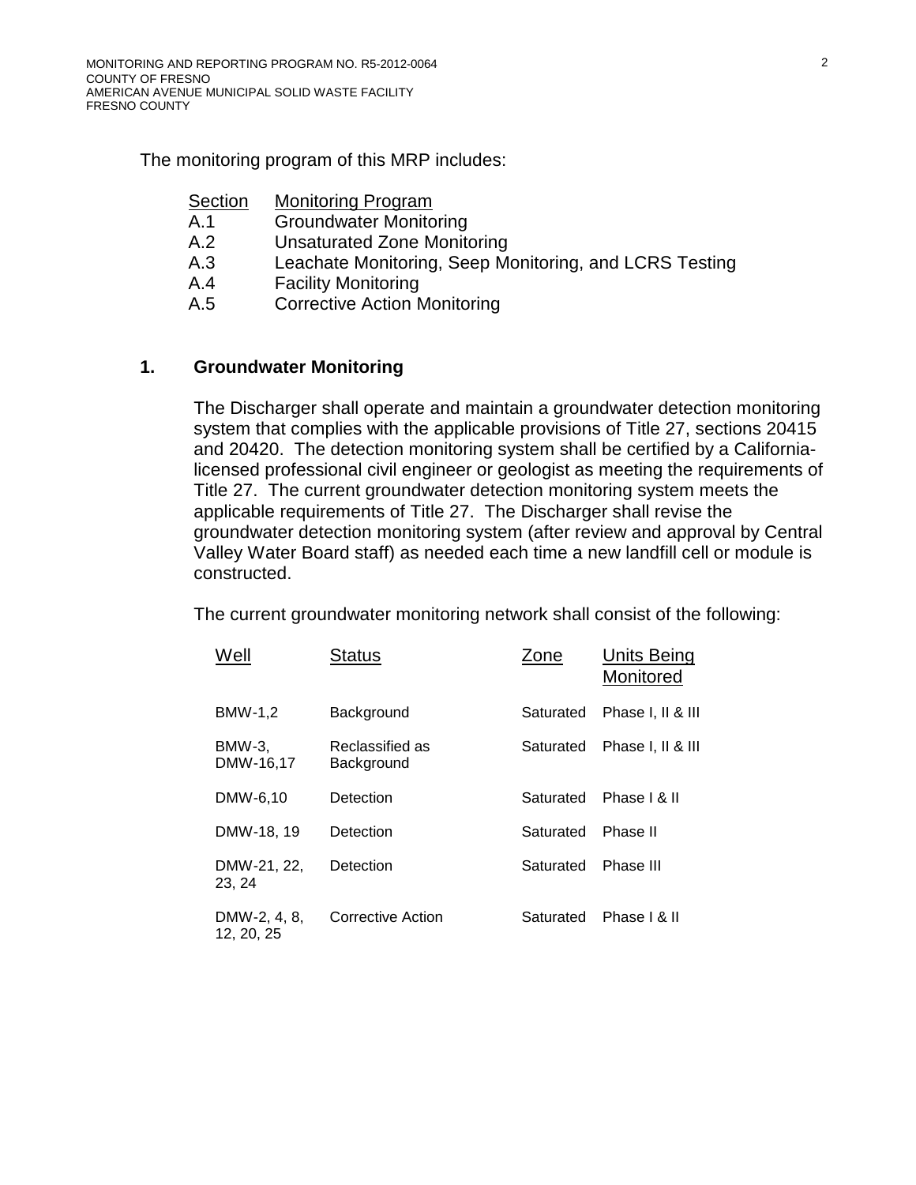The monitoring program of this MRP includes:

| Section | Monitoring Program |
|---|---|
| A.1 | Groundwater Monitoring |
| A.2 | Unsaturated Zone Monitoring |
| A.3 | Leachate Monitoring, Seep Monitoring, and LCRS Testing |
| A.4 | Facility Monitoring |
| A.5 | Corrective Action Monitoring |

## 1. Groundwater Monitoring

The Discharger shall operate and maintain a groundwater detection monitoring system that complies with the applicable provisions of Title 27, sections 20415 and 20420. The detection monitoring system shall be certified by a California-licensed professional civil engineer or geologist as meeting the requirements of Title 27. The current groundwater detection monitoring system meets the applicable requirements of Title 27. The Discharger shall revise the groundwater detection monitoring system (after review and approval by Central Valley Water Board staff) as needed each time a new landfill cell or module is constructed.

The current groundwater monitoring network shall consist of the following:

| Well | Status | Zone | Units Being Monitored |
|---|---|---|---|
| BMW-1,2 | Background | Saturated | Phase I, II & III |
| BMW-3, DMW-16,17 | Reclassified as Background | Saturated | Phase I, II & III |
| DMW-6,10 | Detection | Saturated | Phase I & II |
| DMW-18, 19 | Detection | Saturated | Phase II |
| DMW-21, 22, 23, 24 | Detection | Saturated | Phase III |
| DMW-2, 4, 8, 12, 20, 25 | Corrective Action | Saturated | Phase I & II |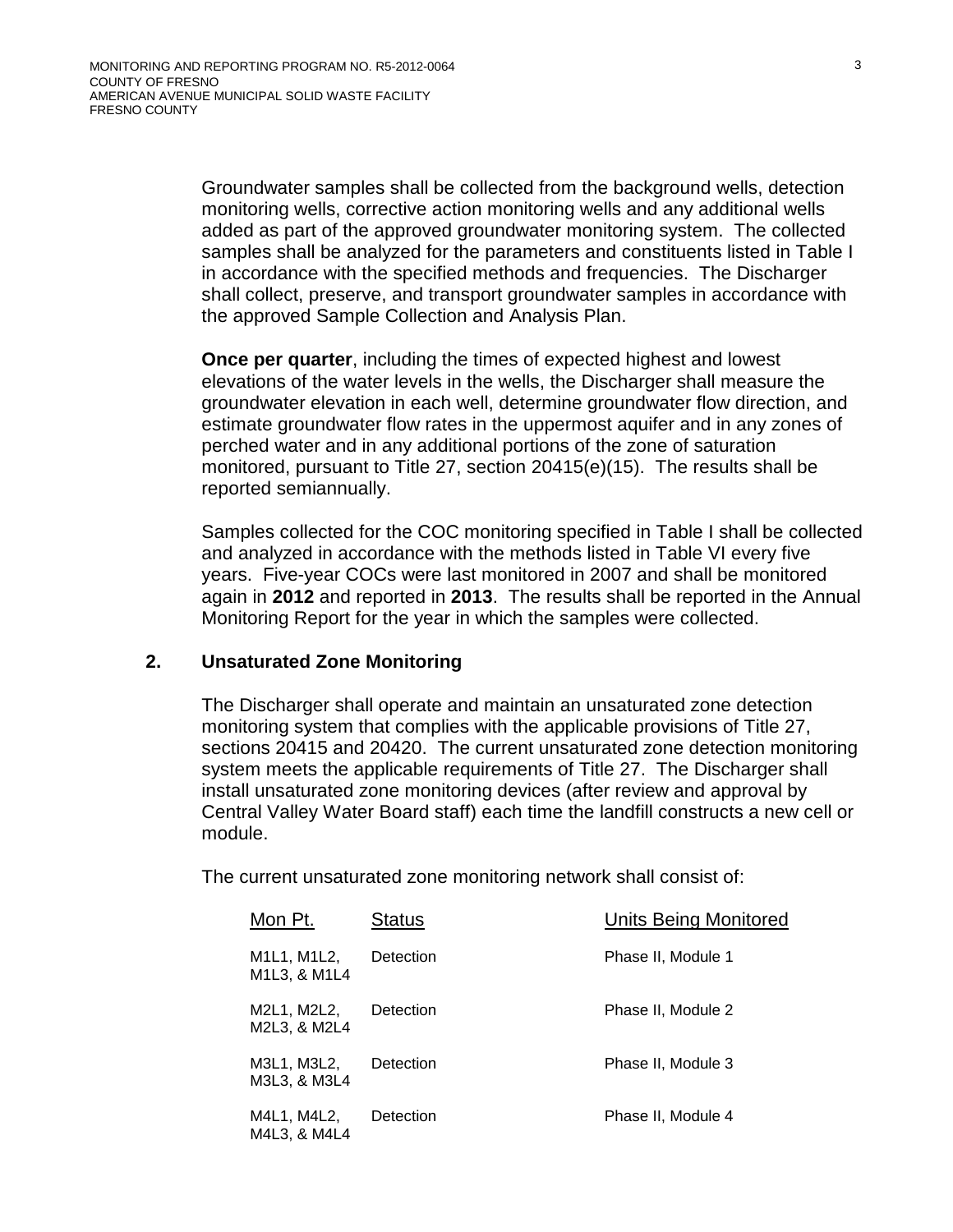Groundwater samples shall be collected from the background wells, detection monitoring wells, corrective action monitoring wells and any additional wells added as part of the approved groundwater monitoring system. The collected samples shall be analyzed for the parameters and constituents listed in Table I in accordance with the specified methods and frequencies. The Discharger shall collect, preserve, and transport groundwater samples in accordance with the approved Sample Collection and Analysis Plan.

**Once per quarter**, including the times of expected highest and lowest elevations of the water levels in the wells, the Discharger shall measure the groundwater elevation in each well, determine groundwater flow direction, and estimate groundwater flow rates in the uppermost aquifer and in any zones of perched water and in any additional portions of the zone of saturation monitored, pursuant to Title 27, section 20415(e)(15). The results shall be reported semiannually.

Samples collected for the COC monitoring specified in Table I shall be collected and analyzed in accordance with the methods listed in Table VI every five years. Five-year COCs were last monitored in 2007 and shall be monitored again in **2012** and reported in **2013**. The results shall be reported in the Annual Monitoring Report for the year in which the samples were collected.

## 2. Unsaturated Zone Monitoring

The Discharger shall operate and maintain an unsaturated zone detection monitoring system that complies with the applicable provisions of Title 27, sections 20415 and 20420. The current unsaturated zone detection monitoring system meets the applicable requirements of Title 27. The Discharger shall install unsaturated zone monitoring devices (after review and approval by Central Valley Water Board staff) each time the landfill constructs a new cell or module.

The current unsaturated zone monitoring network shall consist of:

| Mon Pt. | Status | Units Being Monitored |
|---|---|---|
| M1L1, M1L2, M1L3, & M1L4 | Detection | Phase II, Module 1 |
| M2L1, M2L2, M2L3, & M2L4 | Detection | Phase II, Module 2 |
| M3L1, M3L2, M3L3, & M3L4 | Detection | Phase II, Module 3 |
| M4L1, M4L2, M4L3, & M4L4 | Detection | Phase II, Module 4 |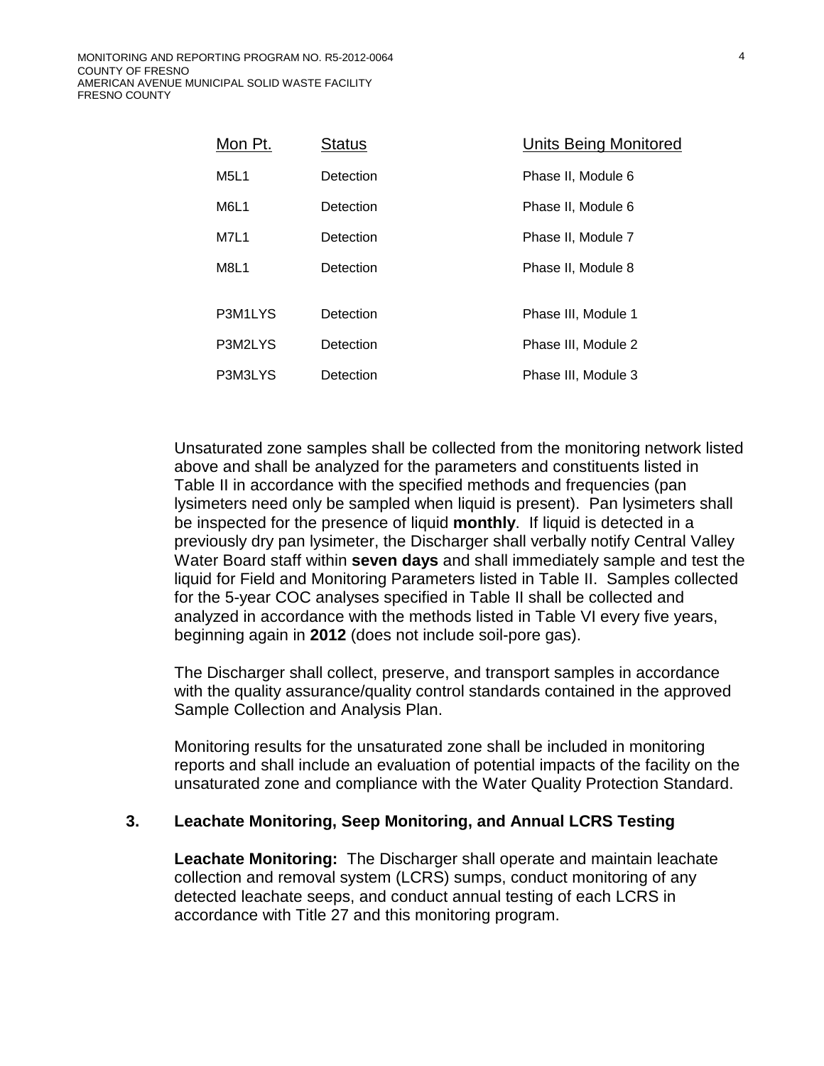| Mon Pt. | Status | Units Being Monitored |
|---|---|---|
| M5L1 | Detection | Phase II, Module 6 |
| M6L1 | Detection | Phase II, Module 6 |
| M7L1 | Detection | Phase II, Module 7 |
| M8L1 | Detection | Phase II, Module 8 |
| P3M1LYS | Detection | Phase III, Module 1 |
| P3M2LYS | Detection | Phase III, Module 2 |
| P3M3LYS | Detection | Phase III, Module 3 |

Unsaturated zone samples shall be collected from the monitoring network listed above and shall be analyzed for the parameters and constituents listed in Table II in accordance with the specified methods and frequencies (pan lysimeters need only be sampled when liquid is present). Pan lysimeters shall be inspected for the presence of liquid **monthly**. If liquid is detected in a previously dry pan lysimeter, the Discharger shall verbally notify Central Valley Water Board staff within **seven days** and shall immediately sample and test the liquid for Field and Monitoring Parameters listed in Table II. Samples collected for the 5-year COC analyses specified in Table II shall be collected and analyzed in accordance with the methods listed in Table VI every five years, beginning again in **2012** (does not include soil-pore gas).

The Discharger shall collect, preserve, and transport samples in accordance with the quality assurance/quality control standards contained in the approved Sample Collection and Analysis Plan.

Monitoring results for the unsaturated zone shall be included in monitoring reports and shall include an evaluation of potential impacts of the facility on the unsaturated zone and compliance with the Water Quality Protection Standard.

### 3. Leachate Monitoring, Seep Monitoring, and Annual LCRS Testing

**Leachate Monitoring:** The Discharger shall operate and maintain leachate collection and removal system (LCRS) sumps, conduct monitoring of any detected leachate seeps, and conduct annual testing of each LCRS in accordance with Title 27 and this monitoring program.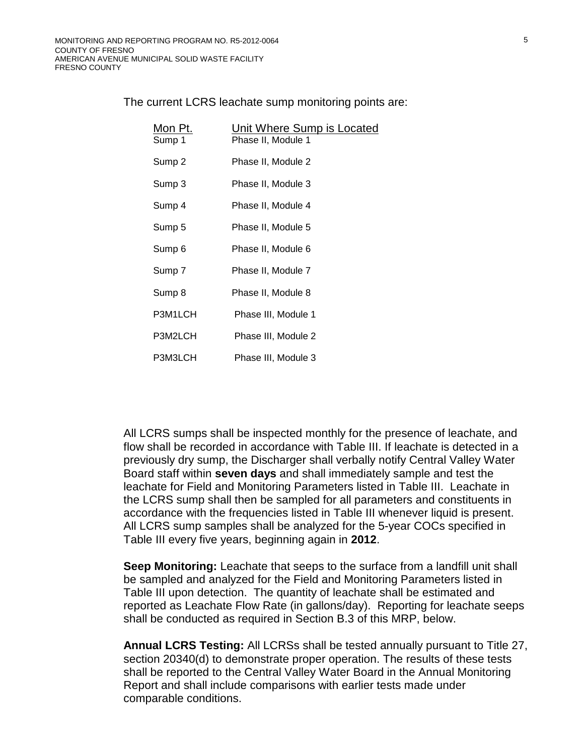The current LCRS leachate sump monitoring points are:

| Mon Pt. | Unit Where Sump is Located |
|---|---|
| Sump 1 | Phase II, Module 1 |
| Sump 2 | Phase II, Module 2 |
| Sump 3 | Phase II, Module 3 |
| Sump 4 | Phase II, Module 4 |
| Sump 5 | Phase II, Module 5 |
| Sump 6 | Phase II, Module 6 |
| Sump 7 | Phase II, Module 7 |
| Sump 8 | Phase II, Module 8 |
| P3M1LCH | Phase III, Module 1 |
| P3M2LCH | Phase III, Module 2 |
| P3M3LCH | Phase III, Module 3 |

All LCRS sumps shall be inspected monthly for the presence of leachate, and flow shall be recorded in accordance with Table III. If leachate is detected in a previously dry sump, the Discharger shall verbally notify Central Valley Water Board staff within **seven days** and shall immediately sample and test the leachate for Field and Monitoring Parameters listed in Table III. Leachate in the LCRS sump shall then be sampled for all parameters and constituents in accordance with the frequencies listed in Table III whenever liquid is present. All LCRS sump samples shall be analyzed for the 5-year COCs specified in Table III every five years, beginning again in **2012**.

**Seep Monitoring:** Leachate that seeps to the surface from a landfill unit shall be sampled and analyzed for the Field and Monitoring Parameters listed in Table III upon detection. The quantity of leachate shall be estimated and reported as Leachate Flow Rate (in gallons/day). Reporting for leachate seeps shall be conducted as required in Section B.3 of this MRP, below.

**Annual LCRS Testing:** All LCRSs shall be tested annually pursuant to Title 27, section 20340(d) to demonstrate proper operation. The results of these tests shall be reported to the Central Valley Water Board in the Annual Monitoring Report and shall include comparisons with earlier tests made under comparable conditions.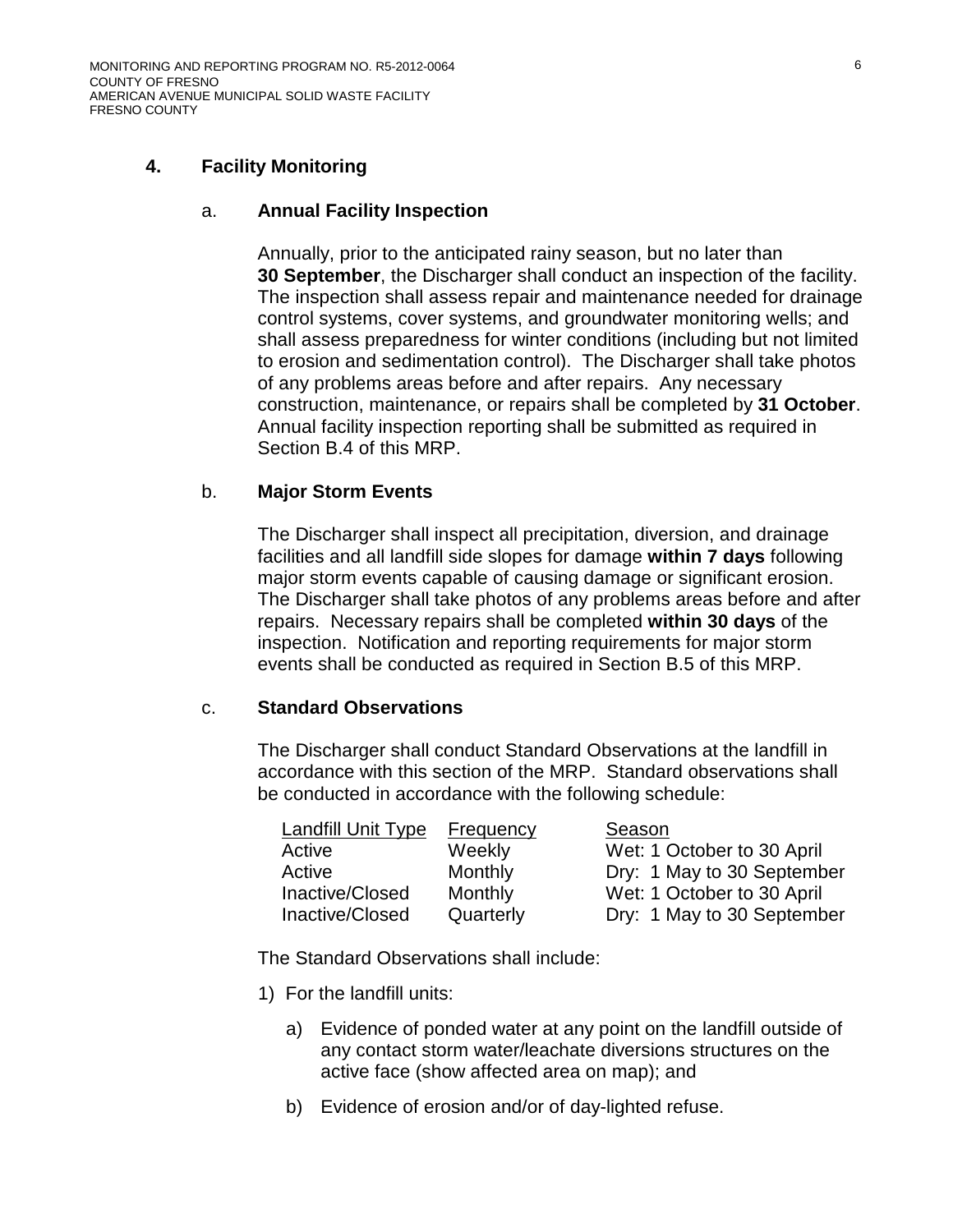## 4. Facility Monitoring

### a. Annual Facility Inspection

Annually, prior to the anticipated rainy season, but no later than **30 September**, the Discharger shall conduct an inspection of the facility. The inspection shall assess repair and maintenance needed for drainage control systems, cover systems, and groundwater monitoring wells; and shall assess preparedness for winter conditions (including but not limited to erosion and sedimentation control). The Discharger shall take photos of any problems areas before and after repairs. Any necessary construction, maintenance, or repairs shall be completed by **31 October**. Annual facility inspection reporting shall be submitted as required in Section B.4 of this MRP.

### b. Major Storm Events

The Discharger shall inspect all precipitation, diversion, and drainage facilities and all landfill side slopes for damage **within 7 days** following major storm events capable of causing damage or significant erosion. The Discharger shall take photos of any problems areas before and after repairs. Necessary repairs shall be completed **within 30 days** of the inspection. Notification and reporting requirements for major storm events shall be conducted as required in Section B.5 of this MRP.

### c. Standard Observations

The Discharger shall conduct Standard Observations at the landfill in accordance with this section of the MRP. Standard observations shall be conducted in accordance with the following schedule:

| Landfill Unit Type | Frequency | Season |
|---|---|---|
| Active | Weekly | Wet: 1 October to 30 April |
| Active | Monthly | Dry: 1 May to 30 September |
| Inactive/Closed | Monthly | Wet: 1 October to 30 April |
| Inactive/Closed | Quarterly | Dry: 1 May to 30 September |

The Standard Observations shall include:

1) For the landfill units:

   a) Evidence of ponded water at any point on the landfill outside of any contact storm water/leachate diversions structures on the active face (show affected area on map); and

   b) Evidence of erosion and/or of day-lighted refuse.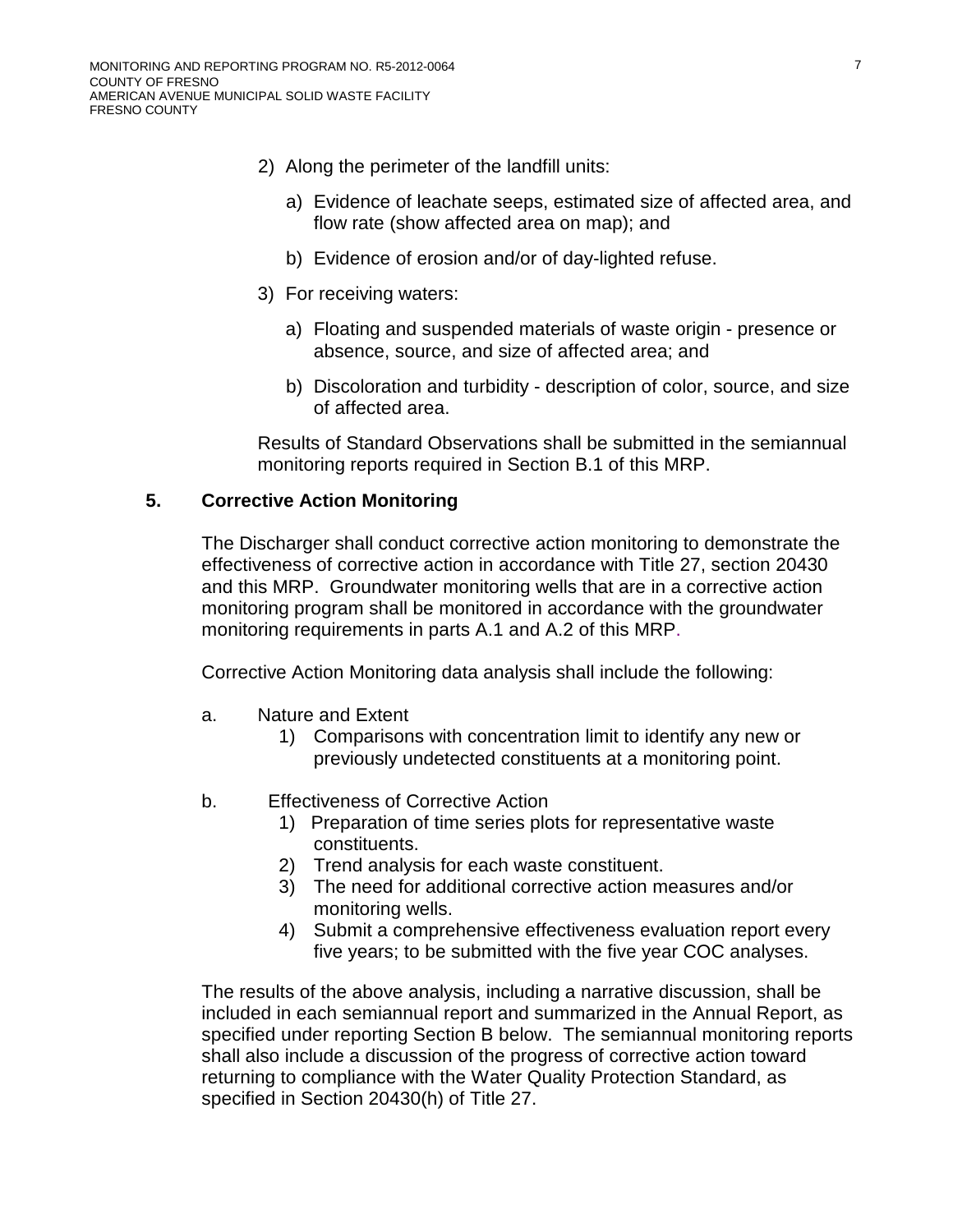2) Along the perimeter of the landfill units:

   a) Evidence of leachate seeps, estimated size of affected area, and flow rate (show affected area on map); and

   b) Evidence of erosion and/or of day-lighted refuse.

3) For receiving waters:

   a) Floating and suspended materials of waste origin - presence or absence, source, and size of affected area; and

   b) Discoloration and turbidity - description of color, source, and size of affected area.

Results of Standard Observations shall be submitted in the semiannual monitoring reports required in Section B.1 of this MRP.

**5. Corrective Action Monitoring**

The Discharger shall conduct corrective action monitoring to demonstrate the effectiveness of corrective action in accordance with Title 27, section 20430 and this MRP. Groundwater monitoring wells that are in a corrective action monitoring program shall be monitored in accordance with the groundwater monitoring requirements in parts A.1 and A.2 of this MRP.

Corrective Action Monitoring data analysis shall include the following:

a. Nature and Extent
   1) Comparisons with concentration limit to identify any new or previously undetected constituents at a monitoring point.

b. Effectiveness of Corrective Action
   1) Preparation of time series plots for representative waste constituents.
   2) Trend analysis for each waste constituent.
   3) The need for additional corrective action measures and/or monitoring wells.
   4) Submit a comprehensive effectiveness evaluation report every five years; to be submitted with the five year COC analyses.

The results of the above analysis, including a narrative discussion, shall be included in each semiannual report and summarized in the Annual Report, as specified under reporting Section B below. The semiannual monitoring reports shall also include a discussion of the progress of corrective action toward returning to compliance with the Water Quality Protection Standard, as specified in Section 20430(h) of Title 27.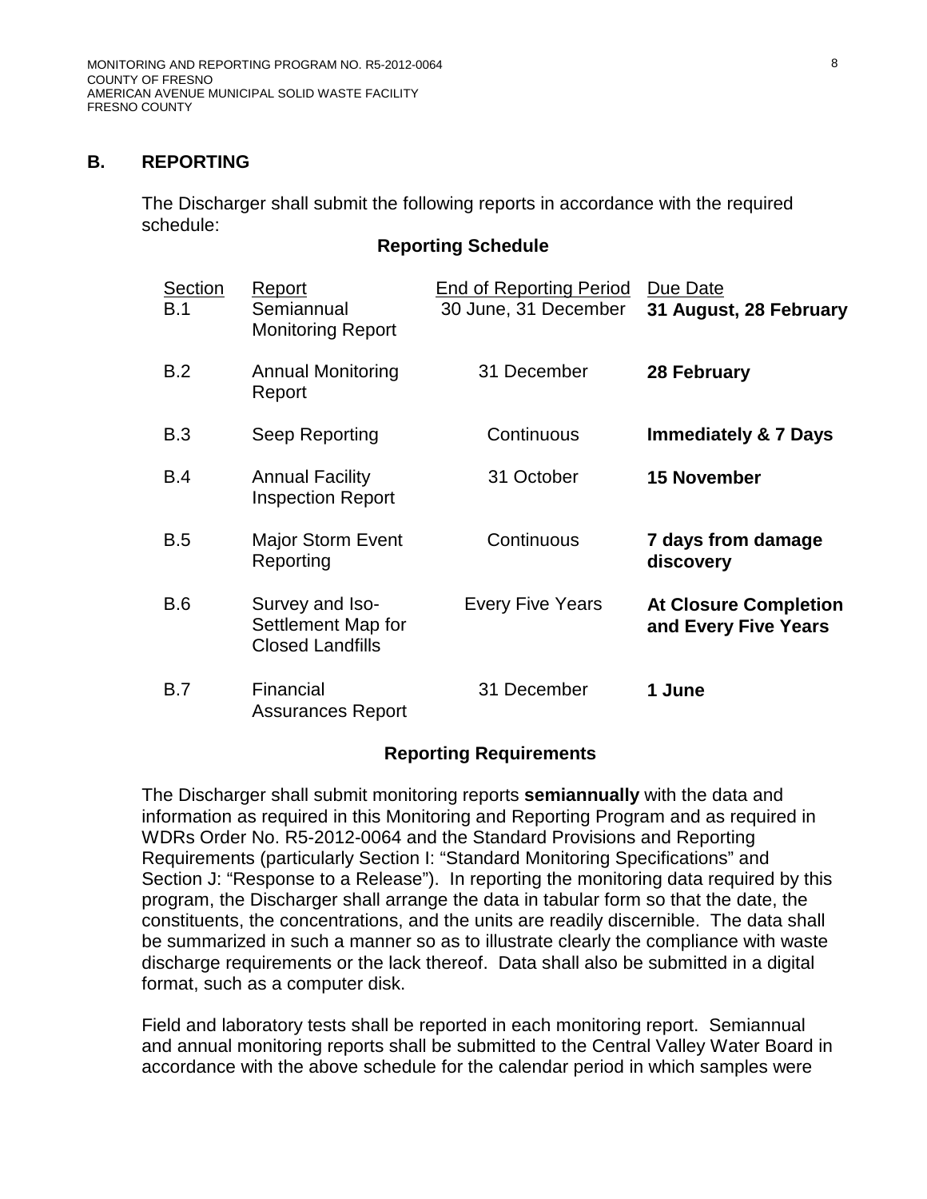## B. REPORTING

The Discharger shall submit the following reports in accordance with the required schedule:

**Reporting Schedule**

| Section | Report | End of Reporting Period | Due Date |
|---|---|---|---|
| B.1 | Semiannual Monitoring Report | 30 June, 31 December | **31 August, 28 February** |
| B.2 | Annual Monitoring Report | 31 December | **28 February** |
| B.3 | Seep Reporting | Continuous | **Immediately & 7 Days** |
| B.4 | Annual Facility Inspection Report | 31 October | **15 November** |
| B.5 | Major Storm Event Reporting | Continuous | **7 days from damage discovery** |
| B.6 | Survey and Iso-Settlement Map for Closed Landfills | Every Five Years | **At Closure Completion and Every Five Years** |
| B.7 | Financial Assurances Report | 31 December | **1 June** |

**Reporting Requirements**

The Discharger shall submit monitoring reports **semiannually** with the data and information as required in this Monitoring and Reporting Program and as required in WDRs Order No. R5-2012-0064 and the Standard Provisions and Reporting Requirements (particularly Section I: "Standard Monitoring Specifications" and Section J: "Response to a Release"). In reporting the monitoring data required by this program, the Discharger shall arrange the data in tabular form so that the date, the constituents, the concentrations, and the units are readily discernible. The data shall be summarized in such a manner so as to illustrate clearly the compliance with waste discharge requirements or the lack thereof. Data shall also be submitted in a digital format, such as a computer disk.

Field and laboratory tests shall be reported in each monitoring report. Semiannual and annual monitoring reports shall be submitted to the Central Valley Water Board in accordance with the above schedule for the calendar period in which samples were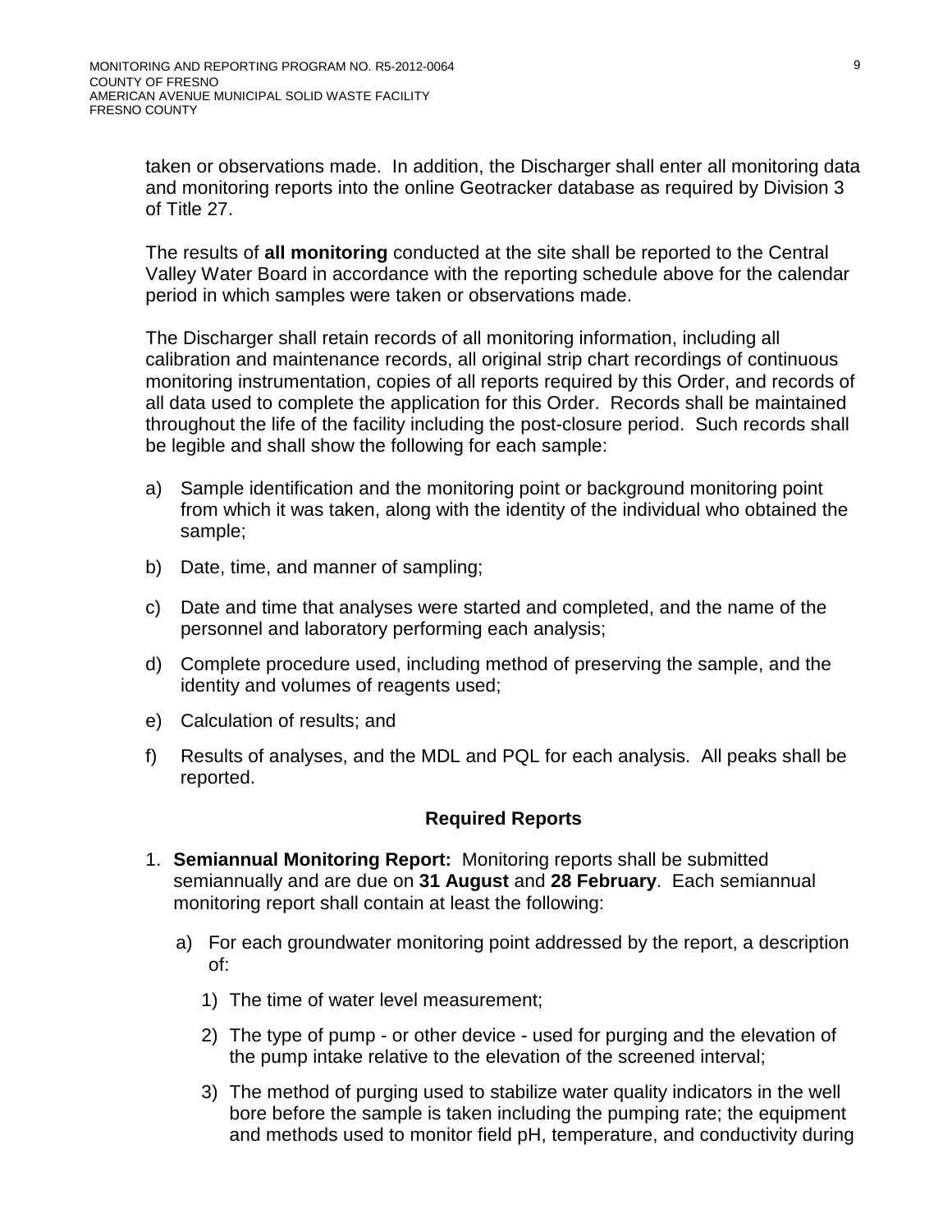taken or observations made. In addition, the Discharger shall enter all monitoring data and monitoring reports into the online Geotracker database as required by Division 3 of Title 27.

The results of **all monitoring** conducted at the site shall be reported to the Central Valley Water Board in accordance with the reporting schedule above for the calendar period in which samples were taken or observations made.

The Discharger shall retain records of all monitoring information, including all calibration and maintenance records, all original strip chart recordings of continuous monitoring instrumentation, copies of all reports required by this Order, and records of all data used to complete the application for this Order. Records shall be maintained throughout the life of the facility including the post-closure period. Such records shall be legible and shall show the following for each sample:

a) Sample identification and the monitoring point or background monitoring point from which it was taken, along with the identity of the individual who obtained the sample;

b) Date, time, and manner of sampling;

c) Date and time that analyses were started and completed, and the name of the personnel and laboratory performing each analysis;

d) Complete procedure used, including method of preserving the sample, and the identity and volumes of reagents used;

e) Calculation of results; and

f) Results of analyses, and the MDL and PQL for each analysis. All peaks shall be reported.

### Required Reports

1. **Semiannual Monitoring Report:** Monitoring reports shall be submitted semiannually and are due on **31 August** and **28 February**. Each semiannual monitoring report shall contain at least the following:

   a) For each groundwater monitoring point addressed by the report, a description of:

      1) The time of water level measurement;

      2) The type of pump - or other device - used for purging and the elevation of the pump intake relative to the elevation of the screened interval;

      3) The method of purging used to stabilize water quality indicators in the well bore before the sample is taken including the pumping rate; the equipment and methods used to monitor field pH, temperature, and conductivity during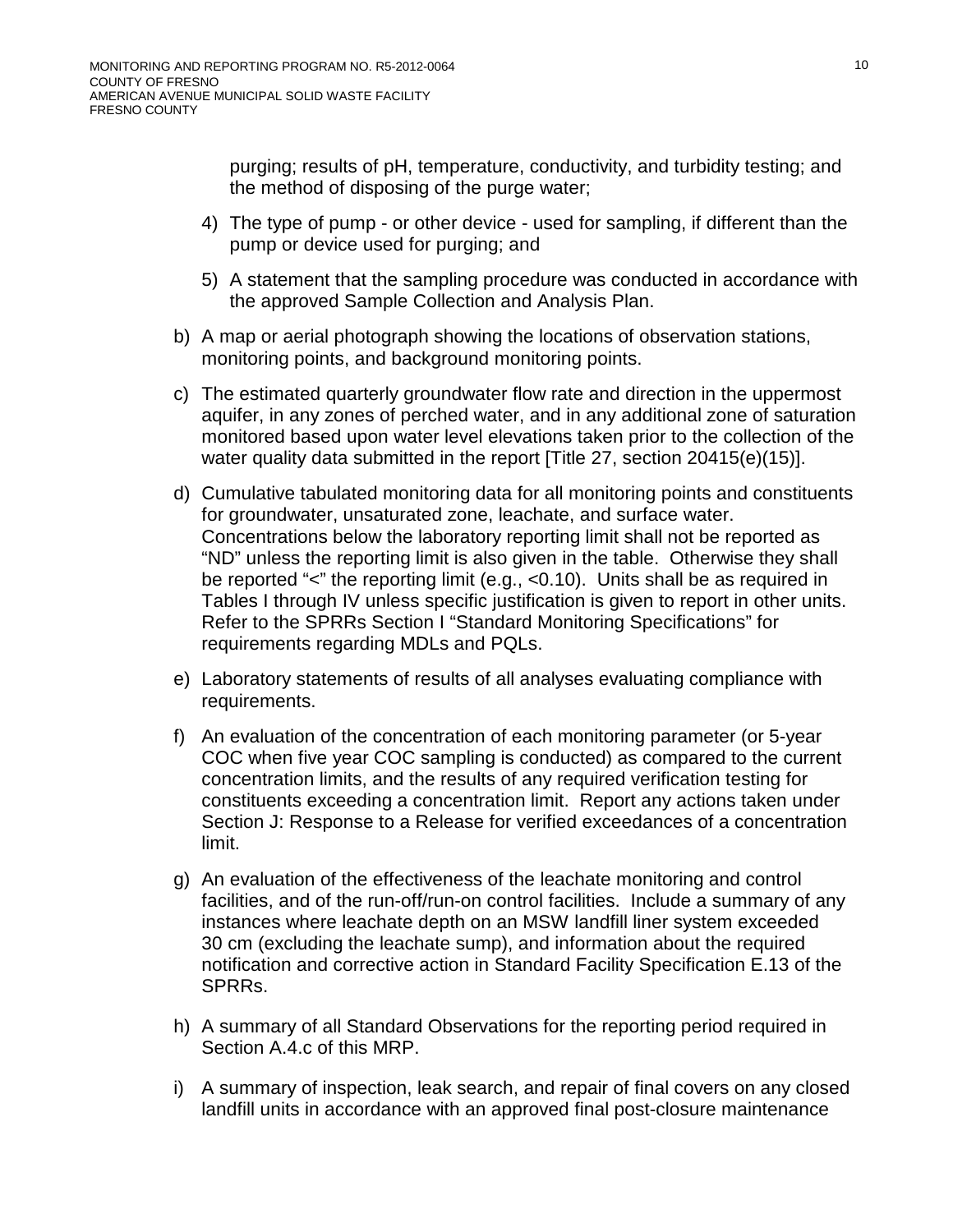purging; results of pH, temperature, conductivity, and turbidity testing; and the method of disposing of the purge water;

4) The type of pump - or other device - used for sampling, if different than the pump or device used for purging; and

5) A statement that the sampling procedure was conducted in accordance with the approved Sample Collection and Analysis Plan.

b) A map or aerial photograph showing the locations of observation stations, monitoring points, and background monitoring points.

c) The estimated quarterly groundwater flow rate and direction in the uppermost aquifer, in any zones of perched water, and in any additional zone of saturation monitored based upon water level elevations taken prior to the collection of the water quality data submitted in the report [Title 27, section 20415(e)(15)].

d) Cumulative tabulated monitoring data for all monitoring points and constituents for groundwater, unsaturated zone, leachate, and surface water. Concentrations below the laboratory reporting limit shall not be reported as "ND" unless the reporting limit is also given in the table. Otherwise they shall be reported "<" the reporting limit (e.g., <0.10). Units shall be as required in Tables I through IV unless specific justification is given to report in other units. Refer to the SPRRs Section I "Standard Monitoring Specifications" for requirements regarding MDLs and PQLs.

e) Laboratory statements of results of all analyses evaluating compliance with requirements.

f) An evaluation of the concentration of each monitoring parameter (or 5-year COC when five year COC sampling is conducted) as compared to the current concentration limits, and the results of any required verification testing for constituents exceeding a concentration limit. Report any actions taken under Section J: Response to a Release for verified exceedances of a concentration limit.

g) An evaluation of the effectiveness of the leachate monitoring and control facilities, and of the run-off/run-on control facilities. Include a summary of any instances where leachate depth on an MSW landfill liner system exceeded 30 cm (excluding the leachate sump), and information about the required notification and corrective action in Standard Facility Specification E.13 of the SPRRs.

h) A summary of all Standard Observations for the reporting period required in Section A.4.c of this MRP.

i) A summary of inspection, leak search, and repair of final covers on any closed landfill units in accordance with an approved final post-closure maintenance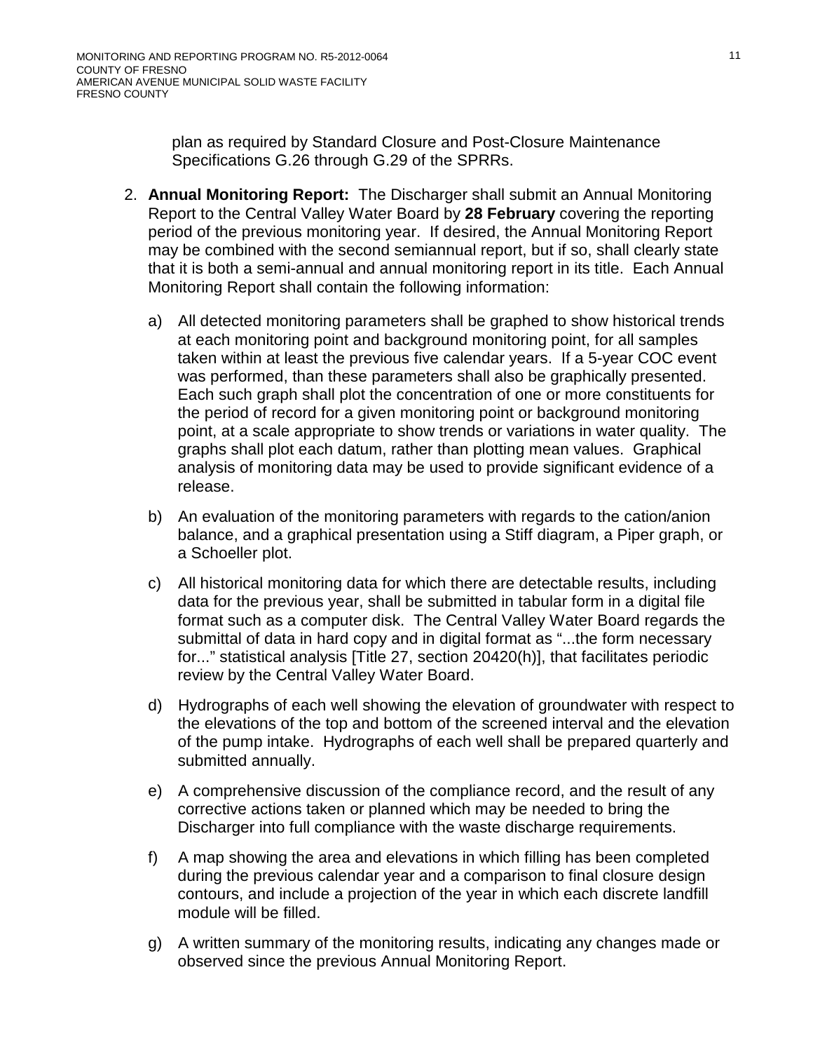plan as required by Standard Closure and Post-Closure Maintenance Specifications G.26 through G.29 of the SPRRs.

2. **Annual Monitoring Report:** The Discharger shall submit an Annual Monitoring Report to the Central Valley Water Board by **28 February** covering the reporting period of the previous monitoring year. If desired, the Annual Monitoring Report may be combined with the second semiannual report, but if so, shall clearly state that it is both a semi-annual and annual monitoring report in its title. Each Annual Monitoring Report shall contain the following information:

   a) All detected monitoring parameters shall be graphed to show historical trends at each monitoring point and background monitoring point, for all samples taken within at least the previous five calendar years. If a 5-year COC event was performed, than these parameters shall also be graphically presented. Each such graph shall plot the concentration of one or more constituents for the period of record for a given monitoring point or background monitoring point, at a scale appropriate to show trends or variations in water quality. The graphs shall plot each datum, rather than plotting mean values. Graphical analysis of monitoring data may be used to provide significant evidence of a release.

   b) An evaluation of the monitoring parameters with regards to the cation/anion balance, and a graphical presentation using a Stiff diagram, a Piper graph, or a Schoeller plot.

   c) All historical monitoring data for which there are detectable results, including data for the previous year, shall be submitted in tabular form in a digital file format such as a computer disk. The Central Valley Water Board regards the submittal of data in hard copy and in digital format as "...the form necessary for..." statistical analysis [Title 27, section 20420(h)], that facilitates periodic review by the Central Valley Water Board.

   d) Hydrographs of each well showing the elevation of groundwater with respect to the elevations of the top and bottom of the screened interval and the elevation of the pump intake. Hydrographs of each well shall be prepared quarterly and submitted annually.

   e) A comprehensive discussion of the compliance record, and the result of any corrective actions taken or planned which may be needed to bring the Discharger into full compliance with the waste discharge requirements.

   f) A map showing the area and elevations in which filling has been completed during the previous calendar year and a comparison to final closure design contours, and include a projection of the year in which each discrete landfill module will be filled.

   g) A written summary of the monitoring results, indicating any changes made or observed since the previous Annual Monitoring Report.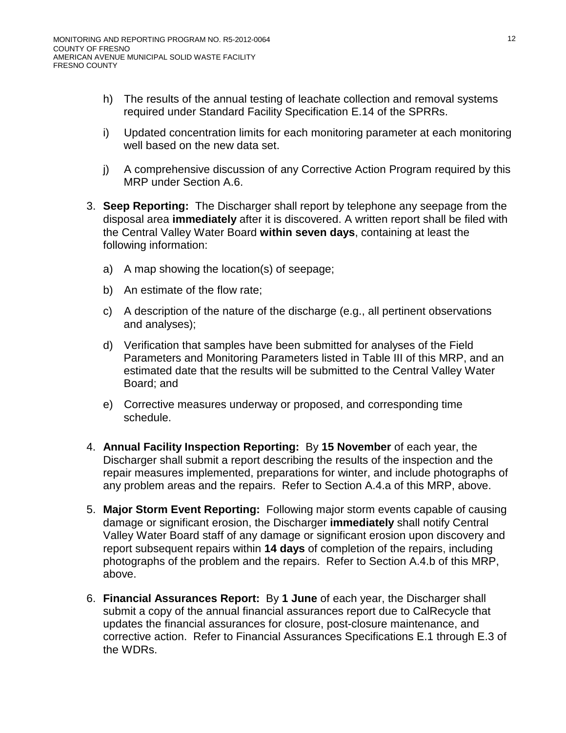h) The results of the annual testing of leachate collection and removal systems required under Standard Facility Specification E.14 of the SPRRs.

i) Updated concentration limits for each monitoring parameter at each monitoring well based on the new data set.

j) A comprehensive discussion of any Corrective Action Program required by this MRP under Section A.6.

3. **Seep Reporting:** The Discharger shall report by telephone any seepage from the disposal area **immediately** after it is discovered. A written report shall be filed with the Central Valley Water Board **within seven days**, containing at least the following information:

   a) A map showing the location(s) of seepage;

   b) An estimate of the flow rate;

   c) A description of the nature of the discharge (e.g., all pertinent observations and analyses);

   d) Verification that samples have been submitted for analyses of the Field Parameters and Monitoring Parameters listed in Table III of this MRP, and an estimated date that the results will be submitted to the Central Valley Water Board; and

   e) Corrective measures underway or proposed, and corresponding time schedule.

4. **Annual Facility Inspection Reporting:** By **15 November** of each year, the Discharger shall submit a report describing the results of the inspection and the repair measures implemented, preparations for winter, and include photographs of any problem areas and the repairs. Refer to Section A.4.a of this MRP, above.

5. **Major Storm Event Reporting:** Following major storm events capable of causing damage or significant erosion, the Discharger **immediately** shall notify Central Valley Water Board staff of any damage or significant erosion upon discovery and report subsequent repairs within **14 days** of completion of the repairs, including photographs of the problem and the repairs. Refer to Section A.4.b of this MRP, above.

6. **Financial Assurances Report:** By **1 June** of each year, the Discharger shall submit a copy of the annual financial assurances report due to CalRecycle that updates the financial assurances for closure, post-closure maintenance, and corrective action. Refer to Financial Assurances Specifications E.1 through E.3 of the WDRs.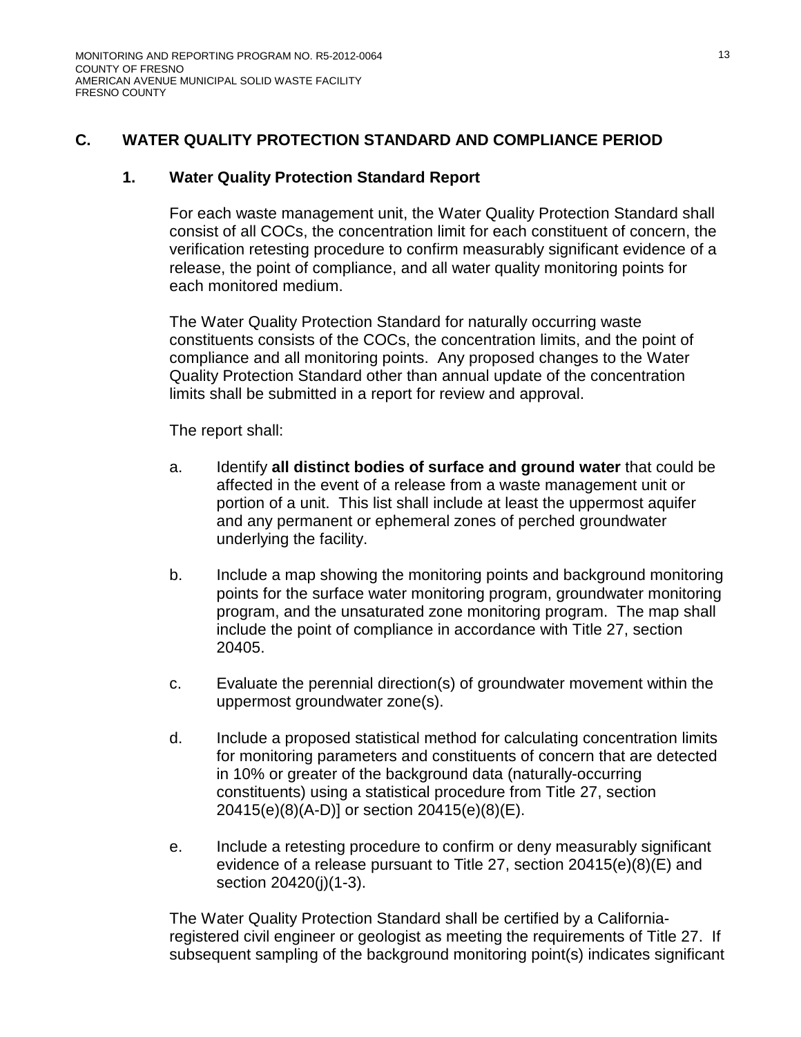## C. WATER QUALITY PROTECTION STANDARD AND COMPLIANCE PERIOD

### 1. Water Quality Protection Standard Report

For each waste management unit, the Water Quality Protection Standard shall consist of all COCs, the concentration limit for each constituent of concern, the verification retesting procedure to confirm measurably significant evidence of a release, the point of compliance, and all water quality monitoring points for each monitored medium.

The Water Quality Protection Standard for naturally occurring waste constituents consists of the COCs, the concentration limits, and the point of compliance and all monitoring points. Any proposed changes to the Water Quality Protection Standard other than annual update of the concentration limits shall be submitted in a report for review and approval.

The report shall:

a. Identify **all distinct bodies of surface and ground water** that could be affected in the event of a release from a waste management unit or portion of a unit. This list shall include at least the uppermost aquifer and any permanent or ephemeral zones of perched groundwater underlying the facility.

b. Include a map showing the monitoring points and background monitoring points for the surface water monitoring program, groundwater monitoring program, and the unsaturated zone monitoring program. The map shall include the point of compliance in accordance with Title 27, section 20405.

c. Evaluate the perennial direction(s) of groundwater movement within the uppermost groundwater zone(s).

d. Include a proposed statistical method for calculating concentration limits for monitoring parameters and constituents of concern that are detected in 10% or greater of the background data (naturally-occurring constituents) using a statistical procedure from Title 27, section 20415(e)(8)(A-D)] or section 20415(e)(8)(E).

e. Include a retesting procedure to confirm or deny measurably significant evidence of a release pursuant to Title 27, section 20415(e)(8)(E) and section 20420(j)(1-3).

The Water Quality Protection Standard shall be certified by a California-registered civil engineer or geologist as meeting the requirements of Title 27. If subsequent sampling of the background monitoring point(s) indicates significant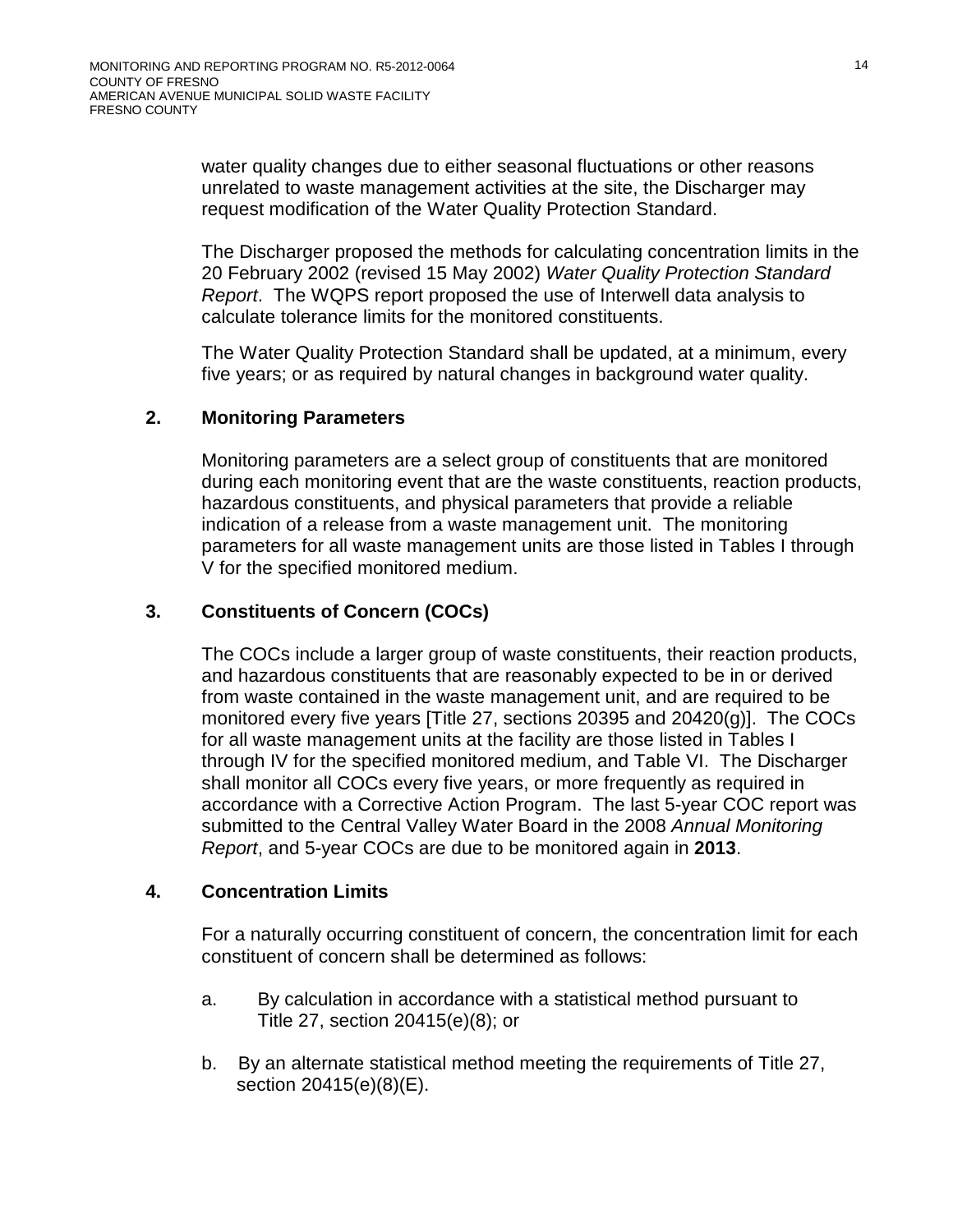water quality changes due to either seasonal fluctuations or other reasons unrelated to waste management activities at the site, the Discharger may request modification of the Water Quality Protection Standard.

The Discharger proposed the methods for calculating concentration limits in the 20 February 2002 (revised 15 May 2002) *Water Quality Protection Standard Report*. The WQPS report proposed the use of Interwell data analysis to calculate tolerance limits for the monitored constituents.

The Water Quality Protection Standard shall be updated, at a minimum, every five years; or as required by natural changes in background water quality.

**2. Monitoring Parameters**

Monitoring parameters are a select group of constituents that are monitored during each monitoring event that are the waste constituents, reaction products, hazardous constituents, and physical parameters that provide a reliable indication of a release from a waste management unit. The monitoring parameters for all waste management units are those listed in Tables I through V for the specified monitored medium.

**3. Constituents of Concern (COCs)**

The COCs include a larger group of waste constituents, their reaction products, and hazardous constituents that are reasonably expected to be in or derived from waste contained in the waste management unit, and are required to be monitored every five years [Title 27, sections 20395 and 20420(g)]. The COCs for all waste management units at the facility are those listed in Tables I through IV for the specified monitored medium, and Table VI. The Discharger shall monitor all COCs every five years, or more frequently as required in accordance with a Corrective Action Program. The last 5-year COC report was submitted to the Central Valley Water Board in the 2008 *Annual Monitoring Report*, and 5-year COCs are due to be monitored again in **2013**.

**4. Concentration Limits**

For a naturally occurring constituent of concern, the concentration limit for each constituent of concern shall be determined as follows:

a. By calculation in accordance with a statistical method pursuant to Title 27, section 20415(e)(8); or

b. By an alternate statistical method meeting the requirements of Title 27, section 20415(e)(8)(E).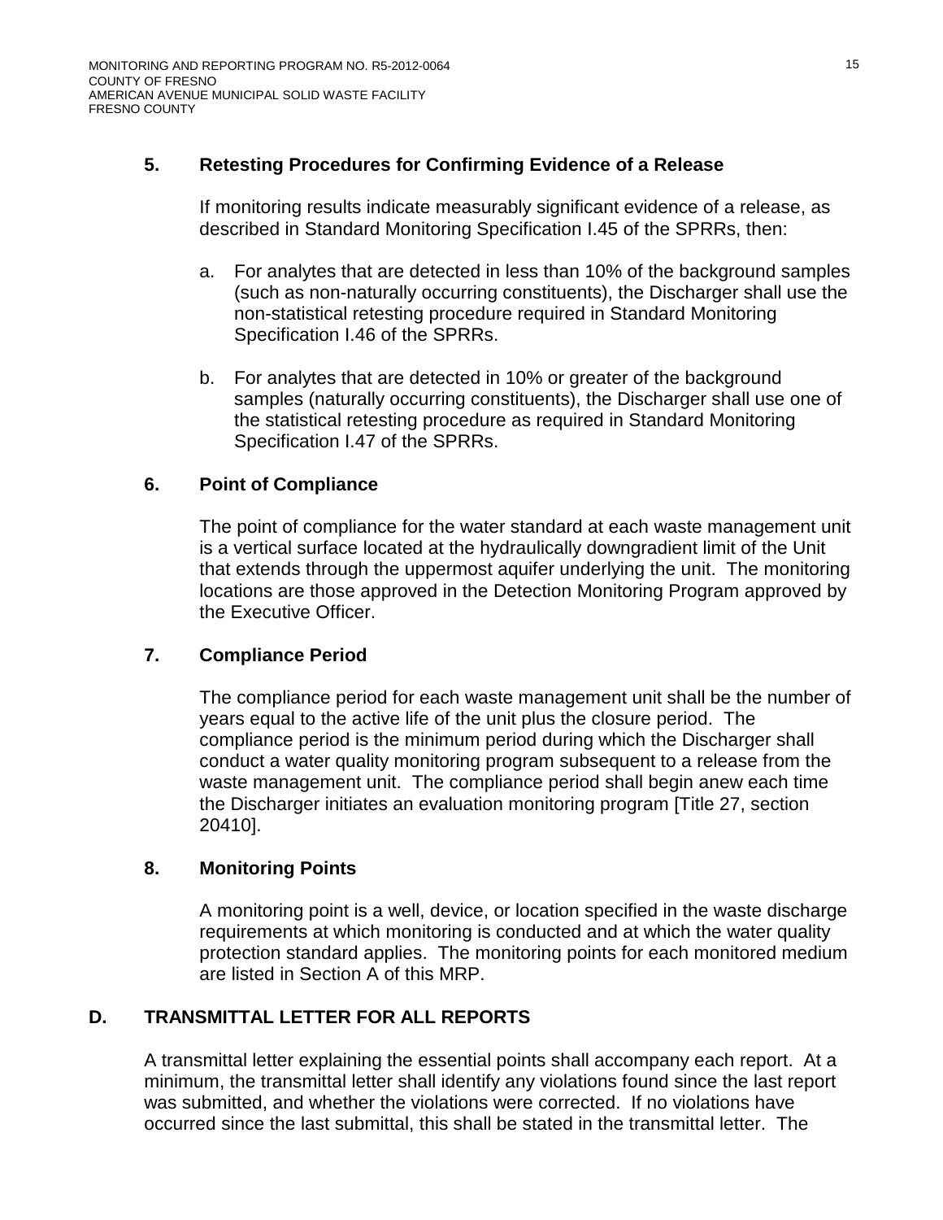### 5. Retesting Procedures for Confirming Evidence of a Release

If monitoring results indicate measurably significant evidence of a release, as described in Standard Monitoring Specification I.45 of the SPRRs, then:

a. For analytes that are detected in less than 10% of the background samples (such as non-naturally occurring constituents), the Discharger shall use the non-statistical retesting procedure required in Standard Monitoring Specification I.46 of the SPRRs.

b. For analytes that are detected in 10% or greater of the background samples (naturally occurring constituents), the Discharger shall use one of the statistical retesting procedure as required in Standard Monitoring Specification I.47 of the SPRRs.

### 6. Point of Compliance

The point of compliance for the water standard at each waste management unit is a vertical surface located at the hydraulically downgradient limit of the Unit that extends through the uppermost aquifer underlying the unit. The monitoring locations are those approved in the Detection Monitoring Program approved by the Executive Officer.

### 7. Compliance Period

The compliance period for each waste management unit shall be the number of years equal to the active life of the unit plus the closure period. The compliance period is the minimum period during which the Discharger shall conduct a water quality monitoring program subsequent to a release from the waste management unit. The compliance period shall begin anew each time the Discharger initiates an evaluation monitoring program [Title 27, section 20410].

### 8. Monitoring Points

A monitoring point is a well, device, or location specified in the waste discharge requirements at which monitoring is conducted and at which the water quality protection standard applies. The monitoring points for each monitored medium are listed in Section A of this MRP.

## D. TRANSMITTAL LETTER FOR ALL REPORTS

A transmittal letter explaining the essential points shall accompany each report. At a minimum, the transmittal letter shall identify any violations found since the last report was submitted, and whether the violations were corrected. If no violations have occurred since the last submittal, this shall be stated in the transmittal letter. The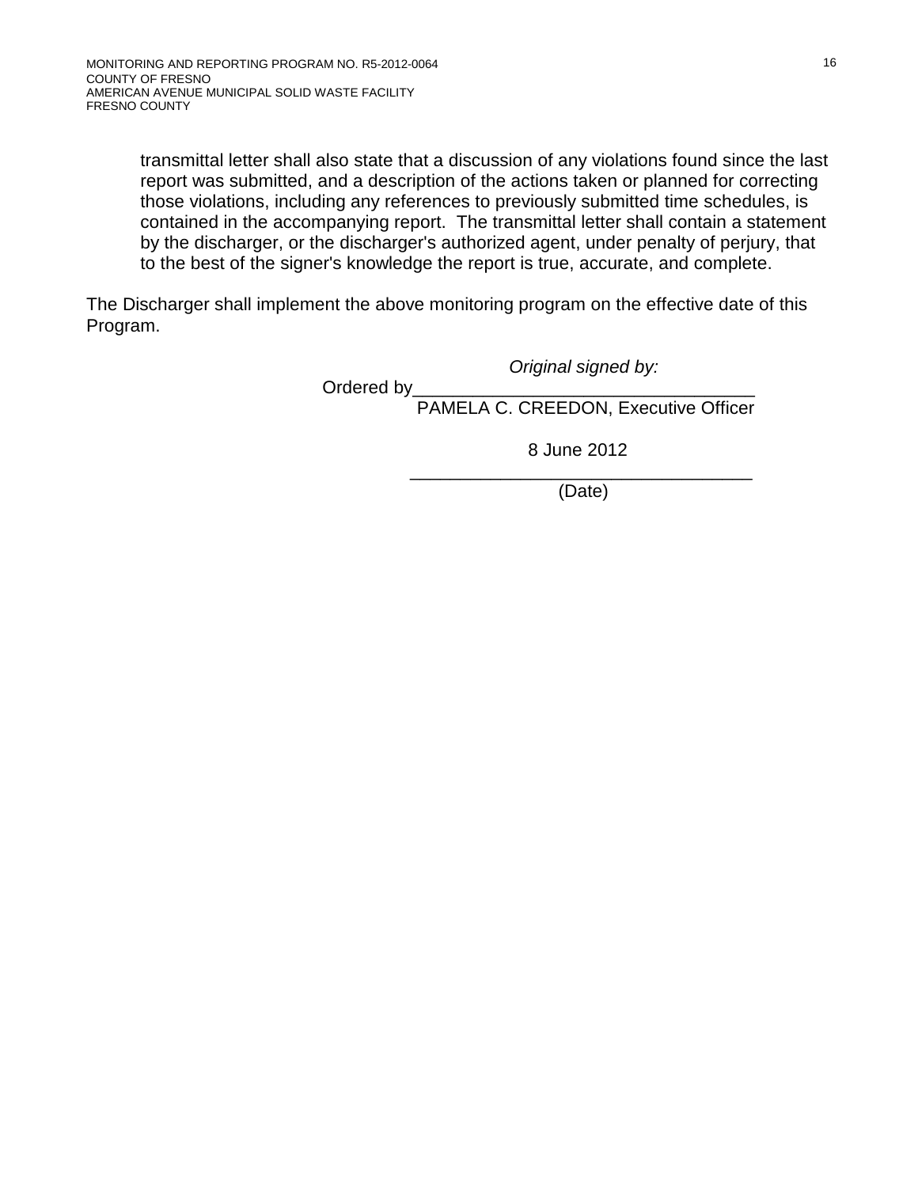transmittal letter shall also state that a discussion of any violations found since the last report was submitted, and a description of the actions taken or planned for correcting those violations, including any references to previously submitted time schedules, is contained in the accompanying report. The transmittal letter shall contain a statement by the discharger, or the discharger's authorized agent, under penalty of perjury, that to the best of the signer's knowledge the report is true, accurate, and complete.

The Discharger shall implement the above monitoring program on the effective date of this Program.

*Original signed by:*

Ordered by\_\_\_\_\_\_\_\_\_\_\_\_\_\_\_\_\_\_\_\_\_\_\_\_\_\_\_\_\_\_\_\_\_

PAMELA C. CREEDON, Executive Officer

8 June 2012

\_\_\_\_\_\_\_\_\_\_\_\_\_\_\_\_\_\_\_\_\_\_\_\_\_\_\_\_\_\_\_\_\_

(Date)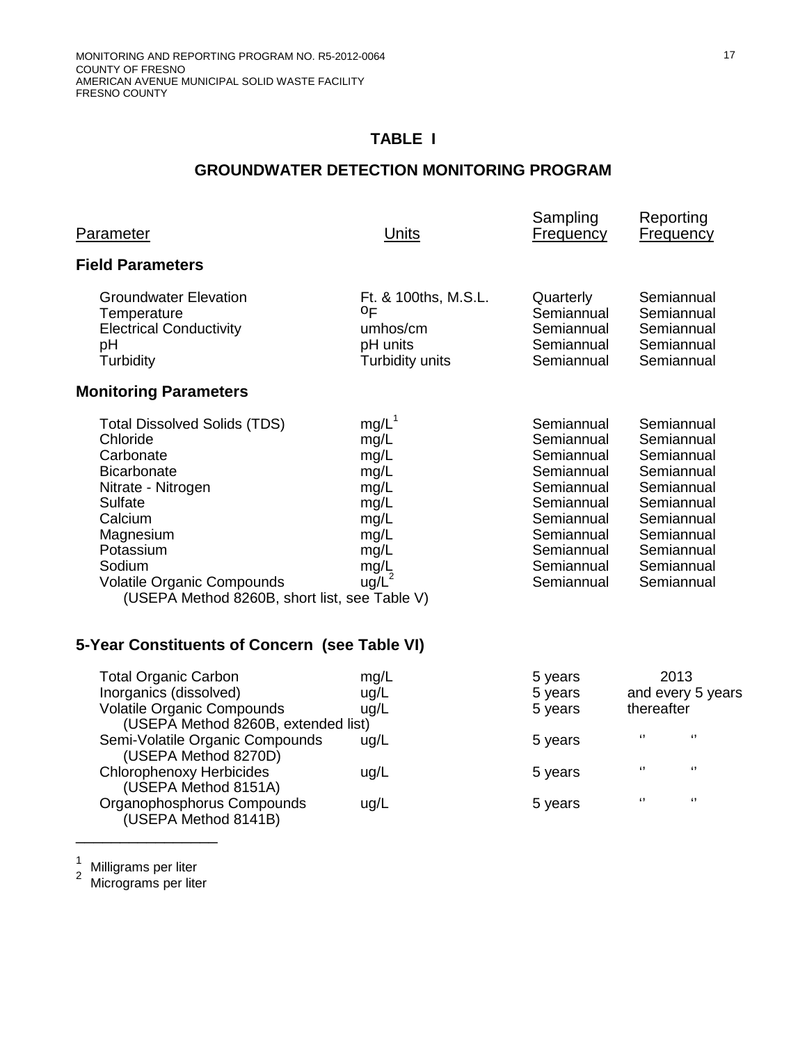## TABLE I

## GROUNDWATER DETECTION MONITORING PROGRAM

| Parameter | Units | Sampling Frequency | Reporting Frequency |
|---|---|---|---|
| **Field Parameters** | | | |
| Groundwater Elevation | Ft. & 100ths, M.S.L. | Quarterly | Semiannual |
| Temperature | °F | Semiannual | Semiannual |
| Electrical Conductivity | umhos/cm | Semiannual | Semiannual |
| pH | pH units | Semiannual | Semiannual |
| Turbidity | Turbidity units | Semiannual | Semiannual |
| **Monitoring Parameters** | | | |
| Total Dissolved Solids (TDS) | mg/L[1] | Semiannual | Semiannual |
| Chloride | mg/L | Semiannual | Semiannual |
| Carbonate | mg/L | Semiannual | Semiannual |
| Bicarbonate | mg/L | Semiannual | Semiannual |
| Nitrate - Nitrogen | mg/L | Semiannual | Semiannual |
| Sulfate | mg/L | Semiannual | Semiannual |
| Calcium | mg/L | Semiannual | Semiannual |
| Magnesium | mg/L | Semiannual | Semiannual |
| Potassium | mg/L | Semiannual | Semiannual |
| Sodium | mg/L | Semiannual | Semiannual |
| Volatile Organic Compounds (USEPA Method 8260B, short list, see Table V) | ug/L[2] | Semiannual | Semiannual |
| **5-Year Constituents of Concern (see Table VI)** | | | |
| Total Organic Carbon | mg/L | 5 years | 2013 |
| Inorganics (dissolved) | ug/L | 5 years | and every 5 years |
| Volatile Organic Compounds (USEPA Method 8260B, extended list) | ug/L | 5 years | thereafter |
| Semi-Volatile Organic Compounds (USEPA Method 8270D) | ug/L | 5 years | " " |
| Chlorophenoxy Herbicides (USEPA Method 8151A) | ug/L | 5 years | " " |
| Organophosphorus Compounds (USEPA Method 8141B) | ug/L | 5 years | " " |

---

[1] Milligrams per liter
[2] Micrograms per liter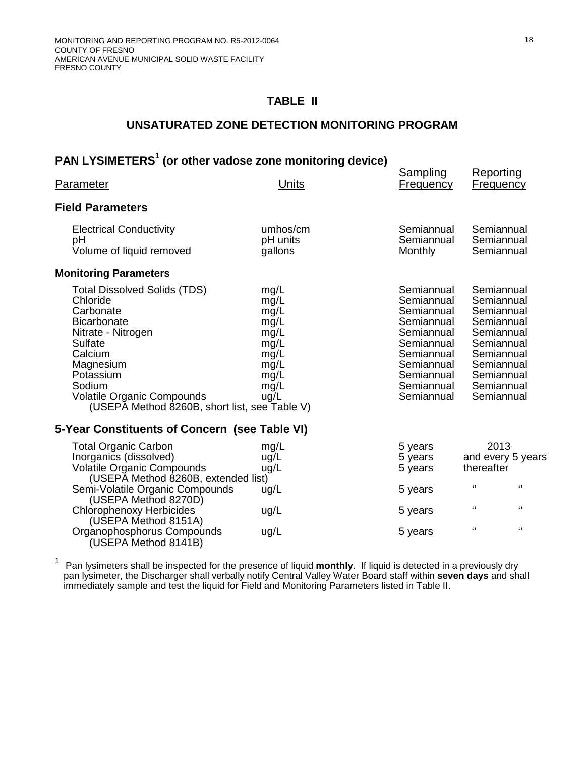## TABLE II

## UNSATURATED ZONE DETECTION MONITORING PROGRAM

### PAN LYSIMETERS[1] (or other vadose zone monitoring device)

| Parameter | Units | Sampling Frequency | Reporting Frequency |
|---|---|---|---|
| **Field Parameters** | | | |
| Electrical Conductivity | umhos/cm | Semiannual | Semiannual |
| pH | pH units | Semiannual | Semiannual |
| Volume of liquid removed | gallons | Monthly | Semiannual |
| **Monitoring Parameters** | | | |
| Total Dissolved Solids (TDS) | mg/L | Semiannual | Semiannual |
| Chloride | mg/L | Semiannual | Semiannual |
| Carbonate | mg/L | Semiannual | Semiannual |
| Bicarbonate | mg/L | Semiannual | Semiannual |
| Nitrate - Nitrogen | mg/L | Semiannual | Semiannual |
| Sulfate | mg/L | Semiannual | Semiannual |
| Calcium | mg/L | Semiannual | Semiannual |
| Magnesium | mg/L | Semiannual | Semiannual |
| Potassium | mg/L | Semiannual | Semiannual |
| Sodium | mg/L | Semiannual | Semiannual |
| Volatile Organic Compounds (USEPA Method 8260B, short list, see Table V) | ug/L | Semiannual | Semiannual |
| **5-Year Constituents of Concern (see Table VI)** | | | |
| Total Organic Carbon | mg/L | 5 years | 2013 |
| Inorganics (dissolved) | ug/L | 5 years | and every 5 years |
| Volatile Organic Compounds (USEPA Method 8260B, extended list) | ug/L | 5 years | thereafter |
| Semi-Volatile Organic Compounds (USEPA Method 8270D) | ug/L | 5 years | " " |
| Chlorophenoxy Herbicides (USEPA Method 8151A) | ug/L | 5 years | " " |
| Organophosphorus Compounds (USEPA Method 8141B) | ug/L | 5 years | " " |

[1] Pan lysimeters shall be inspected for the presence of liquid **monthly**. If liquid is detected in a previously dry pan lysimeter, the Discharger shall verbally notify Central Valley Water Board staff within **seven days** and shall immediately sample and test the liquid for Field and Monitoring Parameters listed in Table II.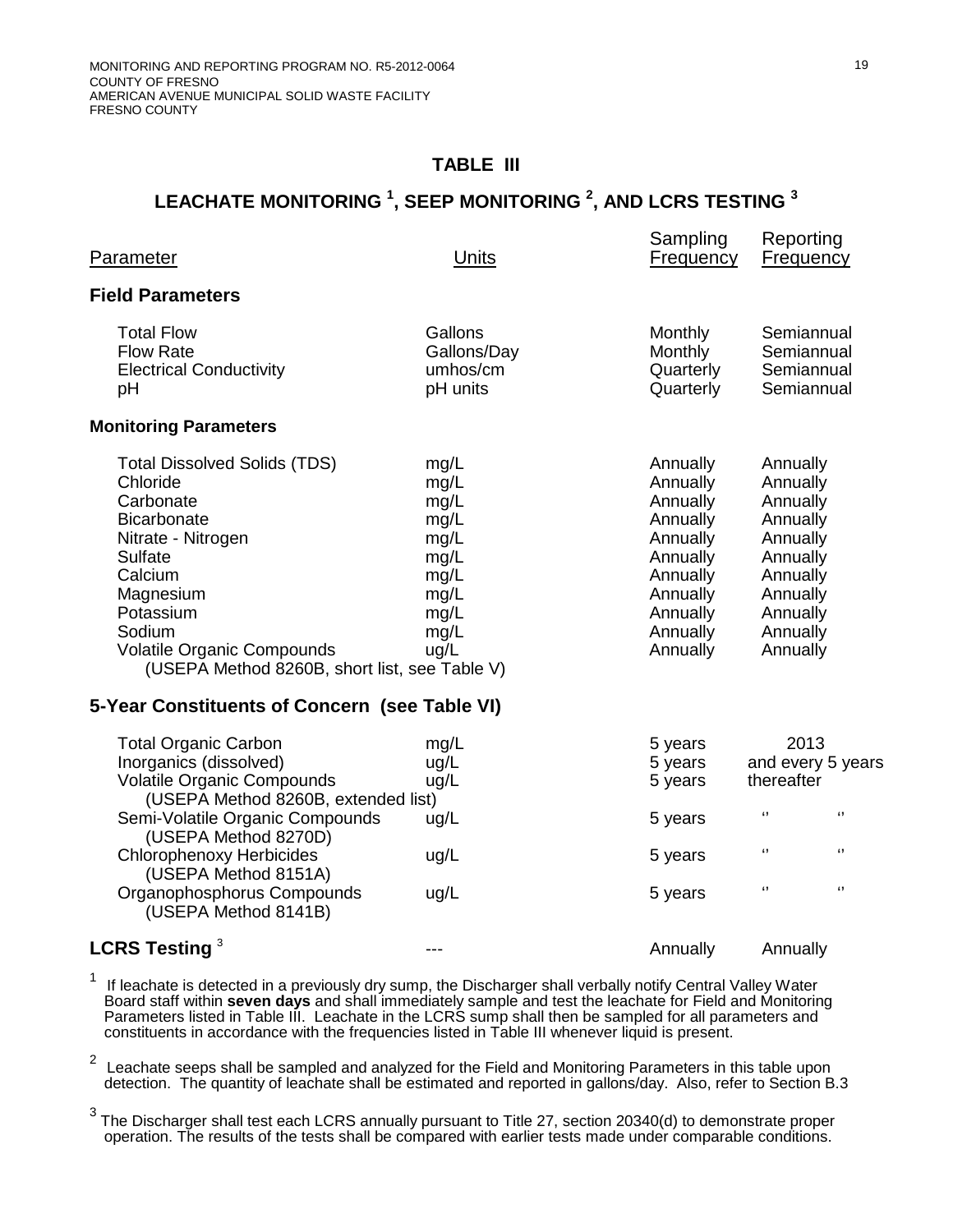## TABLE III

## LEACHATE MONITORING [1], SEEP MONITORING [2], AND LCRS TESTING [3]

| Parameter | Units | Sampling Frequency | Reporting Frequency |
|---|---|---|---|
| **Field Parameters** | | | |
| Total Flow | Gallons | Monthly | Semiannual |
| Flow Rate | Gallons/Day | Monthly | Semiannual |
| Electrical Conductivity | umhos/cm | Quarterly | Semiannual |
| pH | pH units | Quarterly | Semiannual |
| **Monitoring Parameters** | | | |
| Total Dissolved Solids (TDS) | mg/L | Annually | Annually |
| Chloride | mg/L | Annually | Annually |
| Carbonate | mg/L | Annually | Annually |
| Bicarbonate | mg/L | Annually | Annually |
| Nitrate - Nitrogen | mg/L | Annually | Annually |
| Sulfate | mg/L | Annually | Annually |
| Calcium | mg/L | Annually | Annually |
| Magnesium | mg/L | Annually | Annually |
| Potassium | mg/L | Annually | Annually |
| Sodium | mg/L | Annually | Annually |
| Volatile Organic Compounds (USEPA Method 8260B, short list, see Table V) | ug/L | Annually | Annually |
| **5-Year Constituents of Concern (see Table VI)** | | | |
| Total Organic Carbon | mg/L | 5 years | 2013 |
| Inorganics (dissolved) | ug/L | 5 years | and every 5 years |
| Volatile Organic Compounds (USEPA Method 8260B, extended list) | ug/L | 5 years | thereafter |
| Semi-Volatile Organic Compounds (USEPA Method 8270D) | ug/L | 5 years | " " |
| Chlorophenoxy Herbicides (USEPA Method 8151A) | ug/L | 5 years | " " |
| Organophosphorus Compounds (USEPA Method 8141B) | ug/L | 5 years | " " |
| **LCRS Testing** [3] | --- | Annually | Annually |

[1] If leachate is detected in a previously dry sump, the Discharger shall verbally notify Central Valley Water Board staff within **seven days** and shall immediately sample and test the leachate for Field and Monitoring Parameters listed in Table III. Leachate in the LCRS sump shall then be sampled for all parameters and constituents in accordance with the frequencies listed in Table III whenever liquid is present.

[2] Leachate seeps shall be sampled and analyzed for the Field and Monitoring Parameters in this table upon detection. The quantity of leachate shall be estimated and reported in gallons/day. Also, refer to Section B.3

[3] The Discharger shall test each LCRS annually pursuant to Title 27, section 20340(d) to demonstrate proper operation. The results of the tests shall be compared with earlier tests made under comparable conditions.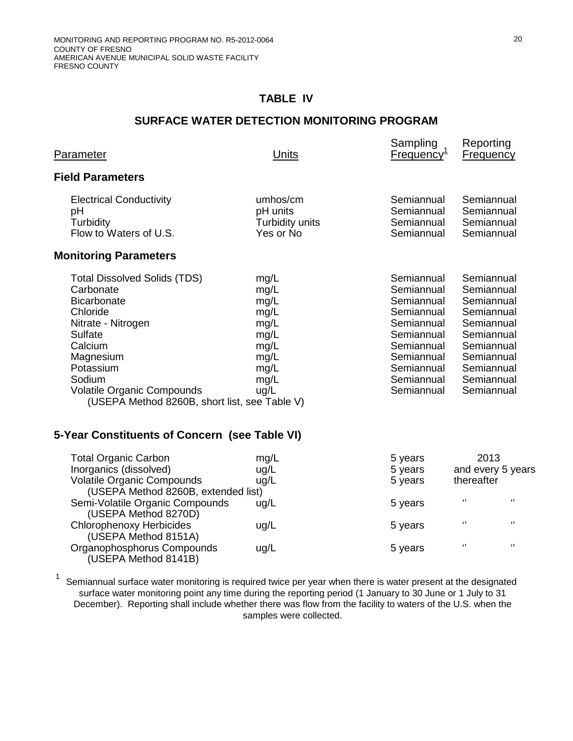# TABLE IV

## SURFACE WATER DETECTION MONITORING PROGRAM

| Parameter | Units | Sampling Frequency[1] | Reporting Frequency |
|---|---|---|---|
| **Field Parameters** | | | |
| Electrical Conductivity | umhos/cm | Semiannual | Semiannual |
| pH | pH units | Semiannual | Semiannual |
| Turbidity | Turbidity units | Semiannual | Semiannual |
| Flow to Waters of U.S. | Yes or No | Semiannual | Semiannual |
| **Monitoring Parameters** | | | |
| Total Dissolved Solids (TDS) | mg/L | Semiannual | Semiannual |
| Carbonate | mg/L | Semiannual | Semiannual |
| Bicarbonate | mg/L | Semiannual | Semiannual |
| Chloride | mg/L | Semiannual | Semiannual |
| Nitrate - Nitrogen | mg/L | Semiannual | Semiannual |
| Sulfate | mg/L | Semiannual | Semiannual |
| Calcium | mg/L | Semiannual | Semiannual |
| Magnesium | mg/L | Semiannual | Semiannual |
| Potassium | mg/L | Semiannual | Semiannual |
| Sodium | mg/L | Semiannual | Semiannual |
| Volatile Organic Compounds (USEPA Method 8260B, short list, see Table V) | ug/L | Semiannual | Semiannual |
| **5-Year Constituents of Concern (see Table VI)** | | | |
| Total Organic Carbon | mg/L | 5 years | 2013 and every 5 years thereafter |
| Inorganics (dissolved) | ug/L | 5 years | 2013 and every 5 years thereafter |
| Volatile Organic Compounds (USEPA Method 8260B, extended list) | ug/L | 5 years | 2013 and every 5 years thereafter |
| Semi-Volatile Organic Compounds (USEPA Method 8270D) | ug/L | 5 years | " " |
| Chlorophenoxy Herbicides (USEPA Method 8151A) | ug/L | 5 years | " " |
| Organophosphorus Compounds (USEPA Method 8141B) | ug/L | 5 years | " " |

[1] Semiannual surface water monitoring is required twice per year when there is water present at the designated surface water monitoring point any time during the reporting period (1 January to 30 June or 1 July to 31 December). Reporting shall include whether there was flow from the facility to waters of the U.S. when the samples were collected.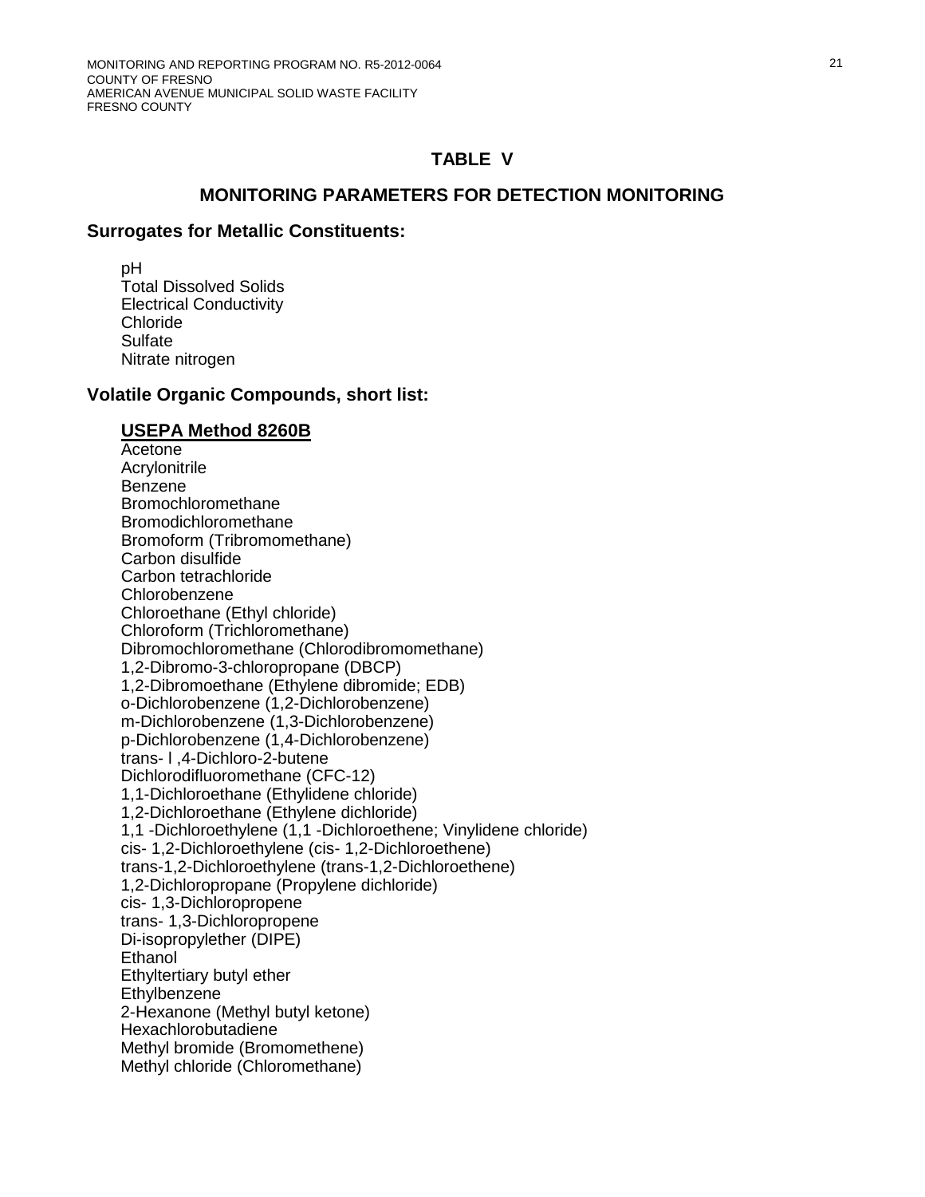## TABLE V

## MONITORING PARAMETERS FOR DETECTION MONITORING

### Surrogates for Metallic Constituents:

pH  
Total Dissolved Solids  
Electrical Conductivity  
Chloride  
Sulfate  
Nitrate nitrogen

### Volatile Organic Compounds, short list:

**USEPA Method 8260B**

Acetone  
Acrylonitrile  
Benzene  
Bromochloromethane  
Bromodichloromethane  
Bromoform (Tribromomethane)  
Carbon disulfide  
Carbon tetrachloride  
Chlorobenzene  
Chloroethane (Ethyl chloride)  
Chloroform (Trichloromethane)  
Dibromochloromethane (Chlorodibromomethane)  
1,2-Dibromo-3-chloropropane (DBCP)  
1,2-Dibromoethane (Ethylene dibromide; EDB)  
o-Dichlorobenzene (1,2-Dichlorobenzene)  
m-Dichlorobenzene (1,3-Dichlorobenzene)  
p-Dichlorobenzene (1,4-Dichlorobenzene)  
trans- l ,4-Dichloro-2-butene  
Dichlorodifluoromethane (CFC-12)  
1,1-Dichloroethane (Ethylidene chloride)  
1,2-Dichloroethane (Ethylene dichloride)  
1,1 -Dichloroethylene (1,1 -Dichloroethene; Vinylidene chloride)  
cis- 1,2-Dichloroethylene (cis- 1,2-Dichloroethene)  
trans-1,2-Dichloroethylene (trans-1,2-Dichloroethene)  
1,2-Dichloropropane (Propylene dichloride)  
cis- 1,3-Dichloropropene  
trans- 1,3-Dichloropropene  
Di-isopropylether (DIPE)  
Ethanol  
Ethyltertiary butyl ether  
Ethylbenzene  
2-Hexanone (Methyl butyl ketone)  
Hexachlorobutadiene  
Methyl bromide (Bromomethene)  
Methyl chloride (Chloromethane)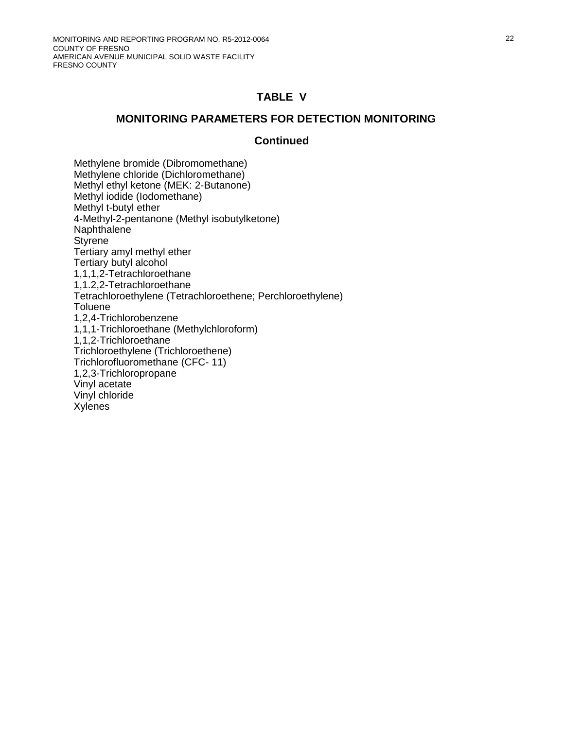## TABLE V

## MONITORING PARAMETERS FOR DETECTION MONITORING

### Continued

Methylene bromide (Dibromomethane)
Methylene chloride (Dichloromethane)
Methyl ethyl ketone (MEK: 2-Butanone)
Methyl iodide (Iodomethane)
Methyl t-butyl ether
4-Methyl-2-pentanone (Methyl isobutylketone)
Naphthalene
Styrene
Tertiary amyl methyl ether
Tertiary butyl alcohol
1,1,1,2-Tetrachloroethane
1,1.2,2-Tetrachloroethane
Tetrachloroethylene (Tetrachloroethene; Perchloroethylene)
Toluene
1,2,4-Trichlorobenzene
1,1,1-Trichloroethane (Methylchloroform)
1,1,2-Trichloroethane
Trichloroethylene (Trichloroethene)
Trichlorofluoromethane (CFC- 11)
1,2,3-Trichloropropane
Vinyl acetate
Vinyl chloride
Xylenes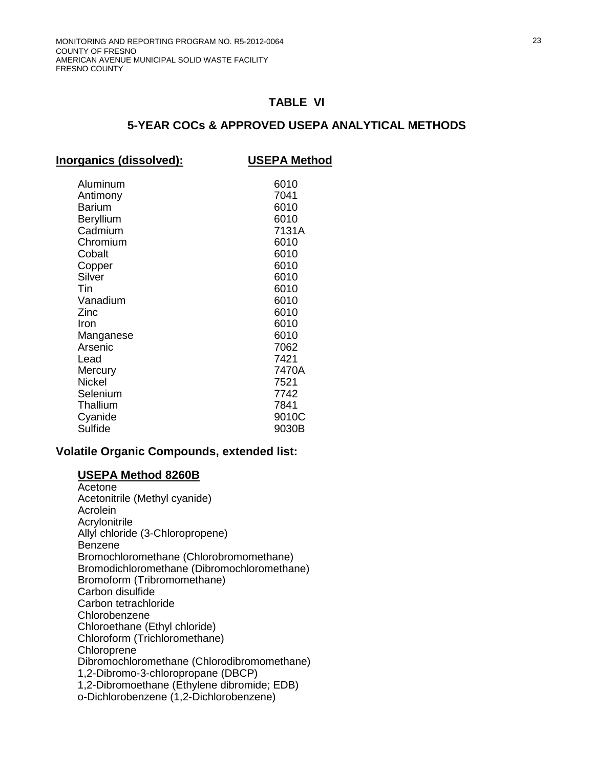## TABLE VI

## 5-YEAR COCs & APPROVED USEPA ANALYTICAL METHODS

| **Inorganics (dissolved):** | **USEPA Method** |
|---|---|
| Aluminum | 6010 |
| Antimony | 7041 |
| Barium | 6010 |
| Beryllium | 6010 |
| Cadmium | 7131A |
| Chromium | 6010 |
| Cobalt | 6010 |
| Copper | 6010 |
| Silver | 6010 |
| Tin | 6010 |
| Vanadium | 6010 |
| Zinc | 6010 |
| Iron | 6010 |
| Manganese | 6010 |
| Arsenic | 7062 |
| Lead | 7421 |
| Mercury | 7470A |
| Nickel | 7521 |
| Selenium | 7742 |
| Thallium | 7841 |
| Cyanide | 9010C |
| Sulfide | 9030B |

### Volatile Organic Compounds, extended list:

**USEPA Method 8260B**

Acetone
Acetonitrile (Methyl cyanide)
Acrolein
Acrylonitrile
Allyl chloride (3-Chloropropene)
Benzene
Bromochloromethane (Chlorobromomethane)
Bromodichloromethane (Dibromochloromethane)
Bromoform (Tribromomethane)
Carbon disulfide
Carbon tetrachloride
Chlorobenzene
Chloroethane (Ethyl chloride)
Chloroform (Trichloromethane)
Chloroprene
Dibromochloromethane (Chlorodibromomethane)
1,2-Dibromo-3-chloropropane (DBCP)
1,2-Dibromoethane (Ethylene dibromide; EDB)
o-Dichlorobenzene (1,2-Dichlorobenzene)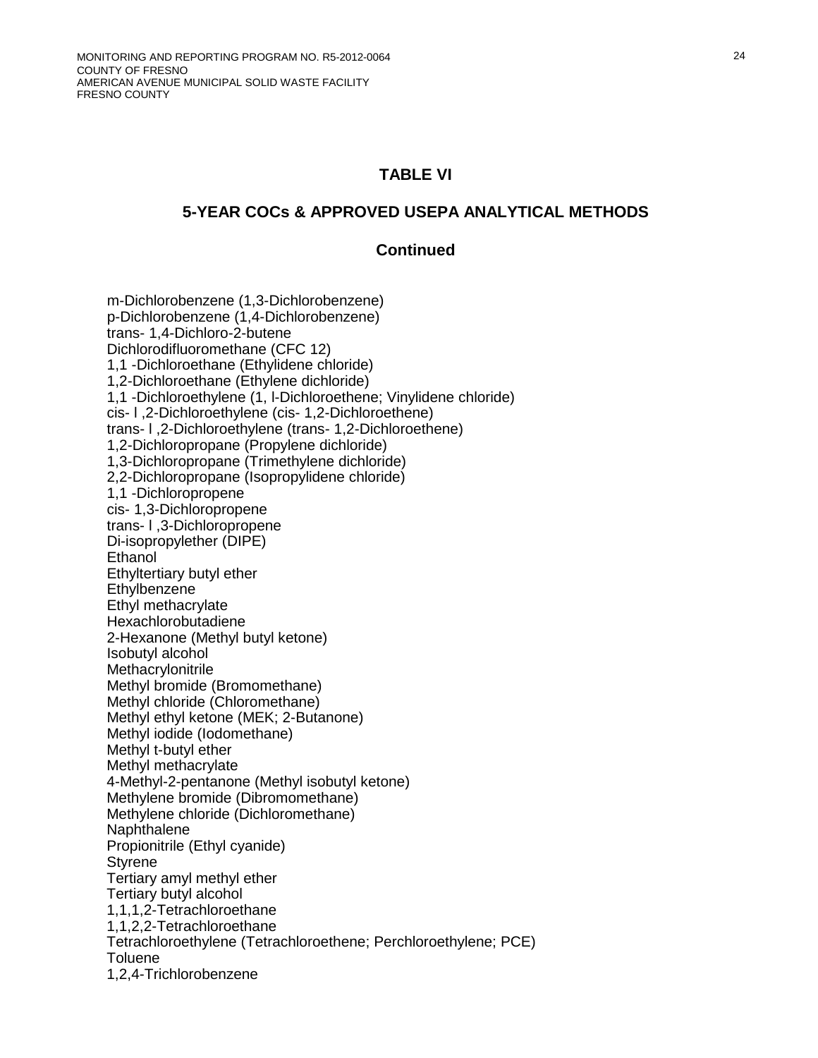## TABLE VI

## 5-YEAR COCs & APPROVED USEPA ANALYTICAL METHODS

## Continued

m-Dichlorobenzene (1,3-Dichlorobenzene)
p-Dichlorobenzene (1,4-Dichlorobenzene)
trans- 1,4-Dichloro-2-butene
Dichlorodifluoromethane (CFC 12)
1,1 -Dichloroethane (Ethylidene chloride)
1,2-Dichloroethane (Ethylene dichloride)
1,1 -Dichloroethylene (1, l-Dichloroethene; Vinylidene chloride)
cis- l ,2-Dichloroethylene (cis- 1,2-Dichloroethene)
trans- l ,2-Dichloroethylene (trans- 1,2-Dichloroethene)
1,2-Dichloropropane (Propylene dichloride)
1,3-Dichloropropane (Trimethylene dichloride)
2,2-Dichloropropane (Isopropylidene chloride)
1,1 -Dichloropropene
cis- 1,3-Dichloropropene
trans- l ,3-Dichloropropene
Di-isopropylether (DIPE)
Ethanol
Ethyltertiary butyl ether
Ethylbenzene
Ethyl methacrylate
Hexachlorobutadiene
2-Hexanone (Methyl butyl ketone)
Isobutyl alcohol
Methacrylonitrile
Methyl bromide (Bromomethane)
Methyl chloride (Chloromethane)
Methyl ethyl ketone (MEK; 2-Butanone)
Methyl iodide (Iodomethane)
Methyl t-butyl ether
Methyl methacrylate
4-Methyl-2-pentanone (Methyl isobutyl ketone)
Methylene bromide (Dibromomethane)
Methylene chloride (Dichloromethane)
Naphthalene
Propionitrile (Ethyl cyanide)
Styrene
Tertiary amyl methyl ether
Tertiary butyl alcohol
1,1,1,2-Tetrachloroethane
1,1,2,2-Tetrachloroethane
Tetrachloroethylene (Tetrachloroethene; Perchloroethylene; PCE)
Toluene
1,2,4-Trichlorobenzene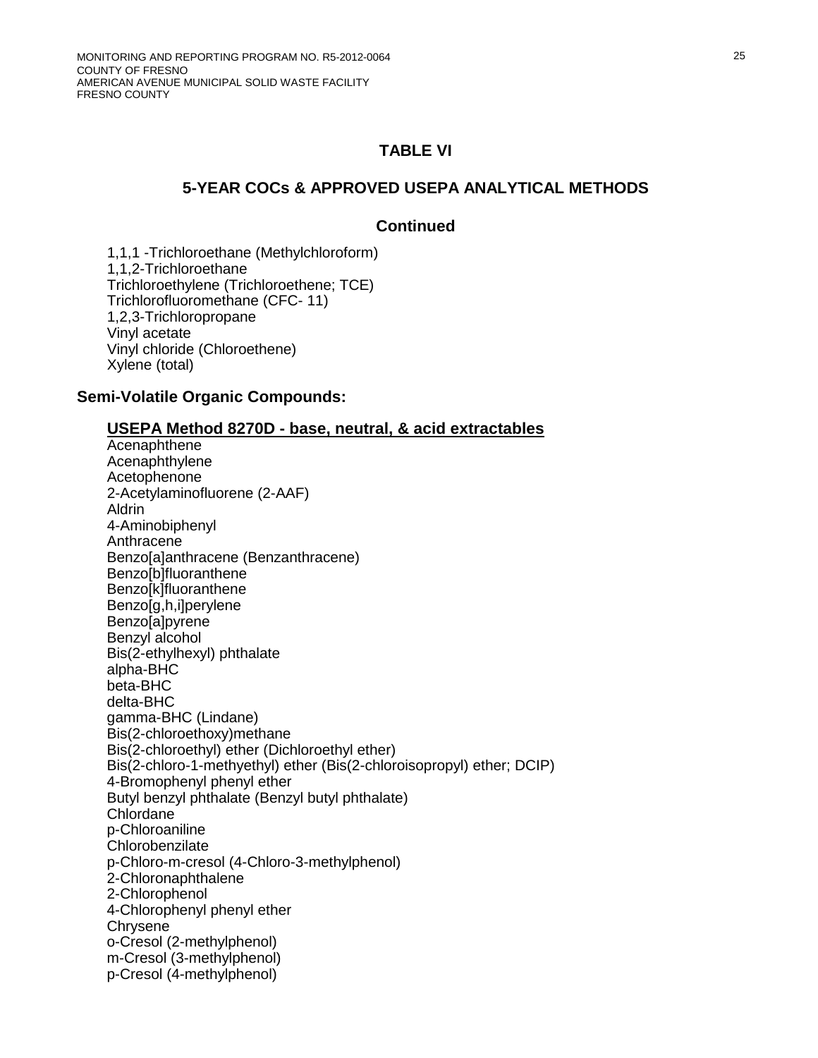## TABLE VI

### 5-YEAR COCs & APPROVED USEPA ANALYTICAL METHODS

### Continued

1,1,1 -Trichloroethane (Methylchloroform)
1,1,2-Trichloroethane
Trichloroethylene (Trichloroethene; TCE)
Trichlorofluoromethane (CFC- 11)
1,2,3-Trichloropropane
Vinyl acetate
Vinyl chloride (Chloroethene)
Xylene (total)

**Semi-Volatile Organic Compounds:**

**USEPA Method 8270D - base, neutral, & acid extractables**

Acenaphthene
Acenaphthylene
Acetophenone
2-Acetylaminofluorene (2-AAF)
Aldrin
4-Aminobiphenyl
Anthracene
Benzo[a]anthracene (Benzanthracene)
Benzo[b]fluoranthene
Benzo[k]fluoranthene
Benzo[g,h,i]perylene
Benzo[a]pyrene
Benzyl alcohol
Bis(2-ethylhexyl) phthalate
alpha-BHC
beta-BHC
delta-BHC
gamma-BHC (Lindane)
Bis(2-chloroethoxy)methane
Bis(2-chloroethyl) ether (Dichloroethyl ether)
Bis(2-chloro-1-methyethyl) ether (Bis(2-chloroisopropyl) ether; DCIP)
4-Bromophenyl phenyl ether
Butyl benzyl phthalate (Benzyl butyl phthalate)
Chlordane
p-Chloroaniline
Chlorobenzilate
p-Chloro-m-cresol (4-Chloro-3-methylphenol)
2-Chloronaphthalene
2-Chlorophenol
4-Chlorophenyl phenyl ether
Chrysene
o-Cresol (2-methylphenol)
m-Cresol (3-methylphenol)
p-Cresol (4-methylphenol)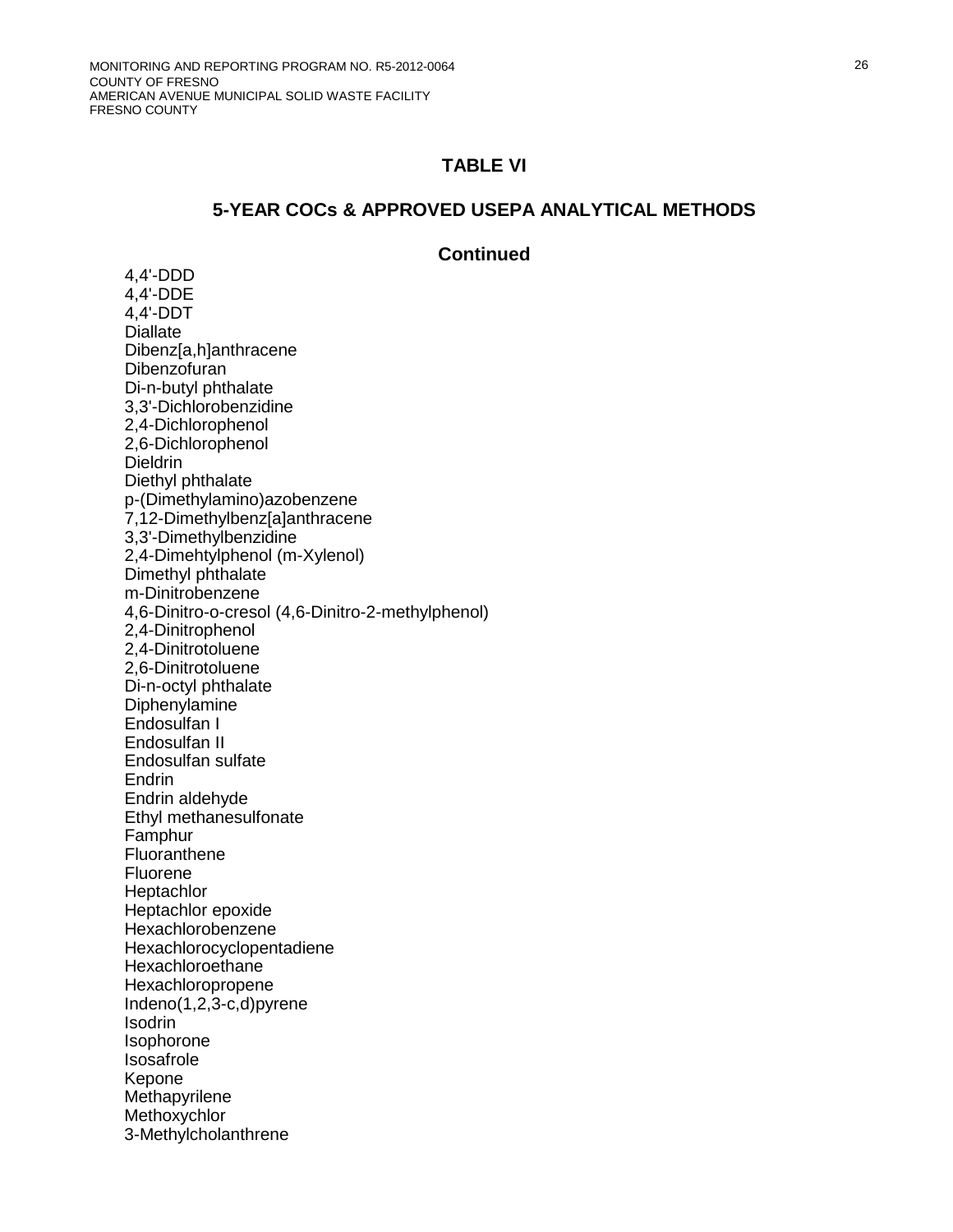## TABLE VI

## 5-YEAR COCs & APPROVED USEPA ANALYTICAL METHODS

### Continued

4,4'-DDD
4,4'-DDE
4,4'-DDT
Diallate
Dibenz[a,h]anthracene
Dibenzofuran
Di-n-butyl phthalate
3,3'-Dichlorobenzidine
2,4-Dichlorophenol
2,6-Dichlorophenol
Dieldrin
Diethyl phthalate
p-(Dimethylamino)azobenzene
7,12-Dimethylbenz[a]anthracene
3,3'-Dimethylbenzidine
2,4-Dimehtylphenol (m-Xylenol)
Dimethyl phthalate
m-Dinitrobenzene
4,6-Dinitro-o-cresol (4,6-Dinitro-2-methylphenol)
2,4-Dinitrophenol
2,4-Dinitrotoluene
2,6-Dinitrotoluene
Di-n-octyl phthalate
Diphenylamine
Endosulfan I
Endosulfan II
Endosulfan sulfate
Endrin
Endrin aldehyde
Ethyl methanesulfonate
Famphur
Fluoranthene
Fluorene
Heptachlor
Heptachlor epoxide
Hexachlorobenzene
Hexachlorocyclopentadiene
Hexachloroethane
Hexachloropropene
Indeno(1,2,3-c,d)pyrene
Isodrin
Isophorone
Isosafrole
Kepone
Methapyrilene
Methoxychlor
3-Methylcholanthrene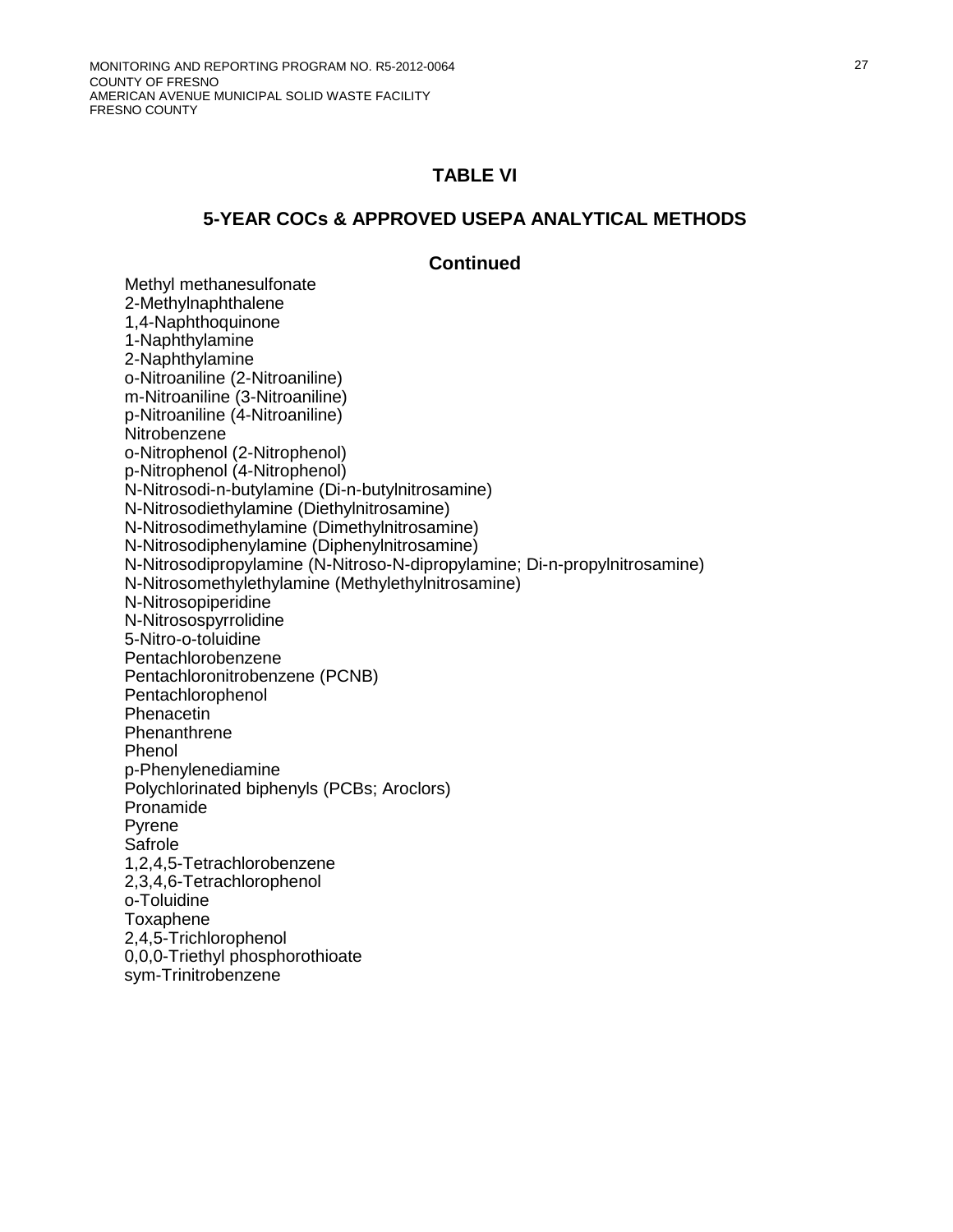## TABLE VI

## 5-YEAR COCs & APPROVED USEPA ANALYTICAL METHODS

### Continued

Methyl methanesulfonate
2-Methylnaphthalene
1,4-Naphthoquinone
1-Naphthylamine
2-Naphthylamine
o-Nitroaniline (2-Nitroaniline)
m-Nitroaniline (3-Nitroaniline)
p-Nitroaniline (4-Nitroaniline)
Nitrobenzene
o-Nitrophenol (2-Nitrophenol)
p-Nitrophenol (4-Nitrophenol)
N-Nitrosodi-n-butylamine (Di-n-butylnitrosamine)
N-Nitrosodiethylamine (Diethylnitrosamine)
N-Nitrosodimethylamine (Dimethylnitrosamine)
N-Nitrosodiphenylamine (Diphenylnitrosamine)
N-Nitrosodipropylamine (N-Nitroso-N-dipropylamine; Di-n-propylnitrosamine)
N-Nitrosomethylethylamine (Methylethylnitrosamine)
N-Nitrosopiperidine
N-Nitrosospyrrolidine
5-Nitro-o-toluidine
Pentachlorobenzene
Pentachloronitrobenzene (PCNB)
Pentachlorophenol
Phenacetin
Phenanthrene
Phenol
p-Phenylenediamine
Polychlorinated biphenyls (PCBs; Aroclors)
Pronamide
Pyrene
Safrole
1,2,4,5-Tetrachlorobenzene
2,3,4,6-Tetrachlorophenol
o-Toluidine
Toxaphene
2,4,5-Trichlorophenol
0,0,0-Triethyl phosphorothioate
sym-Trinitrobenzene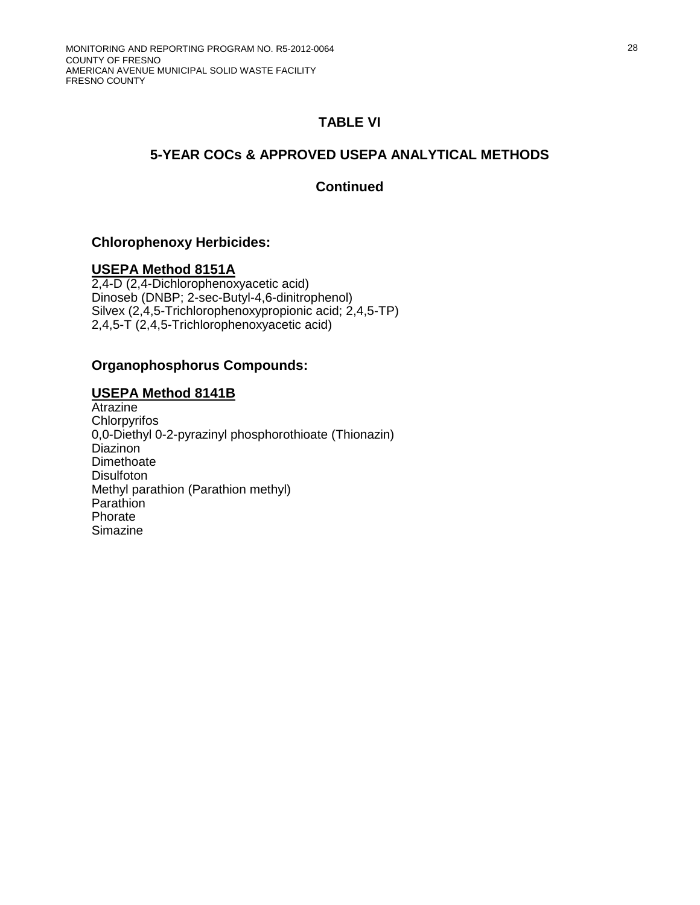## TABLE VI

## 5-YEAR COCs & APPROVED USEPA ANALYTICAL METHODS

## Continued

### Chlorophenoxy Herbicides:

**USEPA Method 8151A**

2,4-D (2,4-Dichlorophenoxyacetic acid)
Dinoseb (DNBP; 2-sec-Butyl-4,6-dinitrophenol)
Silvex (2,4,5-Trichlorophenoxypropionic acid; 2,4,5-TP)
2,4,5-T (2,4,5-Trichlorophenoxyacetic acid)

### Organophosphorus Compounds:

**USEPA Method 8141B**

Atrazine
Chlorpyrifos
0,0-Diethyl 0-2-pyrazinyl phosphorothioate (Thionazin)
Diazinon
Dimethoate
Disulfoton
Methyl parathion (Parathion methyl)
Parathion
Phorate
Simazine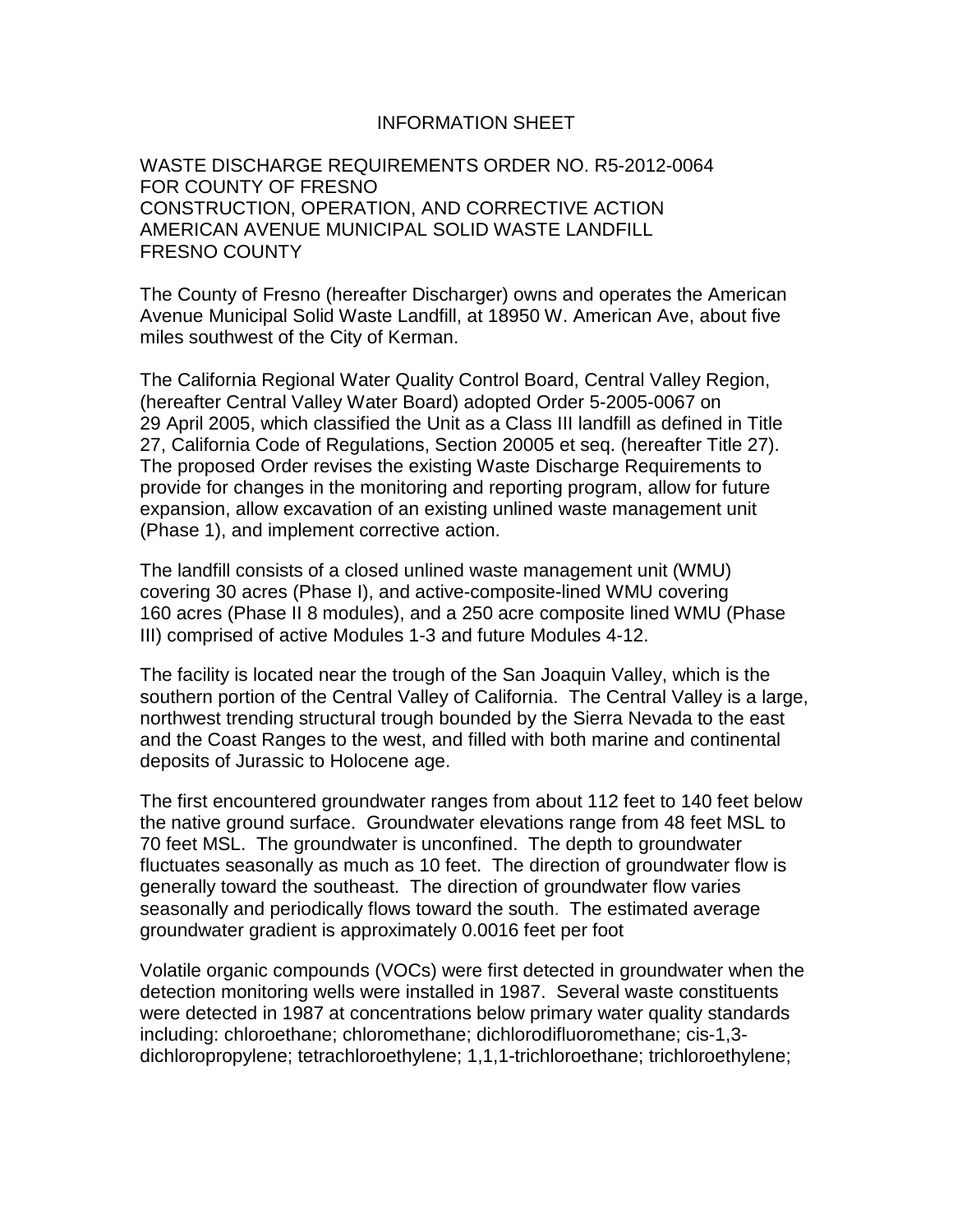# INFORMATION SHEET

WASTE DISCHARGE REQUIREMENTS ORDER NO. R5-2012-0064
FOR COUNTY OF FRESNO
CONSTRUCTION, OPERATION, AND CORRECTIVE ACTION
AMERICAN AVENUE MUNICIPAL SOLID WASTE LANDFILL
FRESNO COUNTY

The County of Fresno (hereafter Discharger) owns and operates the American Avenue Municipal Solid Waste Landfill, at 18950 W. American Ave, about five miles southwest of the City of Kerman.

The California Regional Water Quality Control Board, Central Valley Region, (hereafter Central Valley Water Board) adopted Order 5-2005-0067 on 29 April 2005, which classified the Unit as a Class III landfill as defined in Title 27, California Code of Regulations, Section 20005 et seq. (hereafter Title 27). The proposed Order revises the existing Waste Discharge Requirements to provide for changes in the monitoring and reporting program, allow for future expansion, allow excavation of an existing unlined waste management unit (Phase 1), and implement corrective action.

The landfill consists of a closed unlined waste management unit (WMU) covering 30 acres (Phase I), and active-composite-lined WMU covering 160 acres (Phase II 8 modules), and a 250 acre composite lined WMU (Phase III) comprised of active Modules 1-3 and future Modules 4-12.

The facility is located near the trough of the San Joaquin Valley, which is the southern portion of the Central Valley of California. The Central Valley is a large, northwest trending structural trough bounded by the Sierra Nevada to the east and the Coast Ranges to the west, and filled with both marine and continental deposits of Jurassic to Holocene age.

The first encountered groundwater ranges from about 112 feet to 140 feet below the native ground surface. Groundwater elevations range from 48 feet MSL to 70 feet MSL. The groundwater is unconfined. The depth to groundwater fluctuates seasonally as much as 10 feet. The direction of groundwater flow is generally toward the southeast. The direction of groundwater flow varies seasonally and periodically flows toward the south. The estimated average groundwater gradient is approximately 0.0016 feet per foot

Volatile organic compounds (VOCs) were first detected in groundwater when the detection monitoring wells were installed in 1987. Several waste constituents were detected in 1987 at concentrations below primary water quality standards including: chloroethane; chloromethane; dichlorodifluoromethane; cis-1,3-dichloropropylene; tetrachloroethylene; 1,1,1-trichloroethane; trichloroethylene;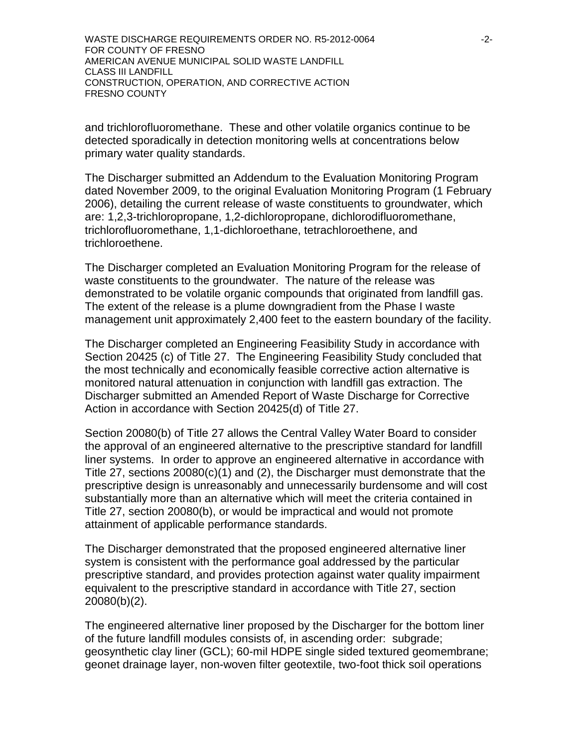and trichlorofluoromethane. These and other volatile organics continue to be detected sporadically in detection monitoring wells at concentrations below primary water quality standards.

The Discharger submitted an Addendum to the Evaluation Monitoring Program dated November 2009, to the original Evaluation Monitoring Program (1 February 2006), detailing the current release of waste constituents to groundwater, which are: 1,2,3-trichloropropane, 1,2-dichloropropane, dichlorodifluoromethane, trichlorofluoromethane, 1,1-dichloroethane, tetrachloroethene, and trichloroethene.

The Discharger completed an Evaluation Monitoring Program for the release of waste constituents to the groundwater. The nature of the release was demonstrated to be volatile organic compounds that originated from landfill gas. The extent of the release is a plume downgradient from the Phase I waste management unit approximately 2,400 feet to the eastern boundary of the facility.

The Discharger completed an Engineering Feasibility Study in accordance with Section 20425 (c) of Title 27. The Engineering Feasibility Study concluded that the most technically and economically feasible corrective action alternative is monitored natural attenuation in conjunction with landfill gas extraction. The Discharger submitted an Amended Report of Waste Discharge for Corrective Action in accordance with Section 20425(d) of Title 27.

Section 20080(b) of Title 27 allows the Central Valley Water Board to consider the approval of an engineered alternative to the prescriptive standard for landfill liner systems. In order to approve an engineered alternative in accordance with Title 27, sections 20080(c)(1) and (2), the Discharger must demonstrate that the prescriptive design is unreasonably and unnecessarily burdensome and will cost substantially more than an alternative which will meet the criteria contained in Title 27, section 20080(b), or would be impractical and would not promote attainment of applicable performance standards.

The Discharger demonstrated that the proposed engineered alternative liner system is consistent with the performance goal addressed by the particular prescriptive standard, and provides protection against water quality impairment equivalent to the prescriptive standard in accordance with Title 27, section 20080(b)(2).

The engineered alternative liner proposed by the Discharger for the bottom liner of the future landfill modules consists of, in ascending order: subgrade; geosynthetic clay liner (GCL); 60-mil HDPE single sided textured geomembrane; geonet drainage layer, non-woven filter geotextile, two-foot thick soil operations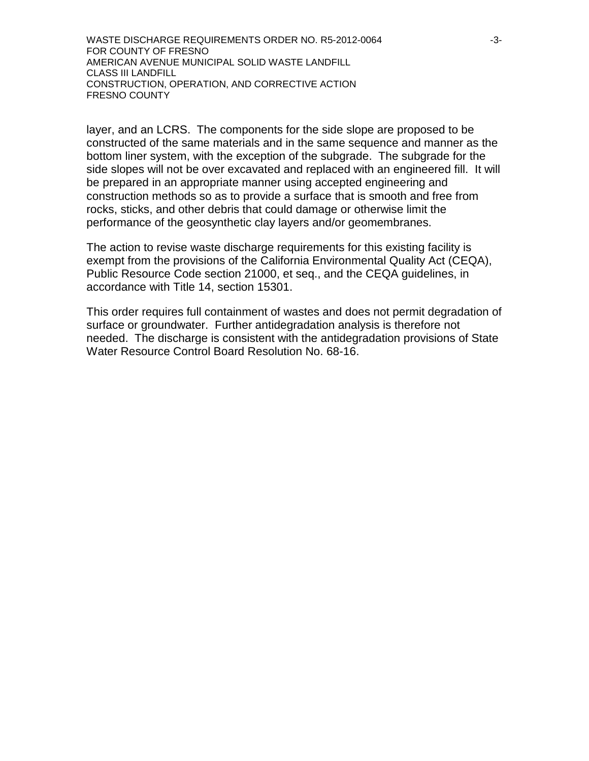layer, and an LCRS. The components for the side slope are proposed to be constructed of the same materials and in the same sequence and manner as the bottom liner system, with the exception of the subgrade. The subgrade for the side slopes will not be over excavated and replaced with an engineered fill. It will be prepared in an appropriate manner using accepted engineering and construction methods so as to provide a surface that is smooth and free from rocks, sticks, and other debris that could damage or otherwise limit the performance of the geosynthetic clay layers and/or geomembranes.

The action to revise waste discharge requirements for this existing facility is exempt from the provisions of the California Environmental Quality Act (CEQA), Public Resource Code section 21000, et seq., and the CEQA guidelines, in accordance with Title 14, section 15301.

This order requires full containment of wastes and does not permit degradation of surface or groundwater. Further antidegradation analysis is therefore not needed. The discharge is consistent with the antidegradation provisions of State Water Resource Control Board Resolution No. 68-16.